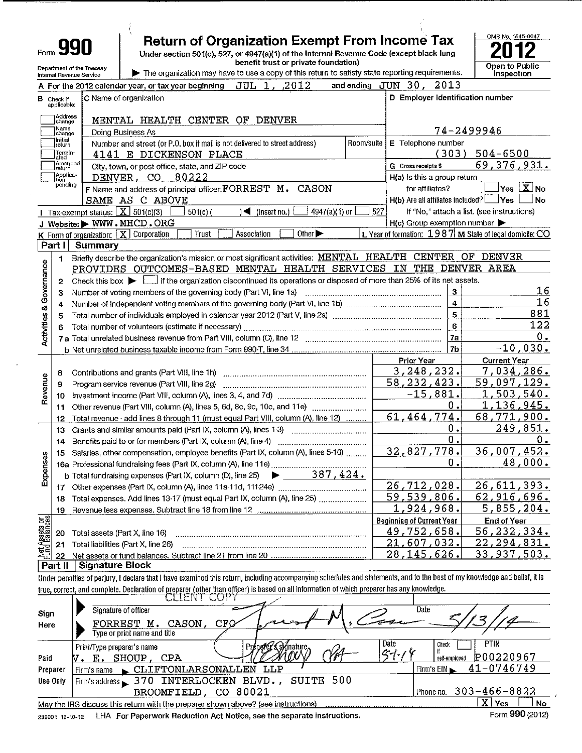# Form 990 — Return of Organization Exempt From Income Tax

Under section 501(c), 527, or 4947(a)(1) of the Internal Revenue Code (except black lung benefit trust or private foundation)

▶ The organization may have to use a copy of this return to satisfy state reporting requirements.

Department of the Treasury
Internal Revenue Service

OMB No. 1545-0047

**2012**

Open to Public Inspection

**A** For the 2012 calendar year, or tax year beginning JUL 1, 2012 and ending JUN 30, 2013

**B** Check if applicable: Address change / Name change / Initial return / Terminated / Amended return / Application pending

**C** Name of organization: MENTAL HEALTH CENTER OF DENVER

Doing Business As

Number and street (or P.O. box if mail is not delivered to street address): 4141 E DICKENSON PLACE — Room/suite

City, town, or post office, state, and ZIP code: DENVER, CO 80222

**D** Employer identification number: 74-2499946

**E** Telephone number: (303) 504-6500

**G** Gross receipts $ 69,376,931.

**F** Name and address of principal officer: FORREST M. CASON, SAME AS C ABOVE

H(a) Is this a group return for affiliates? ☐ Yes ☒ No

H(b) Are all affiliates included? ☐ Yes ☐ No — If "No," attach a list. (see instructions)

H(c) Group exemption number ▶

**I** Tax-exempt status: ☒ 501(c)(3) ☐ 501(c) ( ) ◀ (insert no.) ☐ 4947(a)(1) or ☐ 527

**J** Website: ▶ WWW.MHCD.ORG

**K** Form of organization: ☒ Corporation ☐ Trust ☐ Association ☐ Other ▶

**L** Year of formation: 1987 **M** State of legal domicile: CO

## Part I Summary

### Activities & Governance

1. Briefly describe the organization's mission or most significant activities: MENTAL HEALTH CENTER OF DENVER PROVIDES OUTCOMES-BASED MENTAL HEALTH SERVICES IN THE DENVER AREA
2. Check this box ▶ ☐ if the organization discontinued its operations or disposed of more than 25% of its net assets.

| Line | Description | | Value |
|---|---|---|---|
| 3 | Number of voting members of the governing body (Part VI, line 1a) | 3 | 16 |
| 4 | Number of independent voting members of the governing body (Part VI, line 1b) | 4 | 16 |
| 5 | Total number of individuals employed in calendar year 2012 (Part V, line 2a) | 5 | 881 |
| 6 | Total number of volunteers (estimate if necessary) | 6 | 122 |
| 7a | Total unrelated business revenue from Part VIII, column (C), line 12 | 7a | 0. |
| 7b | Net unrelated business taxable income from Form 990-T, line 34 | 7b | -10,030. |

### Revenue / Expenses

| Line | Description | Prior Year | Current Year |
|---|---|---|---|
| 8 | Contributions and grants (Part VIII, line 1h) | 3,248,232. | 7,034,286. |
| 9 | Program service revenue (Part VIII, line 2g) | 58,232,423. | 59,097,129. |
| 10 | Investment income (Part VIII, column (A), lines 3, 4, and 7d) | -15,881. | 1,503,540. |
| 11 | Other revenue (Part VIII, column (A), lines 5, 6d, 8c, 9c, 10c, and 11e) | 0. | 1,136,945. |
| 12 | Total revenue - add lines 8 through 11 (must equal Part VIII, column (A), line 12) | 61,464,774. | 68,771,900. |
| 13 | Grants and similar amounts paid (Part IX, column (A), lines 1-3) | 0. | 249,851. |
| 14 | Benefits paid to or for members (Part IX, column (A), line 4) | 0. | 0. |
| 15 | Salaries, other compensation, employee benefits (Part IX, column (A), lines 5-10) | 32,827,778. | 36,007,452. |
| 16a | Professional fundraising fees (Part IX, column (A), line 11e) | 0. | 48,000. |
| 16b | Total fundraising expenses (Part IX, column (D), line 25) ▶ 387,424. | | |
| 17 | Other expenses (Part IX, column (A), lines 11a-11d, 11f-24e) | 26,712,028. | 26,611,393. |
| 18 | Total expenses. Add lines 13-17 (must equal Part IX, column (A), line 25) | 59,539,806. | 62,916,696. |
| 19 | Revenue less expenses. Subtract line 18 from line 12 | 1,924,968. | 5,855,204. |

### Net Assets or Fund Balances

| Line | Description | Beginning of Current Year | End of Year |
|---|---|---|---|
| 20 | Total assets (Part X, line 16) | 49,752,658. | 56,232,334. |
| 21 | Total liabilities (Part X, line 26) | 21,607,032. | 22,294,831. |
| 22 | Net assets or fund balances. Subtract line 21 from line 20 | 28,145,626. | 33,937,503. |

## Part II Signature Block

Under penalties of perjury, I declare that I have examined this return, including accompanying schedules and statements, and to the best of my knowledge and belief, it is true, correct, and complete. Declaration of preparer (other than officer) is based on all information of which preparer has any knowledge.

CLIENT COPY

**Sign Here** — Signature of officer: FORREST M. CASON, CFO — Type or print name and title — Date: 5/13/14

**Paid Preparer Use Only**

| Print/Type preparer's name | Preparer's signature | Date | Check if self-employed | PTIN |
|---|---|---|---|---|
| V. E. SHOUP, CPA | V. E. Shoup CPA | 5-1-14 | ☐ | P00220967 |

Firm's name ▶ CLIFTONLARSONALLEN LLP — Firm's EIN ▶ 41-0746749

Firm's address ▶ 370 INTERLOCKEN BLVD., SUITE 500, BROOMFIELD, CO 80021 — Phone no. 303-466-8822

May the IRS discuss this return with the preparer shown above? (see instructions) ☒ Yes ☐ No

232001 12-10-12 LHA For Paperwork Reduction Act Notice, see the separate instructions. Form **990** (2012)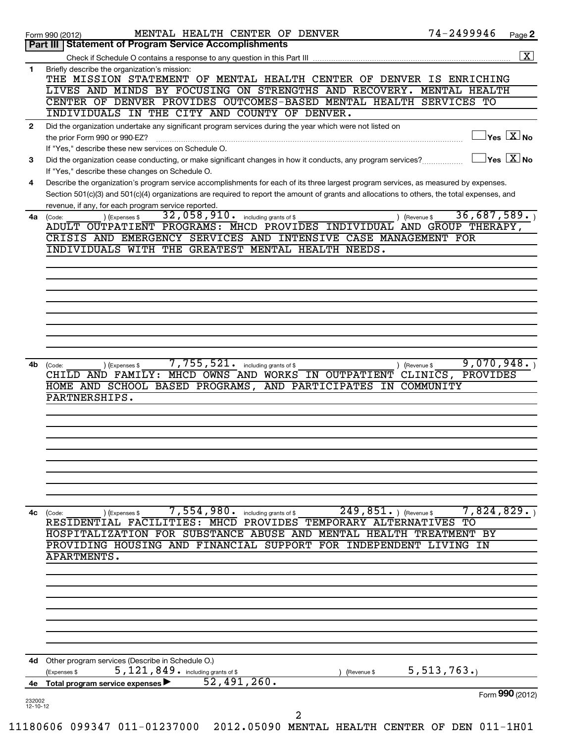Form 990 (2012) MENTAL HEALTH CENTER OF DENVER 74-2499946 Page 2

## Part III | Statement of Program Service Accomplishments

Check if Schedule O contains a response to any question in this Part III .......... [X]

**1** Briefly describe the organization's mission:

THE MISSION STATEMENT OF MENTAL HEALTH CENTER OF DENVER IS ENRICHING LIVES AND MINDS BY FOCUSING ON STRENGTHS AND RECOVERY. MENTAL HEALTH CENTER OF DENVER PROVIDES OUTCOMES-BASED MENTAL HEALTH SERVICES TO INDIVIDUALS IN THE CITY AND COUNTY OF DENVER.

**2** Did the organization undertake any significant program services during the year which were not listed on the prior Form 990 or 990-EZ? .......... [ ] Yes [X] No

If "Yes," describe these new services on Schedule O.

**3** Did the organization cease conducting, or make significant changes in how it conducts, any program services? .......... [ ] Yes [X] No

If "Yes," describe these changes on Schedule O.

**4** Describe the organization's program service accomplishments for each of its three largest program services, as measured by expenses. Section 501(c)(3) and 501(c)(4) organizations are required to report the amount of grants and allocations to others, the total expenses, and revenue, if any, for each program service reported.

**4a** (Code: ) (Expenses $ 32,058,910. including grants of $ ) (Revenue $ 36,687,589.)

ADULT OUTPATIENT PROGRAMS: MHCD PROVIDES INDIVIDUAL AND GROUP THERAPY, CRISIS AND EMERGENCY SERVICES AND INTENSIVE CASE MANAGEMENT FOR INDIVIDUALS WITH THE GREATEST MENTAL HEALTH NEEDS.

**4b** (Code: ) (Expenses $ 7,755,521. including grants of $ ) (Revenue $ 9,070,948.)

CHILD AND FAMILY: MHCD OWNS AND WORKS IN OUTPATIENT CLINICS, PROVIDES HOME AND SCHOOL BASED PROGRAMS, AND PARTICIPATES IN COMMUNITY PARTNERSHIPS.

**4c** (Code: ) (Expenses $ 7,554,980. including grants of $ 249,851.) (Revenue $ 7,824,829.)

RESIDENTIAL FACILITIES: MHCD PROVIDES TEMPORARY ALTERNATIVES TO HOSPITALIZATION FOR SUBSTANCE ABUSE AND MENTAL HEALTH TREATMENT BY PROVIDING HOUSING AND FINANCIAL SUPPORT FOR INDEPENDENT LIVING IN APARTMENTS.

**4d** Other program services (Describe in Schedule O.)

(Expenses $ 5,121,849. including grants of $ ) (Revenue $ 5,513,763.)

**4e** Total program service expenses ▶ 52,491,260.

Form **990** (2012)

232002 12-10-12

11180606 099347 011-01237000 2012.05090 MENTAL HEALTH CENTER OF DEN 011-1H01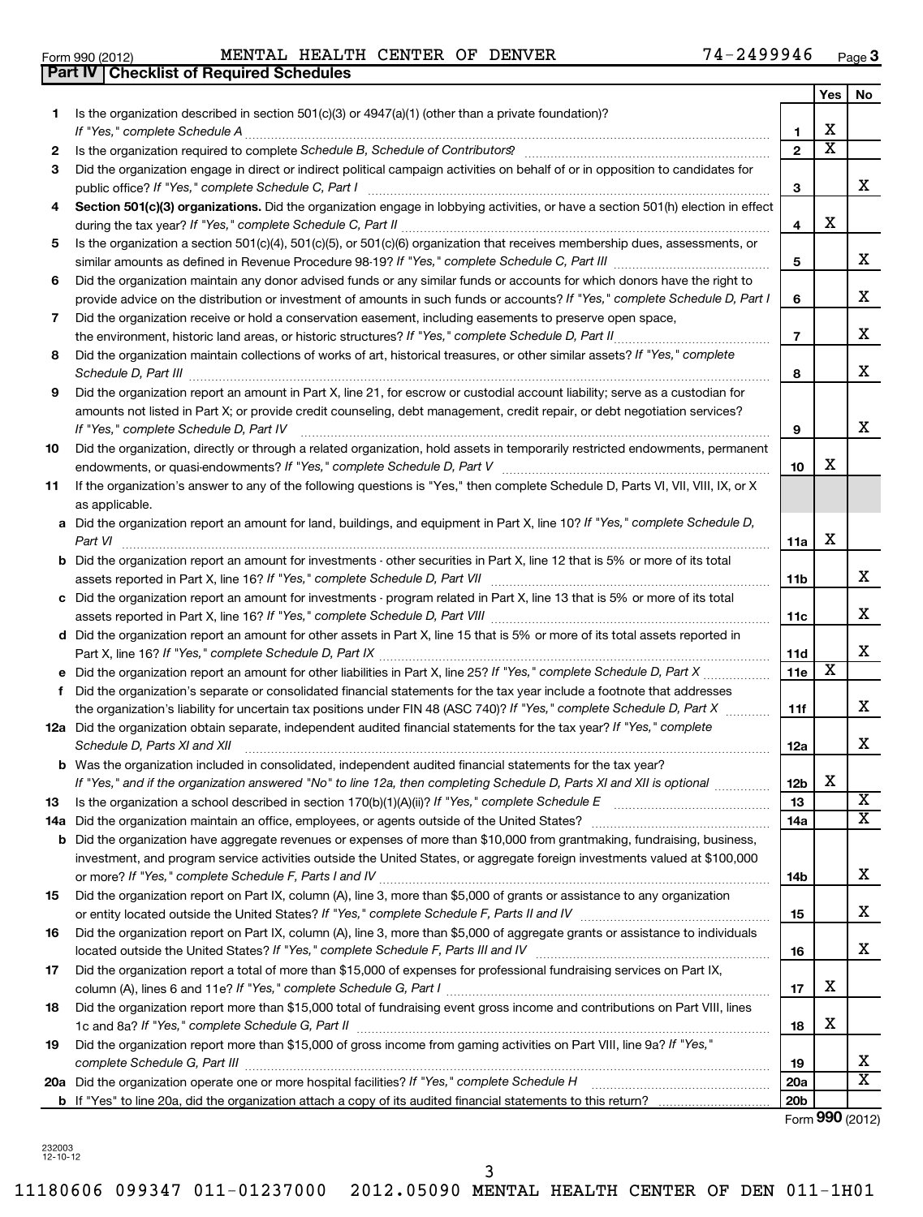Form 990 (2012) MENTAL HEALTH CENTER OF DENVER 74-2499946 Page 3

**Part IV Checklist of Required Schedules**

| | | | Yes | No |
|---|---|---|---|---|
| 1 | Is the organization described in section 501(c)(3) or 4947(a)(1) (other than a private foundation)? *If "Yes," complete Schedule A* | 1 | X | |
| 2 | Is the organization required to complete *Schedule B, Schedule of Contributors*? | 2 | X | |
| 3 | Did the organization engage in direct or indirect political campaign activities on behalf of or in opposition to candidates for public office? *If "Yes," complete Schedule C, Part I* | 3 | | X |
| 4 | **Section 501(c)(3) organizations.** Did the organization engage in lobbying activities, or have a section 501(h) election in effect during the tax year? *If "Yes," complete Schedule C, Part II* | 4 | X | |
| 5 | Is the organization a section 501(c)(4), 501(c)(5), or 501(c)(6) organization that receives membership dues, assessments, or similar amounts as defined in Revenue Procedure 98-19? *If "Yes," complete Schedule C, Part III* | 5 | | X |
| 6 | Did the organization maintain any donor advised funds or any similar funds or accounts for which donors have the right to provide advice on the distribution or investment of amounts in such funds or accounts? *If "Yes," complete Schedule D, Part I* | 6 | | X |
| 7 | Did the organization receive or hold a conservation easement, including easements to preserve open space, the environment, historic land areas, or historic structures? *If "Yes," complete Schedule D, Part II* | 7 | | X |
| 8 | Did the organization maintain collections of works of art, historical treasures, or other similar assets? *If "Yes," complete Schedule D, Part III* | 8 | | X |
| 9 | Did the organization report an amount in Part X, line 21, for escrow or custodial account liability; serve as a custodian for amounts not listed in Part X; or provide credit counseling, debt management, credit repair, or debt negotiation services? *If "Yes," complete Schedule D, Part IV* | 9 | | X |
| 10 | Did the organization, directly or through a related organization, hold assets in temporarily restricted endowments, permanent endowments, or quasi-endowments? *If "Yes," complete Schedule D, Part V* | 10 | X | |
| 11 | If the organization's answer to any of the following questions is "Yes," then complete Schedule D, Parts VI, VII, VIII, IX, or X as applicable. | | | |
| a | Did the organization report an amount for land, buildings, and equipment in Part X, line 10? *If "Yes," complete Schedule D, Part VI* | 11a | X | |
| b | Did the organization report an amount for investments - other securities in Part X, line 12 that is 5% or more of its total assets reported in Part X, line 16? *If "Yes," complete Schedule D, Part VII* | 11b | | X |
| c | Did the organization report an amount for investments - program related in Part X, line 13 that is 5% or more of its total assets reported in Part X, line 16? *If "Yes," complete Schedule D, Part VIII* | 11c | | X |
| d | Did the organization report an amount for other assets in Part X, line 15 that is 5% or more of its total assets reported in Part X, line 16? *If "Yes," complete Schedule D, Part IX* | 11d | | X |
| e | Did the organization report an amount for other liabilities in Part X, line 25? *If "Yes," complete Schedule D, Part X* | 11e | X | |
| f | Did the organization's separate or consolidated financial statements for the tax year include a footnote that addresses the organization's liability for uncertain tax positions under FIN 48 (ASC 740)? *If "Yes," complete Schedule D, Part X* | 11f | | X |
| 12a | Did the organization obtain separate, independent audited financial statements for the tax year? *If "Yes," complete Schedule D, Parts XI and XII* | 12a | | X |
| b | Was the organization included in consolidated, independent audited financial statements for the tax year? *If "Yes," and if the organization answered "No" to line 12a, then completing Schedule D, Parts XI and XII is optional* | 12b | X | |
| 13 | Is the organization a school described in section 170(b)(1)(A)(ii)? *If "Yes," complete Schedule E* | 13 | | X |
| 14a | Did the organization maintain an office, employees, or agents outside of the United States? | 14a | | X |
| b | Did the organization have aggregate revenues or expenses of more than $10,000 from grantmaking, fundraising, business, investment, and program service activities outside the United States, or aggregate foreign investments valued at $100,000 or more? *If "Yes," complete Schedule F, Parts I and IV* | 14b | | X |
| 15 | Did the organization report on Part IX, column (A), line 3, more than $5,000 of grants or assistance to any organization or entity located outside the United States? *If "Yes," complete Schedule F, Parts II and IV* | 15 | | X |
| 16 | Did the organization report on Part IX, column (A), line 3, more than $5,000 of aggregate grants or assistance to individuals located outside the United States? *If "Yes," complete Schedule F, Parts III and IV* | 16 | | X |
| 17 | Did the organization report a total of more than $15,000 of expenses for professional fundraising services on Part IX, column (A), lines 6 and 11e? *If "Yes," complete Schedule G, Part I* | 17 | X | |
| 18 | Did the organization report more than $15,000 total of fundraising event gross income and contributions on Part VIII, lines 1c and 8a? *If "Yes," complete Schedule G, Part II* | 18 | X | |
| 19 | Did the organization report more than $15,000 of gross income from gaming activities on Part VIII, line 9a? *If "Yes," complete Schedule G, Part III* | 19 | | X |
| 20a | Did the organization operate one or more hospital facilities? *If "Yes," complete Schedule H* | 20a | | X |
| b | If "Yes" to line 20a, did the organization attach a copy of its audited financial statements to this return? | 20b | | |

Form **990** (2012)

232003 12-10-12

11180606 099347 011-01237000 2012.05090 MENTAL HEALTH CENTER OF DEN 011-1H01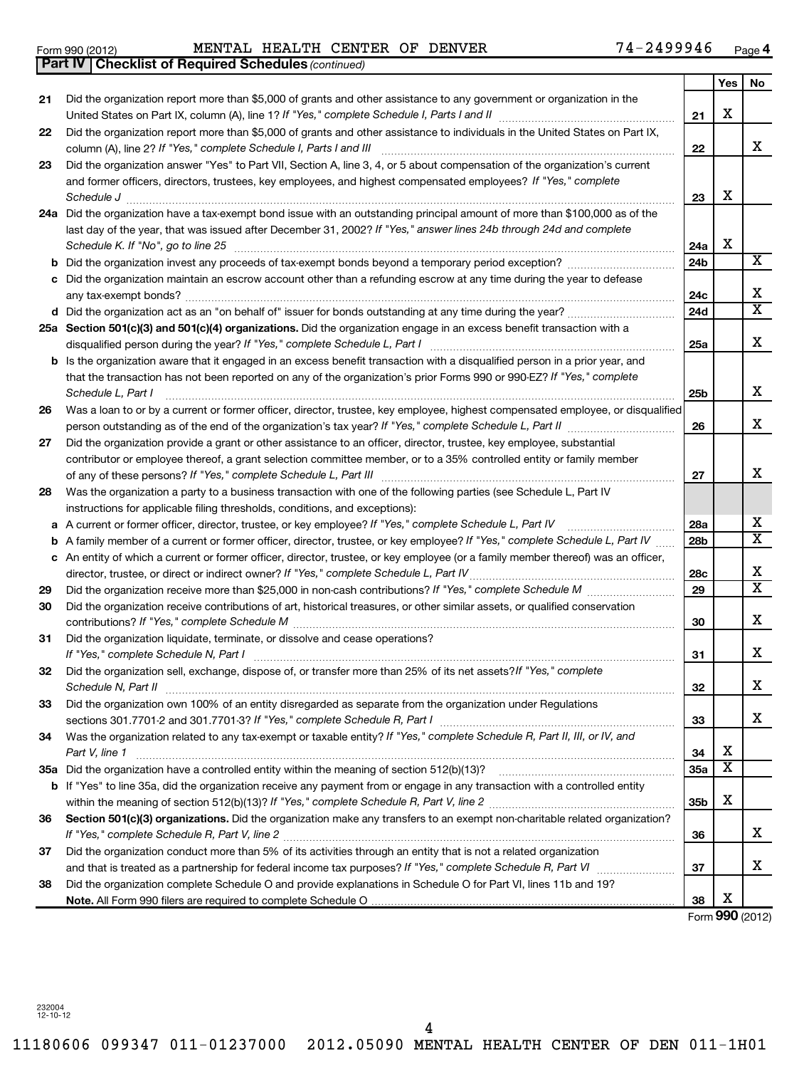Form 990 (2012) MENTAL HEALTH CENTER OF DENVER 74-2499946 Page 4

**Part IV Checklist of Required Schedules** *(continued)*

| | | | Yes | No |
|---|---|---|---|---|
| 21 | Did the organization report more than $5,000 of grants and other assistance to any government or organization in the United States on Part IX, column (A), line 1? *If "Yes," complete Schedule I, Parts I and II* | 21 | X | |
| 22 | Did the organization report more than $5,000 of grants and other assistance to individuals in the United States on Part IX, column (A), line 2? *If "Yes," complete Schedule I, Parts I and III* | 22 | | X |
| 23 | Did the organization answer "Yes" to Part VII, Section A, line 3, 4, or 5 about compensation of the organization's current and former officers, directors, trustees, key employees, and highest compensated employees? *If "Yes," complete Schedule J* | 23 | X | |
| 24a | Did the organization have a tax-exempt bond issue with an outstanding principal amount of more than $100,000 as of the last day of the year, that was issued after December 31, 2002? *If "Yes," answer lines 24b through 24d and complete Schedule K. If "No", go to line 25* | 24a | X | |
| b | Did the organization invest any proceeds of tax-exempt bonds beyond a temporary period exception? | 24b | | X |
| c | Did the organization maintain an escrow account other than a refunding escrow at any time during the year to defease any tax-exempt bonds? | 24c | | X |
| d | Did the organization act as an "on behalf of" issuer for bonds outstanding at any time during the year? | 24d | | X |
| 25a | **Section 501(c)(3) and 501(c)(4) organizations.** Did the organization engage in an excess benefit transaction with a disqualified person during the year? *If "Yes," complete Schedule L, Part I* | 25a | | X |
| b | Is the organization aware that it engaged in an excess benefit transaction with a disqualified person in a prior year, and that the transaction has not been reported on any of the organization's prior Forms 990 or 990-EZ? *If "Yes," complete Schedule L, Part I* | 25b | | X |
| 26 | Was a loan to or by a current or former officer, director, trustee, key employee, highest compensated employee, or disqualified person outstanding as of the end of the organization's tax year? *If "Yes," complete Schedule L, Part II* | 26 | | X |
| 27 | Did the organization provide a grant or other assistance to an officer, director, trustee, key employee, substantial contributor or employee thereof, a grant selection committee member, or to a 35% controlled entity or family member of any of these persons? *If "Yes," complete Schedule L, Part III* | 27 | | X |
| 28 | Was the organization a party to a business transaction with one of the following parties (see Schedule L, Part IV instructions for applicable filing thresholds, conditions, and exceptions): | | | |
| a | A current or former officer, director, trustee, or key employee? *If "Yes," complete Schedule L, Part IV* | 28a | | X |
| b | A family member of a current or former officer, director, trustee, or key employee? *If "Yes," complete Schedule L, Part IV* | 28b | | X |
| c | An entity of which a current or former officer, director, trustee, or key employee (or a family member thereof) was an officer, director, trustee, or direct or indirect owner? *If "Yes," complete Schedule L, Part IV* | 28c | | X |
| 29 | Did the organization receive more than $25,000 in non-cash contributions? *If "Yes," complete Schedule M* | 29 | | X |
| 30 | Did the organization receive contributions of art, historical treasures, or other similar assets, or qualified conservation contributions? *If "Yes," complete Schedule M* | 30 | | X |
| 31 | Did the organization liquidate, terminate, or dissolve and cease operations? *If "Yes," complete Schedule N, Part I* | 31 | | X |
| 32 | Did the organization sell, exchange, dispose of, or transfer more than 25% of its net assets? *If "Yes," complete Schedule N, Part II* | 32 | | X |
| 33 | Did the organization own 100% of an entity disregarded as separate from the organization under Regulations sections 301.7701-2 and 301.7701-3? *If "Yes," complete Schedule R, Part I* | 33 | | X |
| 34 | Was the organization related to any tax-exempt or taxable entity? *If "Yes," complete Schedule R, Part II, III, or IV, and Part V, line 1* | 34 | X | |
| 35a | Did the organization have a controlled entity within the meaning of section 512(b)(13)? | 35a | X | |
| b | If "Yes" to line 35a, did the organization receive any payment from or engage in any transaction with a controlled entity within the meaning of section 512(b)(13)? *If "Yes," complete Schedule R, Part V, line 2* | 35b | X | |
| 36 | **Section 501(c)(3) organizations.** Did the organization make any transfers to an exempt non-charitable related organization? *If "Yes," complete Schedule R, Part V, line 2* | 36 | | X |
| 37 | Did the organization conduct more than 5% of its activities through an entity that is not a related organization and that is treated as a partnership for federal income tax purposes? *If "Yes," complete Schedule R, Part VI* | 37 | | X |
| 38 | Did the organization complete Schedule O and provide explanations in Schedule O for Part VI, lines 11b and 19? **Note.** All Form 990 filers are required to complete Schedule O | 38 | X | |

Form **990** (2012)

232004
12-10-12

11180606 099347 011-01237000 2012.05090 MENTAL HEALTH CENTER OF DEN 011-1H01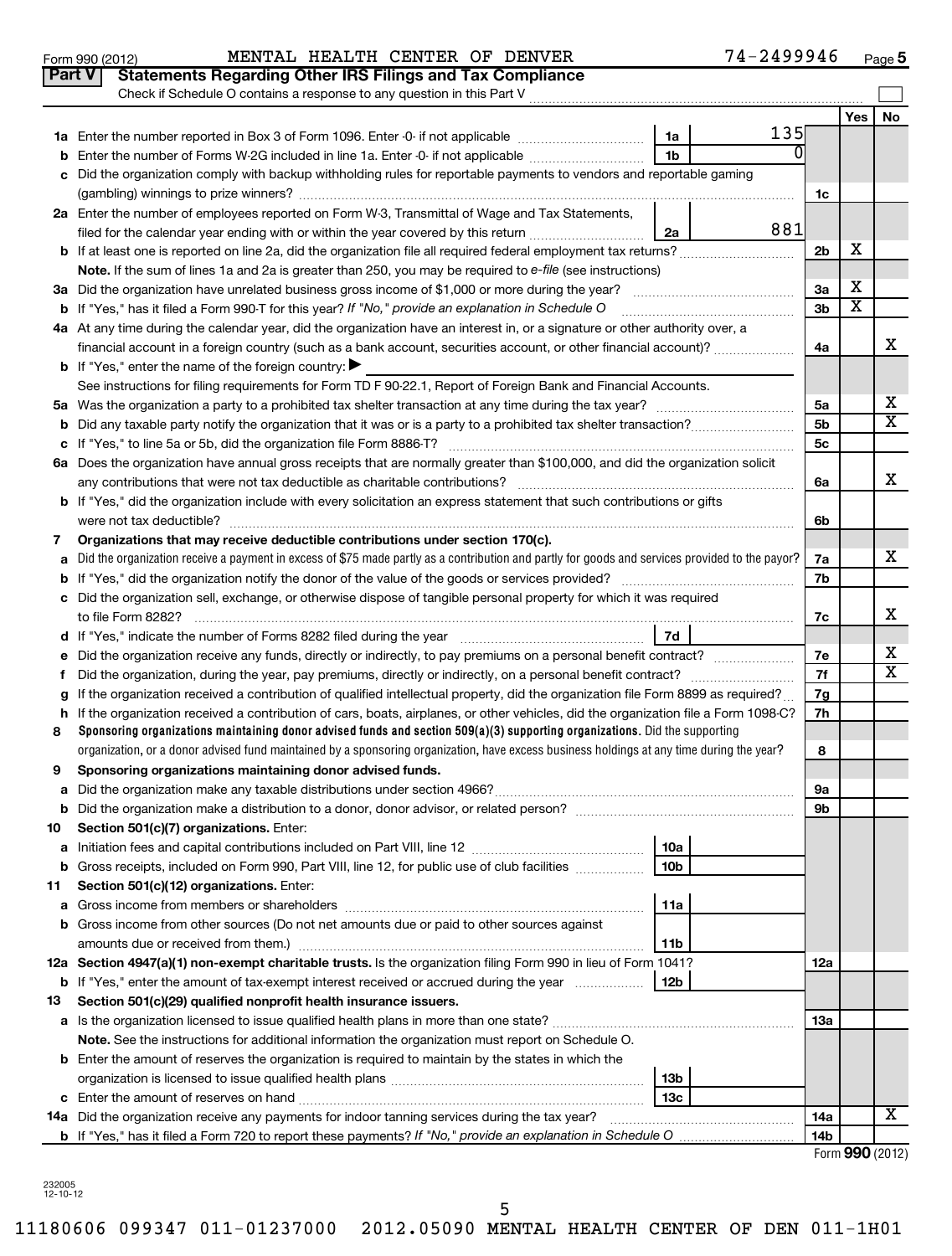Form 990 (2012) MENTAL HEALTH CENTER OF DENVER 74-2499946 Page 5

## Part V Statements Regarding Other IRS Filings and Tax Compliance

Check if Schedule O contains a response to any question in this Part V ☐

| | | | | | Yes | No |
|---|---|---|---|---|---|---|
| **1a** | Enter the number reported in Box 3 of Form 1096. Enter -0- if not applicable | 1a | 135 | | | |
| **b** | Enter the number of Forms W-2G included in line 1a. Enter -0- if not applicable | 1b | 0 | | | |
| **c** | Did the organization comply with backup withholding rules for reportable payments to vendors and reportable gaming (gambling) winnings to prize winners? | | | 1c | | |
| **2a** | Enter the number of employees reported on Form W-3, Transmittal of Wage and Tax Statements, filed for the calendar year ending with or within the year covered by this return | 2a | 881 | | | |
| **b** | If at least one is reported on line 2a, did the organization file all required federal employment tax returns? | | | 2b | X | |
| | **Note.** If the sum of lines 1a and 2a is greater than 250, you may be required to *e-file* (see instructions) | | | | | |
| **3a** | Did the organization have unrelated business gross income of $1,000 or more during the year? | | | 3a | X | |
| **b** | If "Yes," has it filed a Form 990-T for this year? *If "No," provide an explanation in Schedule O* | | | 3b | X | |
| **4a** | At any time during the calendar year, did the organization have an interest in, or a signature or other authority over, a financial account in a foreign country (such as a bank account, securities account, or other financial account)? | | | 4a | | X |
| **b** | If "Yes," enter the name of the foreign country: ▶ | | | | | |
| | See instructions for filing requirements for Form TD F 90-22.1, Report of Foreign Bank and Financial Accounts. | | | | | |
| **5a** | Was the organization a party to a prohibited tax shelter transaction at any time during the tax year? | | | 5a | | X |
| **b** | Did any taxable party notify the organization that it was or is a party to a prohibited tax shelter transaction? | | | 5b | | X |
| **c** | If "Yes," to line 5a or 5b, did the organization file Form 8886-T? | | | 5c | | |
| **6a** | Does the organization have annual gross receipts that are normally greater than $100,000, and did the organization solicit any contributions that were not tax deductible as charitable contributions? | | | 6a | | X |
| **b** | If "Yes," did the organization include with every solicitation an express statement that such contributions or gifts were not tax deductible? | | | 6b | | |
| **7** | **Organizations that may receive deductible contributions under section 170(c).** | | | | | |
| **a** | Did the organization receive a payment in excess of $75 made partly as a contribution and partly for goods and services provided to the payor? | | | 7a | | X |
| **b** | If "Yes," did the organization notify the donor of the value of the goods or services provided? | | | 7b | | |
| **c** | Did the organization sell, exchange, or otherwise dispose of tangible personal property for which it was required to file Form 8282? | | | 7c | | X |
| **d** | If "Yes," indicate the number of Forms 8282 filed during the year | 7d | | | | |
| **e** | Did the organization receive any funds, directly or indirectly, to pay premiums on a personal benefit contract? | | | 7e | | X |
| **f** | Did the organization, during the year, pay premiums, directly or indirectly, on a personal benefit contract? | | | 7f | | X |
| **g** | If the organization received a contribution of qualified intellectual property, did the organization file Form 8899 as required? | | | 7g | | |
| **h** | If the organization received a contribution of cars, boats, airplanes, or other vehicles, did the organization file a Form 1098-C? | | | 7h | | |
| **8** | **Sponsoring organizations maintaining donor advised funds and section 509(a)(3) supporting organizations.** Did the supporting organization, or a donor advised fund maintained by a sponsoring organization, have excess business holdings at any time during the year? | | | 8 | | |
| **9** | **Sponsoring organizations maintaining donor advised funds.** | | | | | |
| **a** | Did the organization make any taxable distributions under section 4966? | | | 9a | | |
| **b** | Did the organization make a distribution to a donor, donor advisor, or related person? | | | 9b | | |
| **10** | **Section 501(c)(7) organizations.** Enter: | | | | | |
| **a** | Initiation fees and capital contributions included on Part VIII, line 12 | 10a | | | | |
| **b** | Gross receipts, included on Form 990, Part VIII, line 12, for public use of club facilities | 10b | | | | |
| **11** | **Section 501(c)(12) organizations.** Enter: | | | | | |
| **a** | Gross income from members or shareholders | 11a | | | | |
| **b** | Gross income from other sources (Do not net amounts due or paid to other sources against amounts due or received from them.) | 11b | | | | |
| **12a** | **Section 4947(a)(1) non-exempt charitable trusts.** Is the organization filing Form 990 in lieu of Form 1041? | | | 12a | | |
| **b** | If "Yes," enter the amount of tax-exempt interest received or accrued during the year | 12b | | | | |
| **13** | **Section 501(c)(29) qualified nonprofit health insurance issuers.** | | | | | |
| **a** | Is the organization licensed to issue qualified health plans in more than one state? | | | 13a | | |
| | **Note.** See the instructions for additional information the organization must report on Schedule O. | | | | | |
| **b** | Enter the amount of reserves the organization is required to maintain by the states in which the organization is licensed to issue qualified health plans | 13b | | | | |
| **c** | Enter the amount of reserves on hand | 13c | | | | |
| **14a** | Did the organization receive any payments for indoor tanning services during the tax year? | | | 14a | | X |
| **b** | If "Yes," has it filed a Form 720 to report these payments? *If "No," provide an explanation in Schedule O* | | | 14b | | |

Form **990** (2012)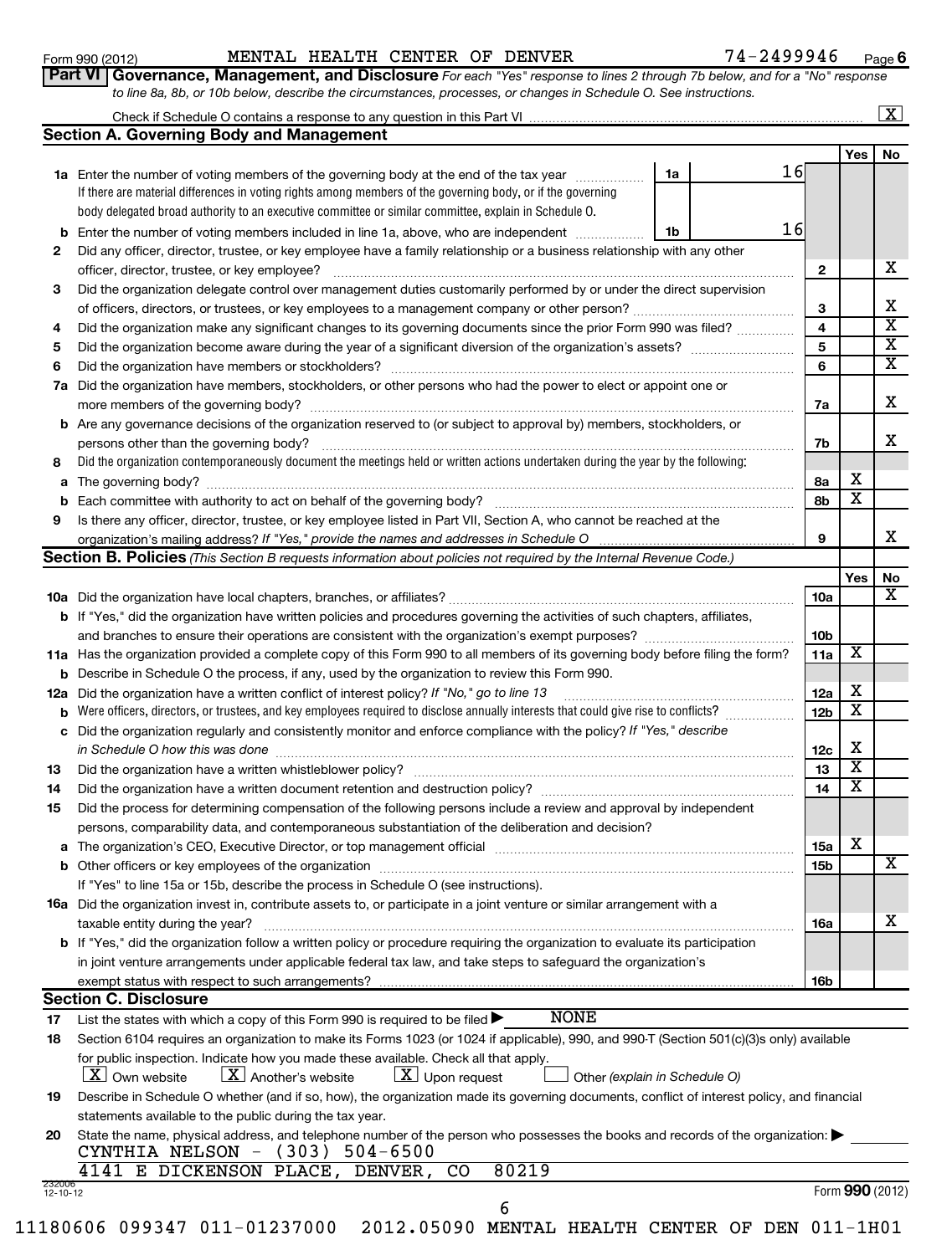Form 990 (2012) MENTAL HEALTH CENTER OF DENVER 74-2499946 Page 6

**Part VI Governance, Management, and Disclosure** *For each "Yes" response to lines 2 through 7b below, and for a "No" response to line 8a, 8b, or 10b below, describe the circumstances, processes, or changes in Schedule O. See instructions.*

Check if Schedule O contains a response to any question in this Part VI [X]

## Section A. Governing Body and Management

| | | | | Yes | No |
|---|---|---|---|---|---|
| **1a** | Enter the number of voting members of the governing body at the end of the tax year. If there are material differences in voting rights among members of the governing body, or if the governing body delegated broad authority to an executive committee or similar committee, explain in Schedule O. | 1a | 16 | | |
| **b** | Enter the number of voting members included in line 1a, above, who are independent | 1b | 16 | | |
| **2** | Did any officer, director, trustee, or key employee have a family relationship or a business relationship with any other officer, director, trustee, or key employee? | 2 | | | X |
| **3** | Did the organization delegate control over management duties customarily performed by or under the direct supervision of officers, directors, or trustees, or key employees to a management company or other person? | 3 | | | X |
| **4** | Did the organization make any significant changes to its governing documents since the prior Form 990 was filed? | 4 | | | X |
| **5** | Did the organization become aware during the year of a significant diversion of the organization's assets? | 5 | | | X |
| **6** | Did the organization have members or stockholders? | 6 | | | X |
| **7a** | Did the organization have members, stockholders, or other persons who had the power to elect or appoint one or more members of the governing body? | 7a | | | X |
| **b** | Are any governance decisions of the organization reserved to (or subject to approval by) members, stockholders, or persons other than the governing body? | 7b | | | X |
| **8** | Did the organization contemporaneously document the meetings held or written actions undertaken during the year by the following: | | | | |
| **a** | The governing body? | 8a | | X | |
| **b** | Each committee with authority to act on behalf of the governing body? | 8b | | X | |
| **9** | Is there any officer, director, trustee, or key employee listed in Part VII, Section A, who cannot be reached at the organization's mailing address? *If "Yes," provide the names and addresses in Schedule O* | 9 | | | X |

## Section B. Policies *(This Section B requests information about policies not required by the Internal Revenue Code.)*

| | | | Yes | No |
|---|---|---|---|---|
| **10a** | Did the organization have local chapters, branches, or affiliates? | 10a | | X |
| **b** | If "Yes," did the organization have written policies and procedures governing the activities of such chapters, affiliates, and branches to ensure their operations are consistent with the organization's exempt purposes? | 10b | | |
| **11a** | Has the organization provided a complete copy of this Form 990 to all members of its governing body before filing the form? | 11a | X | |
| **b** | Describe in Schedule O the process, if any, used by the organization to review this Form 990. | | | |
| **12a** | Did the organization have a written conflict of interest policy? *If "No," go to line 13* | 12a | X | |
| **b** | Were officers, directors, or trustees, and key employees required to disclose annually interests that could give rise to conflicts? | 12b | X | |
| **c** | Did the organization regularly and consistently monitor and enforce compliance with the policy? *If "Yes," describe in Schedule O how this was done* | 12c | X | |
| **13** | Did the organization have a written whistleblower policy? | 13 | X | |
| **14** | Did the organization have a written document retention and destruction policy? | 14 | X | |
| **15** | Did the process for determining compensation of the following persons include a review and approval by independent persons, comparability data, and contemporaneous substantiation of the deliberation and decision? | | | |
| **a** | The organization's CEO, Executive Director, or top management official | 15a | X | |
| **b** | Other officers or key employees of the organization. If "Yes" to line 15a or 15b, describe the process in Schedule O (see instructions). | 15b | | X |
| **16a** | Did the organization invest in, contribute assets to, or participate in a joint venture or similar arrangement with a taxable entity during the year? | 16a | | X |
| **b** | If "Yes," did the organization follow a written policy or procedure requiring the organization to evaluate its participation in joint venture arrangements under applicable federal tax law, and take steps to safeguard the organization's exempt status with respect to such arrangements? | 16b | | |

## Section C. Disclosure

**17** List the states with which a copy of this Form 990 is required to be filed ▶ NONE

**18** Section 6104 requires an organization to make its Forms 1023 (or 1024 if applicable), 990, and 990-T (Section 501(c)(3)s only) available for public inspection. Indicate how you made these available. Check all that apply.

[X] Own website [X] Another's website [X] Upon request [ ] Other *(explain in Schedule O)*

**19** Describe in Schedule O whether (and if so, how), the organization made its governing documents, conflict of interest policy, and financial statements available to the public during the tax year.

**20** State the name, physical address, and telephone number of the person who possesses the books and records of the organization: ▶

CYNTHIA NELSON - (303) 504-6500
4141 E DICKENSON PLACE, DENVER, CO 80219

232006 12-10-12 Form **990** (2012)

11180606 099347 011-01237000 2012.05090 MENTAL HEALTH CENTER OF DEN 011-1H01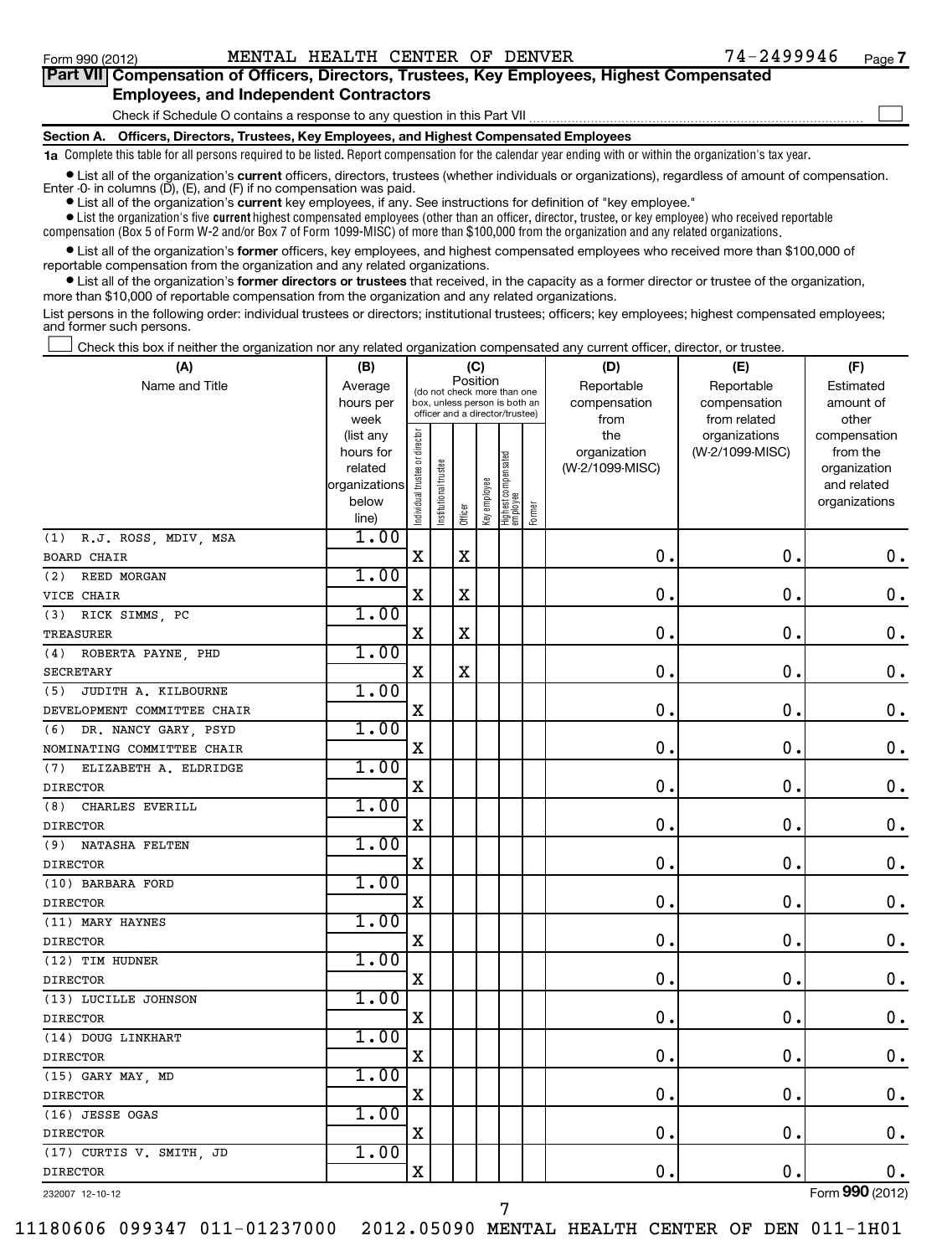Form 990 (2012) MENTAL HEALTH CENTER OF DENVER 74-2499946 Page 7

## Part VII Compensation of Officers, Directors, Trustees, Key Employees, Highest Compensated Employees, and Independent Contractors

Check if Schedule O contains a response to any question in this Part VII ☐

### Section A. Officers, Directors, Trustees, Key Employees, and Highest Compensated Employees

**1a** Complete this table for all persons required to be listed. Report compensation for the calendar year ending with or within the organization's tax year.

- List all of the organization's **current** officers, directors, trustees (whether individuals or organizations), regardless of amount of compensation. Enter -0- in columns (D), (E), and (F) if no compensation was paid.
- List all of the organization's **current** key employees, if any. See instructions for definition of "key employee."
- List the organization's five **current** highest compensated employees (other than an officer, director, trustee, or key employee) who received reportable compensation (Box 5 of Form W-2 and/or Box 7 of Form 1099-MISC) of more than $100,000 from the organization and any related organizations.
- List all of the organization's **former** officers, key employees, and highest compensated employees who received more than $100,000 of reportable compensation from the organization and any related organizations.
- List all of the organization's **former directors or trustees** that received, in the capacity as a former director or trustee of the organization, more than $10,000 of reportable compensation from the organization and any related organizations.

List persons in the following order: individual trustees or directors; institutional trustees; officers; key employees; highest compensated employees; and former such persons.

☐ Check this box if neither the organization nor any related organization compensated any current officer, director, or trustee.

| (A) Name and Title | (B) Average hours per week (list any hours for related organizations below line) | (C) Individual trustee or director | Institutional trustee | Officer | Key employee | Highest compensated employee | Former | (D) Reportable compensation from the organization (W-2/1099-MISC) | (E) Reportable compensation from related organizations (W-2/1099-MISC) | (F) Estimated amount of other compensation from the organization and related organizations |
|---|---|---|---|---|---|---|---|---|---|---|
| (1) R.J. ROSS, MDIV, MSA<br>BOARD CHAIR | 1.00 | X | | X | | | | 0. | 0. | 0. |
| (2) REED MORGAN<br>VICE CHAIR | 1.00 | X | | X | | | | 0. | 0. | 0. |
| (3) RICK SIMMS, PC<br>TREASURER | 1.00 | X | | X | | | | 0. | 0. | 0. |
| (4) ROBERTA PAYNE, PHD<br>SECRETARY | 1.00 | X | | X | | | | 0. | 0. | 0. |
| (5) JUDITH A. KILBOURNE<br>DEVELOPMENT COMMITTEE CHAIR | 1.00 | X | | | | | | 0. | 0. | 0. |
| (6) DR. NANCY GARY, PSYD<br>NOMINATING COMMITTEE CHAIR | 1.00 | X | | | | | | 0. | 0. | 0. |
| (7) ELIZABETH A. ELDRIDGE<br>DIRECTOR | 1.00 | X | | | | | | 0. | 0. | 0. |
| (8) CHARLES EVERILL<br>DIRECTOR | 1.00 | X | | | | | | 0. | 0. | 0. |
| (9) NATASHA FELTEN<br>DIRECTOR | 1.00 | X | | | | | | 0. | 0. | 0. |
| (10) BARBARA FORD<br>DIRECTOR | 1.00 | X | | | | | | 0. | 0. | 0. |
| (11) MARY HAYNES<br>DIRECTOR | 1.00 | X | | | | | | 0. | 0. | 0. |
| (12) TIM HUDNER<br>DIRECTOR | 1.00 | X | | | | | | 0. | 0. | 0. |
| (13) LUCILLE JOHNSON<br>DIRECTOR | 1.00 | X | | | | | | 0. | 0. | 0. |
| (14) DOUG LINKHART<br>DIRECTOR | 1.00 | X | | | | | | 0. | 0. | 0. |
| (15) GARY MAY, MD<br>DIRECTOR | 1.00 | X | | | | | | 0. | 0. | 0. |
| (16) JESSE OGAS<br>DIRECTOR | 1.00 | X | | | | | | 0. | 0. | 0. |
| (17) CURTIS V. SMITH, JD<br>DIRECTOR | 1.00 | X | | | | | | 0. | 0. | 0. |

232007 12-10-12 Form **990** (2012)

11180606 099347 011-01237000 2012.05090 MENTAL HEALTH CENTER OF DEN 011-1H01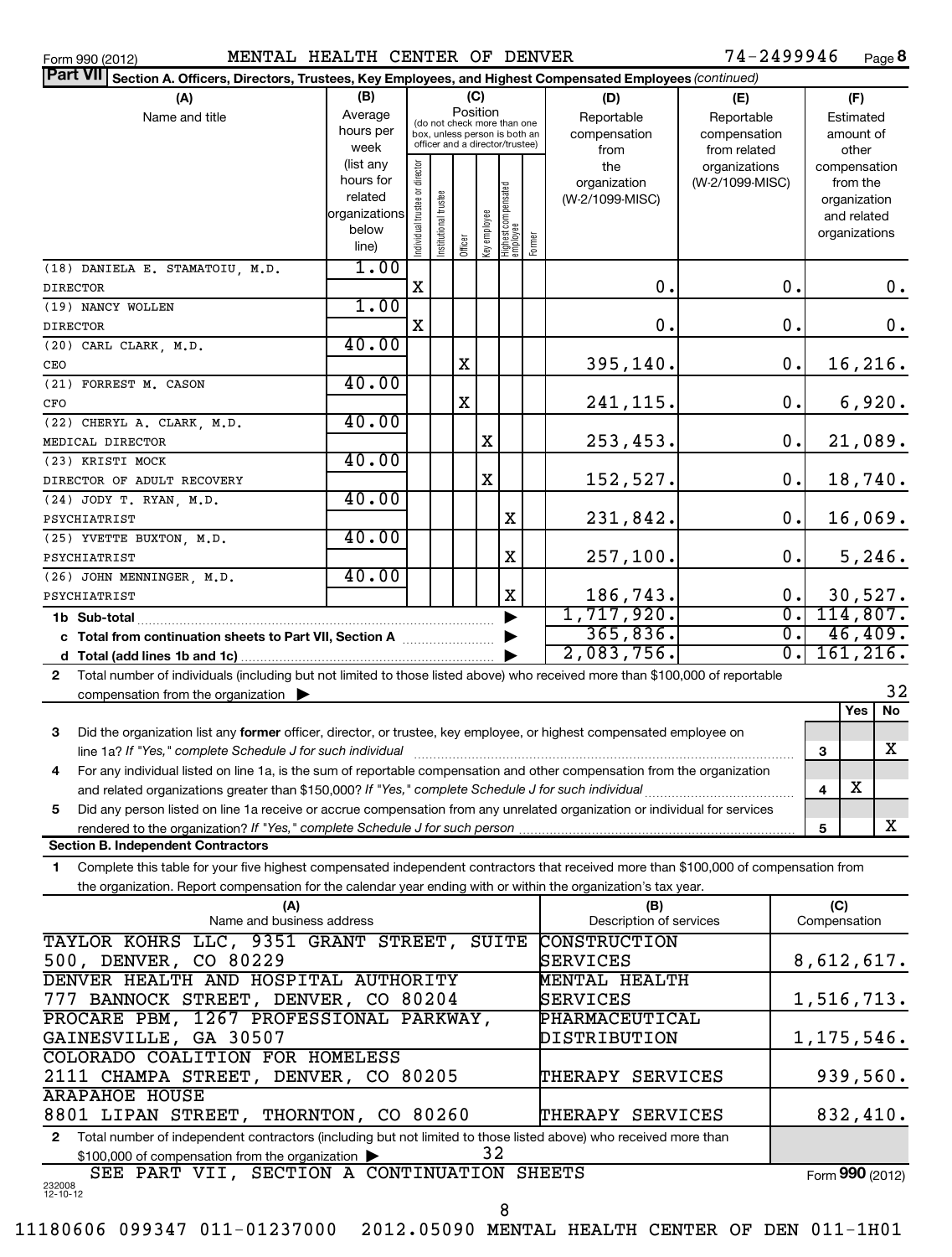Form 990 (2012) MENTAL HEALTH CENTER OF DENVER 74-2499946

**Part VII Section A. Officers, Directors, Trustees, Key Employees, and Highest Compensated Employees** *(continued)*

| (A) Name and title | (B) Average hours per week (list any hours for related organizations below line) | (C) Position: Individual trustee or director | Institutional trustee | Officer | Key employee | Highest compensated employee | Former | (D) Reportable compensation from the organization (W-2/1099-MISC) | (E) Reportable compensation from related organizations (W-2/1099-MISC) | (F) Estimated amount of other compensation from the organization and related organizations |
|---|---|---|---|---|---|---|---|---|---|---|
| (18) DANIELA E. STAMATOIU, M.D. DIRECTOR | 1.00 | X | | | | | | 0. | 0. | 0. |
| (19) NANCY WOLLEN DIRECTOR | 1.00 | X | | | | | | 0. | 0. | 0. |
| (20) CARL CLARK, M.D. CEO | 40.00 | | | X | | | | 395,140. | 0. | 16,216. |
| (21) FORREST M. CASON CFO | 40.00 | | | X | | | | 241,115. | 0. | 6,920. |
| (22) CHERYL A. CLARK, M.D. MEDICAL DIRECTOR | 40.00 | | | | X | | | 253,453. | 0. | 21,089. |
| (23) KRISTI MOCK DIRECTOR OF ADULT RECOVERY | 40.00 | | | | X | | | 152,527. | 0. | 18,740. |
| (24) JODY T. RYAN, M.D. PSYCHIATRIST | 40.00 | | | | | X | | 231,842. | 0. | 16,069. |
| (25) YVETTE BUXTON, M.D. PSYCHIATRIST | 40.00 | | | | | X | | 257,100. | 0. | 5,246. |
| (26) JOHN MENNINGER, M.D. PSYCHIATRIST | 40.00 | | | | | X | | 186,743. | 0. | 30,527. |
| **1b Sub-total** | | | | | | | | 1,717,920. | 0. | 114,807. |
| **c Total from continuation sheets to Part VII, Section A** | | | | | | | | 365,836. | 0. | 46,409. |
| **d Total (add lines 1b and 1c)** | | | | | | | | 2,083,756. | 0. | 161,216. |

**2** Total number of individuals (including but not limited to those listed above) who received more than $100,000 of reportable compensation from the organization ▶ 32

| | | Yes | No |
|---|---|---|---|
| **3** Did the organization list any **former** officer, director, or trustee, key employee, or highest compensated employee on line 1a? *If "Yes," complete Schedule J for such individual* | 3 | | X |
| **4** For any individual listed on line 1a, is the sum of reportable compensation and other compensation from the organization and related organizations greater than $150,000? *If "Yes," complete Schedule J for such individual* | 4 | X | |
| **5** Did any person listed on line 1a receive or accrue compensation from any unrelated organization or individual for services rendered to the organization? *If "Yes," complete Schedule J for such person* | 5 | | X |

**Section B. Independent Contractors**

**1** Complete this table for your five highest compensated independent contractors that received more than $100,000 of compensation from the organization. Report compensation for the calendar year ending with or within the organization's tax year.

| (A) Name and business address | (B) Description of services | (C) Compensation |
|---|---|---|
| TAYLOR KOHRS LLC, 9351 GRANT STREET, SUITE 500, DENVER, CO 80229 | CONSTRUCTION SERVICES | 8,612,617. |
| DENVER HEALTH AND HOSPITAL AUTHORITY 777 BANNOCK STREET, DENVER, CO 80204 | MENTAL HEALTH SERVICES | 1,516,713. |
| PROCARE PBM, 1267 PROFESSIONAL PARKWAY, GAINESVILLE, GA 30507 | PHARMACEUTICAL DISTRIBUTION | 1,175,546. |
| COLORADO COALITION FOR HOMELESS 2111 CHAMPA STREET, DENVER, CO 80205 | THERAPY SERVICES | 939,560. |
| ARAPAHOE HOUSE 8801 LIPAN STREET, THORNTON, CO 80260 | THERAPY SERVICES | 832,410. |

**2** Total number of independent contractors (including but not limited to those listed above) who received more than $100,000 of compensation from the organization ▶ 32

SEE PART VII, SECTION A CONTINUATION SHEETS

Form **990** (2012)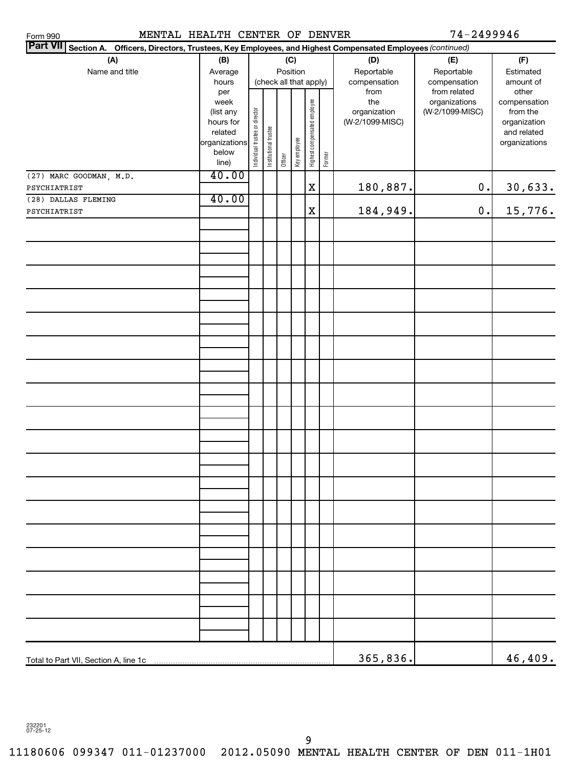Form 990 MENTAL HEALTH CENTER OF DENVER 74-2499946

**Part VII Section A. Officers, Directors, Trustees, Key Employees, and Highest Compensated Employees** *(continued)*

| (A) Name and title | (B) Average hours per week (list any hours for related organizations below line) | (C) Position (check all that apply): Individual trustee or director | Institutional trustee | Officer | Key employee | Highest compensated employee | Former | (D) Reportable compensation from the organization (W-2/1099-MISC) | (E) Reportable compensation from related organizations (W-2/1099-MISC) | (F) Estimated amount of other compensation from the organization and related organizations |
|---|---|---|---|---|---|---|---|---|---|---|
| (27) MARC GOODMAN, M.D. PSYCHIATRIST | 40.00 | | | | | X | | 180,887. | 0. | 30,633. |
| (28) DALLAS FLEMING PSYCHIATRIST | 40.00 | | | | | X | | 184,949. | 0. | 15,776. |
| Total to Part VII, Section A, line 1c | | | | | | | | 365,836. | | 46,409. |

232201 07-25-12

11180606 099347 011-01237000 2012.05090 MENTAL HEALTH CENTER OF DEN 011-1H01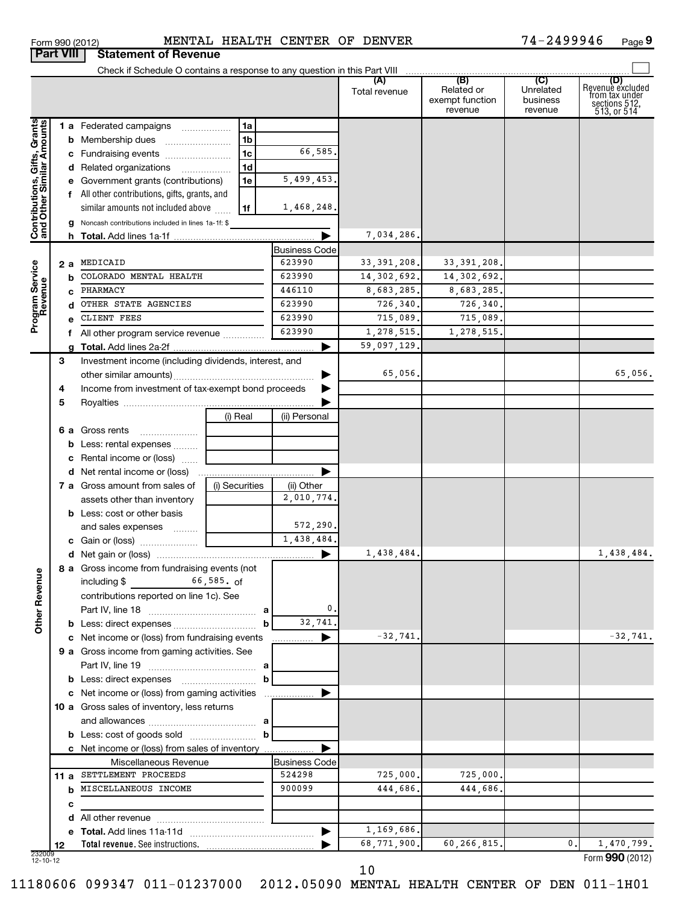Form 990 (2012) MENTAL HEALTH CENTER OF DENVER 74-2499946 Page 9

## Part VIII Statement of Revenue

Check if Schedule O contains a response to any question in this Part VIII

| | | | (A) Total revenue | (B) Related or exempt function revenue | (C) Unrelated business revenue | (D) Revenue excluded from tax under sections 512, 513, or 514 |
|---|---|---|---|---|---|---|
| **Contributions, Gifts, Grants and Other Similar Amounts** | | | | | | |
| 1 a | Federated campaigns | 1a | | | | |
| b | Membership dues | 1b | | | | |
| c | Fundraising events | 1c 66,585. | | | | |
| d | Related organizations | 1d | | | | |
| e | Government grants (contributions) | 1e 5,499,453. | | | | |
| f | All other contributions, gifts, grants, and similar amounts not included above | 1f 1,468,248. | | | | |
| g | Noncash contributions included in lines 1a-1f: $ | | | | | |
| h | **Total.** Add lines 1a-1f | ▶ | 7,034,286. | | | |
| **Program Service Revenue** | | Business Code | | | | |
| 2 a | MEDICAID | 623990 | 33,391,208. | 33,391,208. | | |
| b | COLORADO MENTAL HEALTH | 623990 | 14,302,692. | 14,302,692. | | |
| c | PHARMACY | 446110 | 8,683,285. | 8,683,285. | | |
| d | OTHER STATE AGENCIES | 623990 | 726,340. | 726,340. | | |
| e | CLIENT FEES | 623990 | 715,089. | 715,089. | | |
| f | All other program service revenue | 623990 | 1,278,515. | 1,278,515. | | |
| g | **Total.** Add lines 2a-2f | ▶ | 59,097,129. | | | |
| **Other Revenue** | | | | | | |
| 3 | Investment income (including dividends, interest, and other similar amounts) | ▶ | 65,056. | | | 65,056. |
| 4 | Income from investment of tax-exempt bond proceeds | ▶ | | | | |
| 5 | Royalties | ▶ | | | | |
| | | (i) Real / (ii) Personal | | | | |
| 6 a | Gross rents | | | | | |
| b | Less: rental expenses | | | | | |
| c | Rental income or (loss) | | | | | |
| d | Net rental income or (loss) | ▶ | | | | |
| 7 a | Gross amount from sales of assets other than inventory | (i) Securities: / (ii) Other: 2,010,774. | | | | |
| b | Less: cost or other basis and sales expenses | (ii) Other: 572,290. | | | | |
| c | Gain or (loss) | (ii) Other: 1,438,484. | | | | |
| d | Net gain or (loss) | ▶ | 1,438,484. | | | 1,438,484. |
| 8 a | Gross income from fundraising events (not including $ 66,585. of contributions reported on line 1c). See Part IV, line 18 | a 0. | | | | |
| b | Less: direct expenses | b 32,741. | | | | |
| c | Net income or (loss) from fundraising events | ▶ | -32,741. | | | -32,741. |
| 9 a | Gross income from gaming activities. See Part IV, line 19 | a | | | | |
| b | Less: direct expenses | b | | | | |
| c | Net income or (loss) from gaming activities | ▶ | | | | |
| 10 a | Gross sales of inventory, less returns and allowances | a | | | | |
| b | Less: cost of goods sold | b | | | | |
| c | Net income or (loss) from sales of inventory | ▶ | | | | |
| | Miscellaneous Revenue | Business Code | | | | |
| 11 a | SETTLEMENT PROCEEDS | 524298 | 725,000. | 725,000. | | |
| b | MISCELLANEOUS INCOME | 900099 | 444,686. | 444,686. | | |
| c | | | | | | |
| d | All other revenue | | | | | |
| e | **Total.** Add lines 11a-11d | ▶ | 1,169,686. | | | |
| 12 | **Total revenue.** See instructions. | ▶ | 68,771,900. | 60,266,815. | 0. | 1,470,799. |

232009 12-10-12

Form **990** (2012)

11180606 099347 011-01237000 2012.05090 MENTAL HEALTH CENTER OF DEN 011-1H01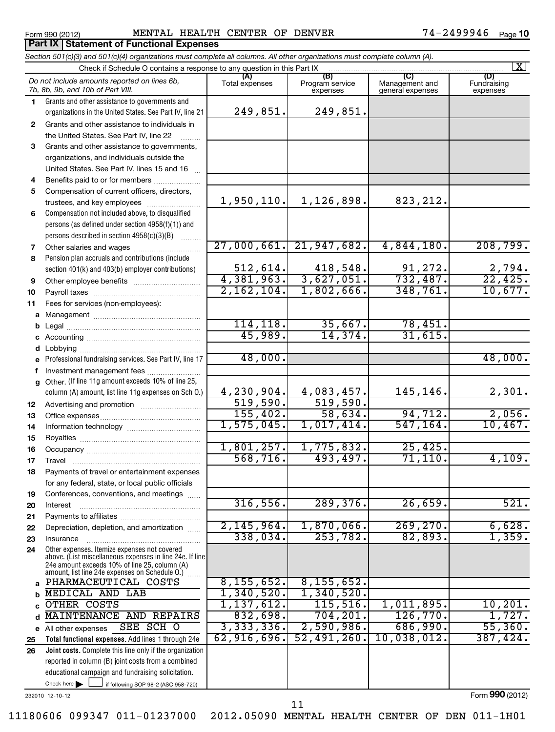Form 990 (2012) MENTAL HEALTH CENTER OF DENVER 74-2499946 Page 10

**Part IX Statement of Functional Expenses**

*Section 501(c)(3) and 501(c)(4) organizations must complete all columns. All other organizations must complete column (A).*

Check if Schedule O contains a response to any question in this Part IX [X]

| | *Do not include amounts reported on lines 6b, 7b, 8b, 9b, and 10b of Part VIII.* | (A) Total expenses | (B) Program service expenses | (C) Management and general expenses | (D) Fundraising expenses |
|---|---|---|---|---|---|
| 1 | Grants and other assistance to governments and organizations in the United States. See Part IV, line 21 | 249,851. | 249,851. | | |
| 2 | Grants and other assistance to individuals in the United States. See Part IV, line 22 | | | | |
| 3 | Grants and other assistance to governments, organizations, and individuals outside the United States. See Part IV, lines 15 and 16 | | | | |
| 4 | Benefits paid to or for members | | | | |
| 5 | Compensation of current officers, directors, trustees, and key employees | 1,950,110. | 1,126,898. | 823,212. | |
| 6 | Compensation not included above, to disqualified persons (as defined under section 4958(f)(1)) and persons described in section 4958(c)(3)(B) | | | | |
| 7 | Other salaries and wages | 27,000,661. | 21,947,682. | 4,844,180. | 208,799. |
| 8 | Pension plan accruals and contributions (include section 401(k) and 403(b) employer contributions) | 512,614. | 418,548. | 91,272. | 2,794. |
| 9 | Other employee benefits | 4,381,963. | 3,627,051. | 732,487. | 22,425. |
| 10 | Payroll taxes | 2,162,104. | 1,802,666. | 348,761. | 10,677. |
| 11 | Fees for services (non-employees): | | | | |
| a | Management | | | | |
| b | Legal | 114,118. | 35,667. | 78,451. | |
| c | Accounting | 45,989. | 14,374. | 31,615. | |
| d | Lobbying | | | | |
| e | Professional fundraising services. See Part IV, line 17 | 48,000. | | | 48,000. |
| f | Investment management fees | | | | |
| g | Other. (If line 11g amount exceeds 10% of line 25, column (A) amount, list line 11g expenses on Sch O.) | 4,230,904. | 4,083,457. | 145,146. | 2,301. |
| 12 | Advertising and promotion | 519,590. | 519,590. | | |
| 13 | Office expenses | 155,402. | 58,634. | 94,712. | 2,056. |
| 14 | Information technology | 1,575,045. | 1,017,414. | 547,164. | 10,467. |
| 15 | Royalties | | | | |
| 16 | Occupancy | 1,801,257. | 1,775,832. | 25,425. | |
| 17 | Travel | 568,716. | 493,497. | 71,110. | 4,109. |
| 18 | Payments of travel or entertainment expenses for any federal, state, or local public officials | | | | |
| 19 | Conferences, conventions, and meetings | | | | |
| 20 | Interest | 316,556. | 289,376. | 26,659. | 521. |
| 21 | Payments to affiliates | | | | |
| 22 | Depreciation, depletion, and amortization | 2,145,964. | 1,870,066. | 269,270. | 6,628. |
| 23 | Insurance | 338,034. | 253,782. | 82,893. | 1,359. |
| 24 | Other expenses. Itemize expenses not covered above. (List miscellaneous expenses in line 24e. If line 24e amount exceeds 10% of line 25, column (A) amount, list line 24e expenses on Schedule O.) | | | | |
| a | PHARMACEUTICAL COSTS | 8,155,652. | 8,155,652. | | |
| b | MEDICAL AND LAB | 1,340,520. | 1,340,520. | | |
| c | OTHER COSTS | 1,137,612. | 115,516. | 1,011,895. | 10,201. |
| d | MAINTENANCE AND REPAIRS | 832,698. | 704,201. | 126,770. | 1,727. |
| e | All other expenses SEE SCH O | 3,333,336. | 2,590,986. | 686,990. | 55,360. |
| 25 | **Total functional expenses.** Add lines 1 through 24e | 62,916,696. | 52,491,260. | 10,038,012. | 387,424. |
| 26 | **Joint costs.** Complete this line only if the organization reported in column (B) joint costs from a combined educational campaign and fundraising solicitation. Check here [ ] if following SOP 98-2 (ASC 958-720) | | | | |

232010 12-10-12

Form **990** (2012)

11180606 099347 011-01237000 2012.05090 MENTAL HEALTH CENTER OF DEN 011-1H01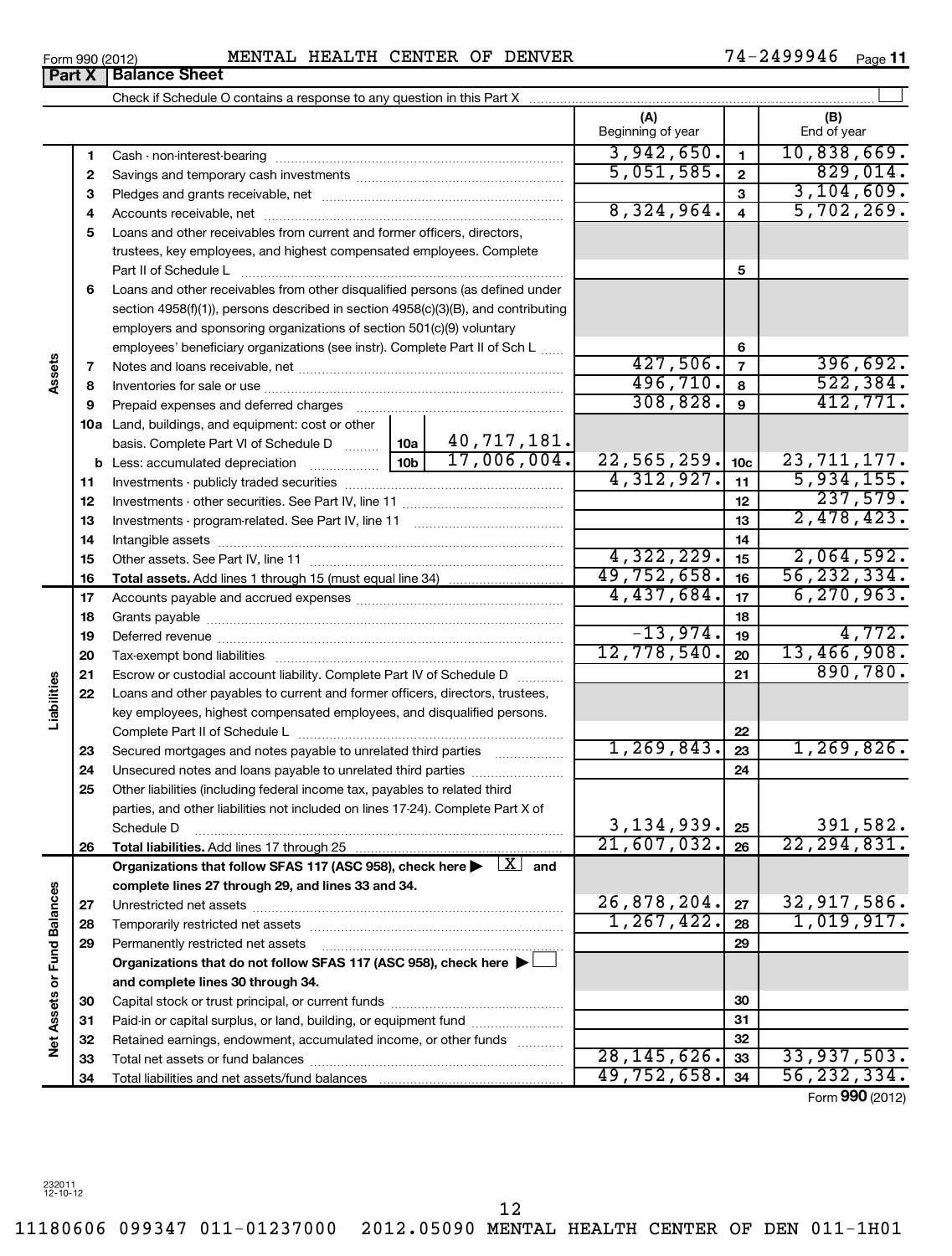Form 990 (2012) MENTAL HEALTH CENTER OF DENVER 74-2499946 Page 11

**Part X | Balance Sheet**

Check if Schedule O contains a response to any question in this Part X ☐

| | | | | (A) Beginning of year | | (B) End of year |
|---|---|---|---|---|---|---|
| **Assets** | 1 | Cash - non-interest-bearing | | 3,942,650. | 1 | 10,838,669. |
| | 2 | Savings and temporary cash investments | | 5,051,585. | 2 | 829,014. |
| | 3 | Pledges and grants receivable, net | | | 3 | 3,104,609. |
| | 4 | Accounts receivable, net | | 8,324,964. | 4 | 5,702,269. |
| | 5 | Loans and other receivables from current and former officers, directors, trustees, key employees, and highest compensated employees. Complete Part II of Schedule L | | | 5 | |
| | 6 | Loans and other receivables from other disqualified persons (as defined under section 4958(f)(1)), persons described in section 4958(c)(3)(B), and contributing employers and sponsoring organizations of section 501(c)(9) voluntary employees' beneficiary organizations (see instr). Complete Part II of Sch L | | | 6 | |
| | 7 | Notes and loans receivable, net | | 427,506. | 7 | 396,692. |
| | 8 | Inventories for sale or use | | 496,710. | 8 | 522,384. |
| | 9 | Prepaid expenses and deferred charges | | 308,828. | 9 | 412,771. |
| | 10a | Land, buildings, and equipment: cost or other basis. Complete Part VI of Schedule D | 10a 40,717,181. | | | |
| | b | Less: accumulated depreciation | 10b 17,006,004. | 22,565,259. | 10c | 23,711,177. |
| | 11 | Investments - publicly traded securities | | 4,312,927. | 11 | 5,934,155. |
| | 12 | Investments - other securities. See Part IV, line 11 | | | 12 | 237,579. |
| | 13 | Investments - program-related. See Part IV, line 11 | | | 13 | 2,478,423. |
| | 14 | Intangible assets | | | 14 | |
| | 15 | Other assets. See Part IV, line 11 | | 4,322,229. | 15 | 2,064,592. |
| | 16 | **Total assets.** Add lines 1 through 15 (must equal line 34) | | 49,752,658. | 16 | 56,232,334. |
| **Liabilities** | 17 | Accounts payable and accrued expenses | | 4,437,684. | 17 | 6,270,963. |
| | 18 | Grants payable | | | 18 | |
| | 19 | Deferred revenue | | -13,974. | 19 | 4,772. |
| | 20 | Tax-exempt bond liabilities | | 12,778,540. | 20 | 13,466,908. |
| | 21 | Escrow or custodial account liability. Complete Part IV of Schedule D | | | 21 | 890,780. |
| | 22 | Loans and other payables to current and former officers, directors, trustees, key employees, highest compensated employees, and disqualified persons. Complete Part II of Schedule L | | | 22 | |
| | 23 | Secured mortgages and notes payable to unrelated third parties | | 1,269,843. | 23 | 1,269,826. |
| | 24 | Unsecured notes and loans payable to unrelated third parties | | | 24 | |
| | 25 | Other liabilities (including federal income tax, payables to related third parties, and other liabilities not included on lines 17-24). Complete Part X of Schedule D | | 3,134,939. | 25 | 391,582. |
| | 26 | **Total liabilities.** Add lines 17 through 25 | | 21,607,032. | 26 | 22,294,831. |
| **Net Assets or Fund Balances** | | **Organizations that follow SFAS 117 (ASC 958), check here ▶ ☒ and complete lines 27 through 29, and lines 33 and 34.** | | | | |
| | 27 | Unrestricted net assets | | 26,878,204. | 27 | 32,917,586. |
| | 28 | Temporarily restricted net assets | | 1,267,422. | 28 | 1,019,917. |
| | 29 | Permanently restricted net assets | | | 29 | |
| | | **Organizations that do not follow SFAS 117 (ASC 958), check here ▶ ☐ and complete lines 30 through 34.** | | | | |
| | 30 | Capital stock or trust principal, or current funds | | | 30 | |
| | 31 | Paid-in or capital surplus, or land, building, or equipment fund | | | 31 | |
| | 32 | Retained earnings, endowment, accumulated income, or other funds | | | 32 | |
| | 33 | Total net assets or fund balances | | 28,145,626. | 33 | 33,937,503. |
| | 34 | Total liabilities and net assets/fund balances | | 49,752,658. | 34 | 56,232,334. |

Form **990** (2012)

232011 12-10-12

11180606 099347 011-01237000 2012.05090 MENTAL HEALTH CENTER OF DEN 011-1H01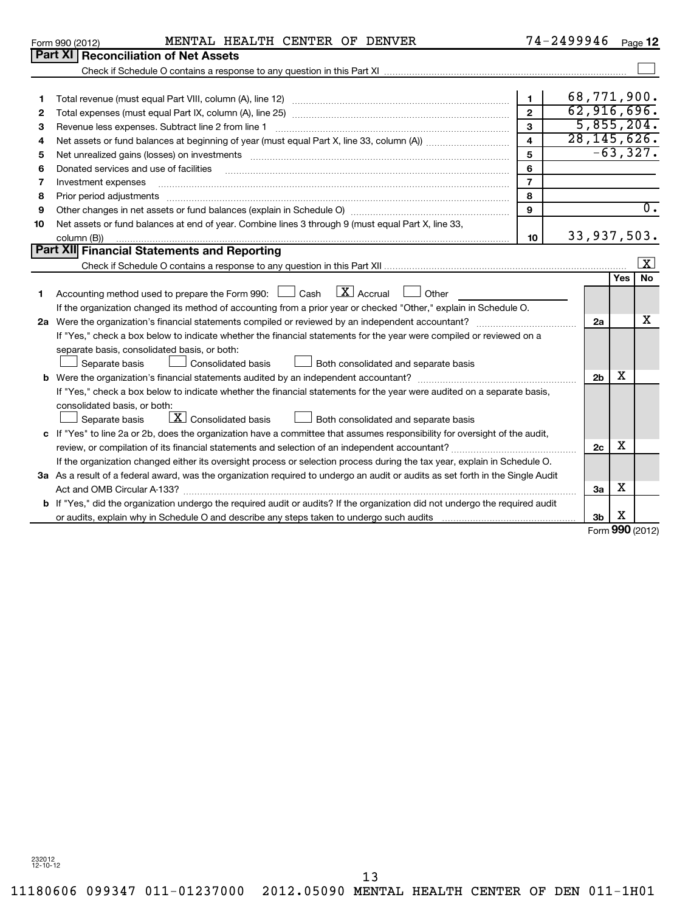Form 990 (2012) MENTAL HEALTH CENTER OF DENVER 74-2499946 Page 12

## Part XI Reconciliation of Net Assets

Check if Schedule O contains a response to any question in this Part XI ☐

| | | | |
|---|---|---|---|
| 1 | Total revenue (must equal Part VIII, column (A), line 12) | 1 | 68,771,900. |
| 2 | Total expenses (must equal Part IX, column (A), line 25) | 2 | 62,916,696. |
| 3 | Revenue less expenses. Subtract line 2 from line 1 | 3 | 5,855,204. |
| 4 | Net assets or fund balances at beginning of year (must equal Part X, line 33, column (A)) | 4 | 28,145,626. |
| 5 | Net unrealized gains (losses) on investments | 5 | -63,327. |
| 6 | Donated services and use of facilities | 6 | |
| 7 | Investment expenses | 7 | |
| 8 | Prior period adjustments | 8 | |
| 9 | Other changes in net assets or fund balances (explain in Schedule O) | 9 | 0. |
| 10 | Net assets or fund balances at end of year. Combine lines 3 through 9 (must equal Part X, line 33, column (B)) | 10 | 33,937,503. |

## Part XII Financial Statements and Reporting

Check if Schedule O contains a response to any question in this Part XII ☒

| | | | Yes | No |
|---|---|---|---|---|
| 1 | Accounting method used to prepare the Form 990: ☐ Cash ☒ Accrual ☐ Other<br>If the organization changed its method of accounting from a prior year or checked "Other," explain in Schedule O. | | | |
| 2a | Were the organization's financial statements compiled or reviewed by an independent accountant?<br>If "Yes," check a box below to indicate whether the financial statements for the year were compiled or reviewed on a separate basis, consolidated basis, or both:<br>☐ Separate basis ☐ Consolidated basis ☐ Both consolidated and separate basis | 2a | | X |
| b | Were the organization's financial statements audited by an independent accountant?<br>If "Yes," check a box below to indicate whether the financial statements for the year were audited on a separate basis, consolidated basis, or both:<br>☐ Separate basis ☒ Consolidated basis ☐ Both consolidated and separate basis | 2b | X | |
| c | If "Yes" to line 2a or 2b, does the organization have a committee that assumes responsibility for oversight of the audit, review, or compilation of its financial statements and selection of an independent accountant?<br>If the organization changed either its oversight process or selection process during the tax year, explain in Schedule O. | 2c | X | |
| 3a | As a result of a federal award, was the organization required to undergo an audit or audits as set forth in the Single Audit Act and OMB Circular A-133? | 3a | X | |
| b | If "Yes," did the organization undergo the required audit or audits? If the organization did not undergo the required audit or audits, explain why in Schedule O and describe any steps taken to undergo such audits | 3b | X | |

Form 990 (2012)

232012 12-10-12

11180606 099347 011-01237000 2012.05090 MENTAL HEALTH CENTER OF DEN 011-1H01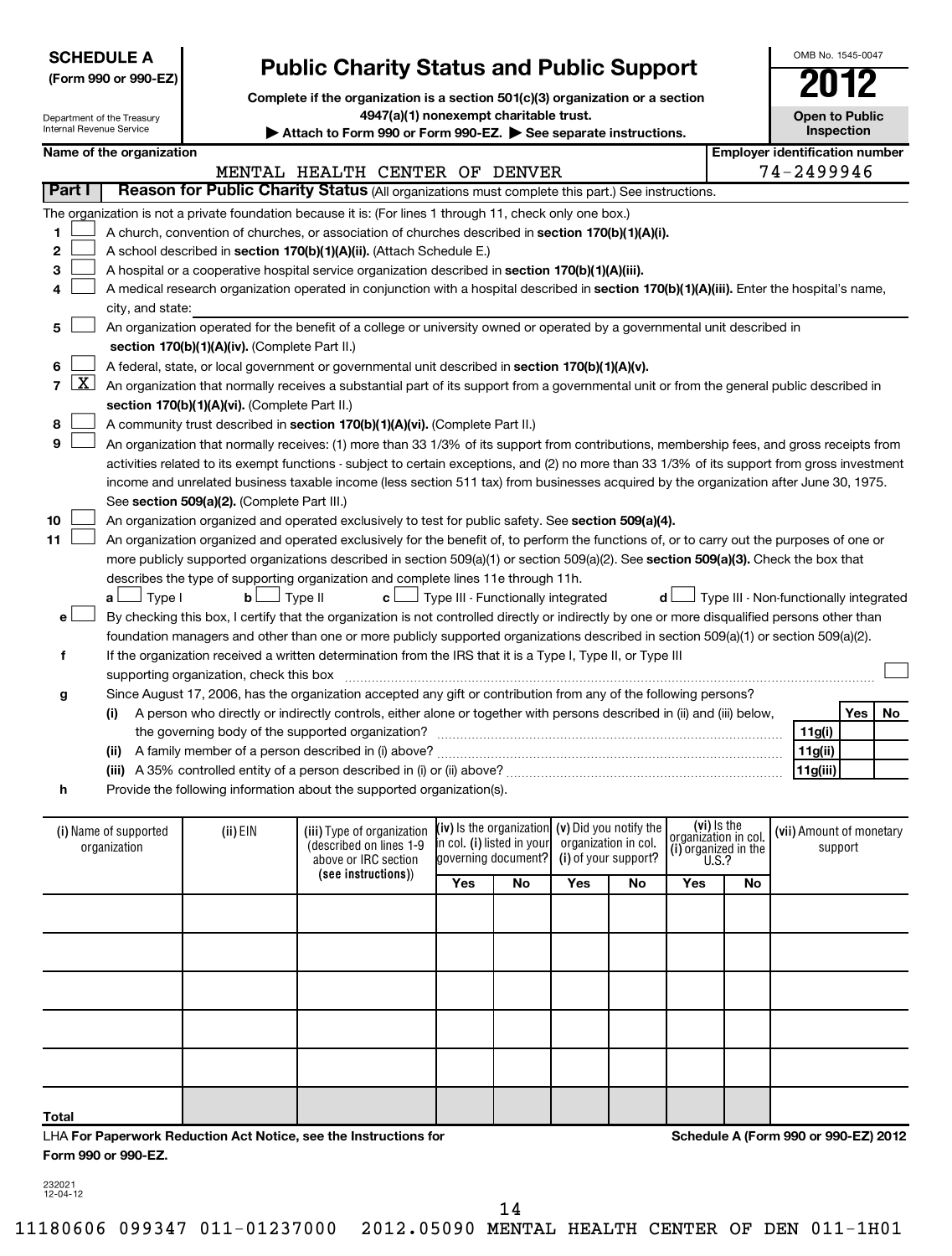**SCHEDULE A**
**(Form 990 or 990-EZ)**

Department of the Treasury
Internal Revenue Service

# Public Charity Status and Public Support

**Complete if the organization is a section 501(c)(3) organization or a section 4947(a)(1) nonexempt charitable trust.**
**▶ Attach to Form 990 or Form 990-EZ. ▶ See separate instructions.**

OMB No. 1545-0047
**2012**
**Open to Public Inspection**

**Name of the organization:** MENTAL HEALTH CENTER OF DENVER
**Employer identification number:** 74-2499946

## Part I — Reason for Public Charity Status (All organizations must complete this part.) See instructions.

The organization is not a private foundation because it is: (For lines 1 through 11, check only one box.)

1. [ ] A church, convention of churches, or association of churches described in **section 170(b)(1)(A)(i).**
2. [ ] A school described in **section 170(b)(1)(A)(ii).** (Attach Schedule E.)
3. [ ] A hospital or a cooperative hospital service organization described in **section 170(b)(1)(A)(iii).**
4. [ ] A medical research organization operated in conjunction with a hospital described in **section 170(b)(1)(A)(iii).** Enter the hospital's name, city, and state:
5. [ ] An organization operated for the benefit of a college or university owned or operated by a governmental unit described in **section 170(b)(1)(A)(iv).** (Complete Part II.)
6. [ ] A federal, state, or local government or governmental unit described in **section 170(b)(1)(A)(v).**
7. [X] An organization that normally receives a substantial part of its support from a governmental unit or from the general public described in **section 170(b)(1)(A)(vi).** (Complete Part II.)
8. [ ] A community trust described in **section 170(b)(1)(A)(vi).** (Complete Part II.)
9. [ ] An organization that normally receives: (1) more than 33 1/3% of its support from contributions, membership fees, and gross receipts from activities related to its exempt functions - subject to certain exceptions, and (2) no more than 33 1/3% of its support from gross investment income and unrelated business taxable income (less section 511 tax) from businesses acquired by the organization after June 30, 1975. See **section 509(a)(2).** (Complete Part III.)
10. [ ] An organization organized and operated exclusively to test for public safety. See **section 509(a)(4).**
11. [ ] An organization organized and operated exclusively for the benefit of, to perform the functions of, or to carry out the purposes of one or more publicly supported organizations described in section 509(a)(1) or section 509(a)(2). See **section 509(a)(3).** Check the box that describes the type of supporting organization and complete lines 11e through 11h.

   **a** [ ] Type I  **b** [ ] Type II  **c** [ ] Type III - Functionally integrated  **d** [ ] Type III - Non-functionally integrated

   **e** [ ] By checking this box, I certify that the organization is not controlled directly or indirectly by one or more disqualified persons other than foundation managers and other than one or more publicly supported organizations described in section 509(a)(1) or section 509(a)(2).

   **f** If the organization received a written determination from the IRS that it is a Type I, Type II, or Type III supporting organization, check this box [ ]

   **g** Since August 17, 2006, has the organization accepted any gift or contribution from any of the following persons?

| | | Yes | No |
|---|---|---|---|
| **(i)** A person who directly or indirectly controls, either alone or together with persons described in (ii) and (iii) below, the governing body of the supported organization? | **11g(i)** | | |
| **(ii)** A family member of a person described in (i) above? | **11g(ii)** | | |
| **(iii)** A 35% controlled entity of a person described in (i) or (ii) above? | **11g(iii)** | | |

   **h** Provide the following information about the supported organization(s).

| (i) Name of supported organization | (ii) EIN | (iii) Type of organization (described on lines 1-9 above or IRC section (see instructions)) | (iv) Is the organization in col. (i) listed in your governing document? | | (v) Did you notify the organization in col. (i) of your support? | | (vi) Is the organization in col. (i) organized in the U.S.? | | (vii) Amount of monetary support |
|---|---|---|---|---|---|---|---|---|---|
| | | | Yes | No | Yes | No | Yes | No | |
| | | | | | | | | | |
| | | | | | | | | | |
| | | | | | | | | | |
| | | | | | | | | | |
| | | | | | | | | | |
| **Total** | | | | | | | | | |

LHA **For Paperwork Reduction Act Notice, see the Instructions for Form 990 or 990-EZ.**

**Schedule A (Form 990 or 990-EZ) 2012**

232021
12-04-12

11180606 099347 011-01237000  2012.05090 MENTAL HEALTH CENTER OF DEN 011-1H01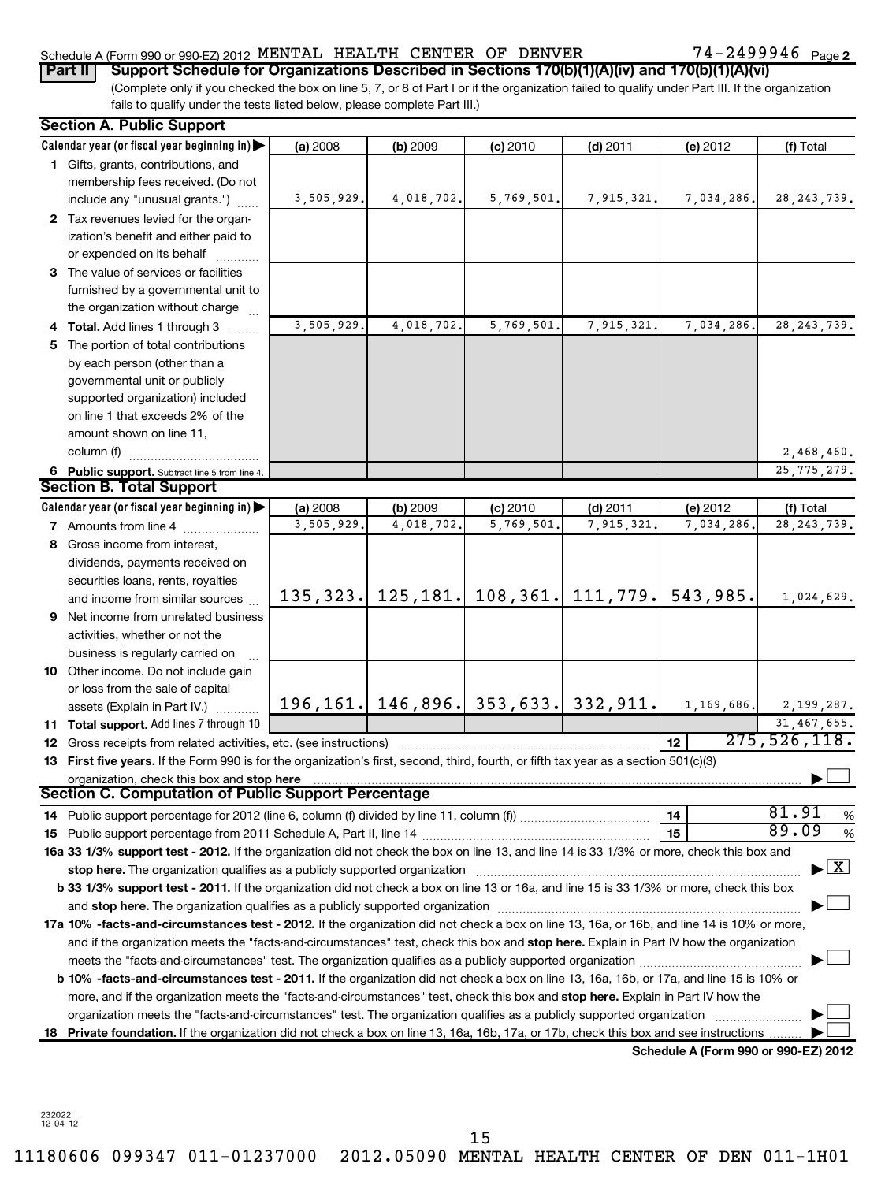Schedule A (Form 990 or 990-EZ) 2012 MENTAL HEALTH CENTER OF DENVER 74-2499946 Page 2

**Part II** **Support Schedule for Organizations Described in Sections 170(b)(1)(A)(iv) and 170(b)(1)(A)(vi)**

(Complete only if you checked the box on line 5, 7, or 8 of Part I or if the organization failed to qualify under Part III. If the organization fails to qualify under the tests listed below, please complete Part III.)

### Section A. Public Support

| Calendar year (or fiscal year beginning in) ▶ | (a) 2008 | (b) 2009 | (c) 2010 | (d) 2011 | (e) 2012 | (f) Total |
|---|---|---|---|---|---|---|
| **1** Gifts, grants, contributions, and membership fees received. (Do not include any "unusual grants.") | 3,505,929. | 4,018,702. | 5,769,501. | 7,915,321. | 7,034,286. | 28,243,739. |
| **2** Tax revenues levied for the organization's benefit and either paid to or expended on its behalf | | | | | | |
| **3** The value of services or facilities furnished by a governmental unit to the organization without charge | | | | | | |
| **4** **Total.** Add lines 1 through 3 | 3,505,929. | 4,018,702. | 5,769,501. | 7,915,321. | 7,034,286. | 28,243,739. |
| **5** The portion of total contributions by each person (other than a governmental unit or publicly supported organization) included on line 1 that exceeds 2% of the amount shown on line 11, column (f) | | | | | | 2,468,460. |
| **6** **Public support.** Subtract line 5 from line 4. | | | | | | 25,775,279. |

### Section B. Total Support

| Calendar year (or fiscal year beginning in) ▶ | (a) 2008 | (b) 2009 | (c) 2010 | (d) 2011 | (e) 2012 | (f) Total |
|---|---|---|---|---|---|---|
| **7** Amounts from line 4 | 3,505,929. | 4,018,702. | 5,769,501. | 7,915,321. | 7,034,286. | 28,243,739. |
| **8** Gross income from interest, dividends, payments received on securities loans, rents, royalties and income from similar sources | 135,323. | 125,181. | 108,361. | 111,779. | 543,985. | 1,024,629. |
| **9** Net income from unrelated business activities, whether or not the business is regularly carried on | | | | | | |
| **10** Other income. Do not include gain or loss from the sale of capital assets (Explain in Part IV.) | 196,161. | 146,896. | 353,633. | 332,911. | 1,169,686. | 2,199,287. |
| **11** **Total support.** Add lines 7 through 10 | | | | | | 31,467,655. |

**12** Gross receipts from related activities, etc. (see instructions) — **12** — 275,526,118.

**13** **First five years.** If the Form 990 is for the organization's first, second, third, fourth, or fifth tax year as a section 501(c)(3) organization, check this box and **stop here** ▶ ☐

### Section C. Computation of Public Support Percentage

**14** Public support percentage for 2012 (line 6, column (f) divided by line 11, column (f)) — **14** — 81.91 %

**15** Public support percentage from 2011 Schedule A, Part II, line 14 — **15** — 89.09 %

**16a 33 1/3% support test - 2012.** If the organization did not check the box on line 13, and line 14 is 33 1/3% or more, check this box and **stop here.** The organization qualifies as a publicly supported organization ▶ ☒

**b 33 1/3% support test - 2011.** If the organization did not check a box on line 13 or 16a, and line 15 is 33 1/3% or more, check this box and **stop here.** The organization qualifies as a publicly supported organization ▶ ☐

**17a 10% -facts-and-circumstances test - 2012.** If the organization did not check a box on line 13, 16a, or 16b, and line 14 is 10% or more, and if the organization meets the "facts-and-circumstances" test, check this box and **stop here.** Explain in Part IV how the organization meets the "facts-and-circumstances" test. The organization qualifies as a publicly supported organization ▶ ☐

**b 10% -facts-and-circumstances test - 2011.** If the organization did not check a box on line 13, 16a, 16b, or 17a, and line 15 is 10% or more, and if the organization meets the "facts-and-circumstances" test, check this box and **stop here.** Explain in Part IV how the organization meets the "facts-and-circumstances" test. The organization qualifies as a publicly supported organization ▶ ☐

**18** **Private foundation.** If the organization did not check a box on line 13, 16a, 16b, 17a, or 17b, check this box and see instructions ▶ ☐

**Schedule A (Form 990 or 990-EZ) 2012**

232022 12-04-12

11180606 099347 011-01237000 2012.05090 MENTAL HEALTH CENTER OF DEN 011-1H01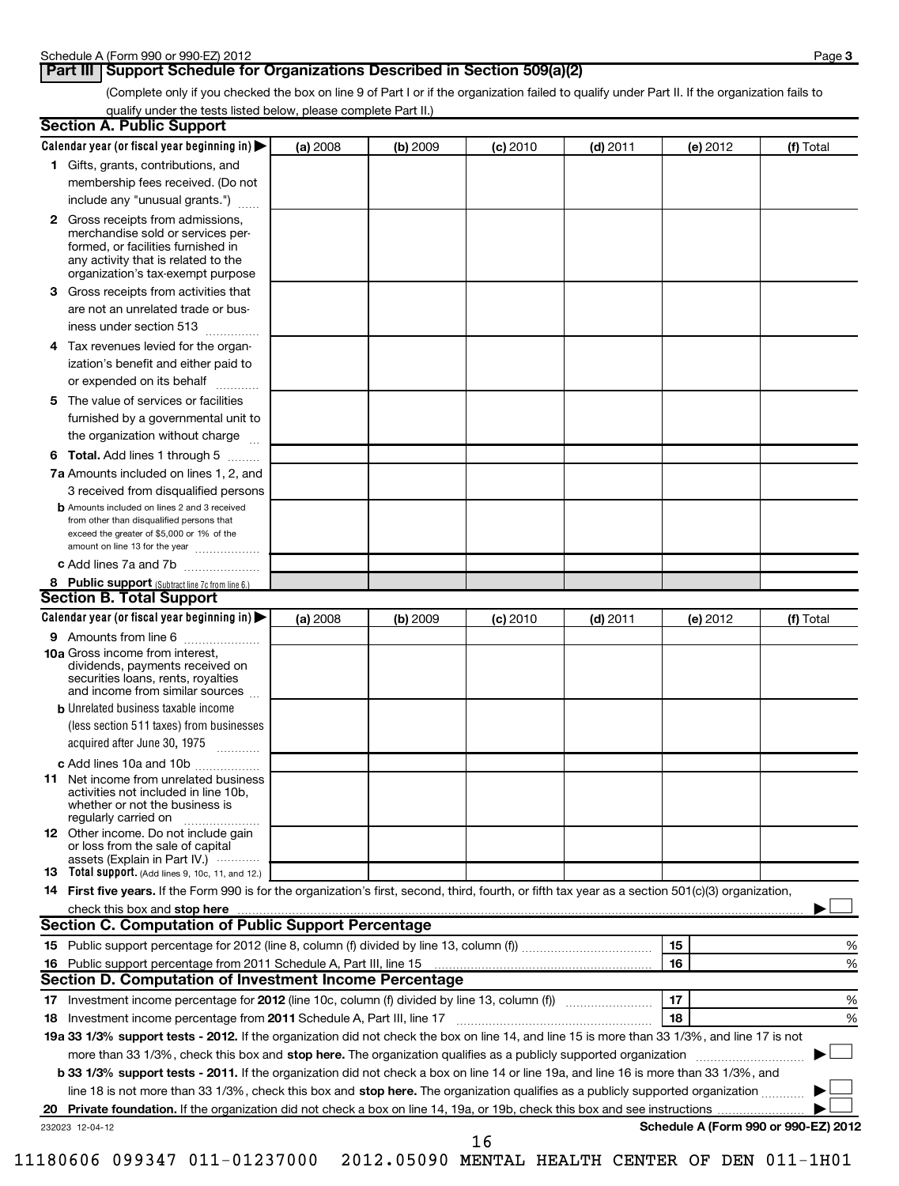**Part III Support Schedule for Organizations Described in Section 509(a)(2)**

(Complete only if you checked the box on line 9 of Part I or if the organization failed to qualify under Part II. If the organization fails to qualify under the tests listed below, please complete Part II.)

## Section A. Public Support

| Calendar year (or fiscal year beginning in) ▶ | (a) 2008 | (b) 2009 | (c) 2010 | (d) 2011 | (e) 2012 | (f) Total |
|---|---|---|---|---|---|---|
| **1** Gifts, grants, contributions, and membership fees received. (Do not include any "unusual grants.") | | | | | | |
| **2** Gross receipts from admissions, merchandise sold or services performed, or facilities furnished in any activity that is related to the organization's tax-exempt purpose | | | | | | |
| **3** Gross receipts from activities that are not an unrelated trade or business under section 513 | | | | | | |
| **4** Tax revenues levied for the organization's benefit and either paid to or expended on its behalf | | | | | | |
| **5** The value of services or facilities furnished by a governmental unit to the organization without charge | | | | | | |
| **6 Total.** Add lines 1 through 5 | | | | | | |
| **7a** Amounts included on lines 1, 2, and 3 received from disqualified persons | | | | | | |
| **b** Amounts included on lines 2 and 3 received from other than disqualified persons that exceed the greater of $5,000 or 1% of the amount on line 13 for the year | | | | | | |
| **c** Add lines 7a and 7b | | | | | | |
| **8 Public support** (Subtract line 7c from line 6.) | | | | | | |

## Section B. Total Support

| Calendar year (or fiscal year beginning in) ▶ | (a) 2008 | (b) 2009 | (c) 2010 | (d) 2011 | (e) 2012 | (f) Total |
|---|---|---|---|---|---|---|
| **9** Amounts from line 6 | | | | | | |
| **10a** Gross income from interest, dividends, payments received on securities loans, rents, royalties and income from similar sources | | | | | | |
| **b** Unrelated business taxable income (less section 511 taxes) from businesses acquired after June 30, 1975 | | | | | | |
| **c** Add lines 10a and 10b | | | | | | |
| **11** Net income from unrelated business activities not included in line 10b, whether or not the business is regularly carried on | | | | | | |
| **12** Other income. Do not include gain or loss from the sale of capital assets (Explain in Part IV.) | | | | | | |
| **13 Total support.** (Add lines 9, 10c, 11, and 12.) | | | | | | |

**14 First five years.** If the Form 990 is for the organization's first, second, third, fourth, or fifth tax year as a section 501(c)(3) organization, check this box and **stop here** ▶ ☐

## Section C. Computation of Public Support Percentage

| | | | |
|---|---|---|---|
| **15** | Public support percentage for 2012 (line 8, column (f) divided by line 13, column (f)) | 15 | % |
| **16** | Public support percentage from 2011 Schedule A, Part III, line 15 | 16 | % |

## Section D. Computation of Investment Income Percentage

| | | | |
|---|---|---|---|
| **17** | Investment income percentage for **2012** (line 10c, column (f) divided by line 13, column (f)) | 17 | % |
| **18** | Investment income percentage from **2011** Schedule A, Part III, line 17 | 18 | % |

**19a 33 1/3% support tests - 2012.** If the organization did not check the box on line 14, and line 15 is more than 33 1/3%, and line 17 is not more than 33 1/3%, check this box and **stop here.** The organization qualifies as a publicly supported organization ▶ ☐

**b 33 1/3% support tests - 2011.** If the organization did not check a box on line 14 or line 19a, and line 16 is more than 33 1/3%, and line 18 is not more than 33 1/3%, check this box and **stop here.** The organization qualifies as a publicly supported organization ▶ ☐

**20 Private foundation.** If the organization did not check a box on line 14, 19a, or 19b, check this box and see instructions ▶ ☐

232023 12-04-12

**Schedule A (Form 990 or 990-EZ) 2012**

11180606 099347 011-01237000 2012.05090 MENTAL HEALTH CENTER OF DEN 011-1H01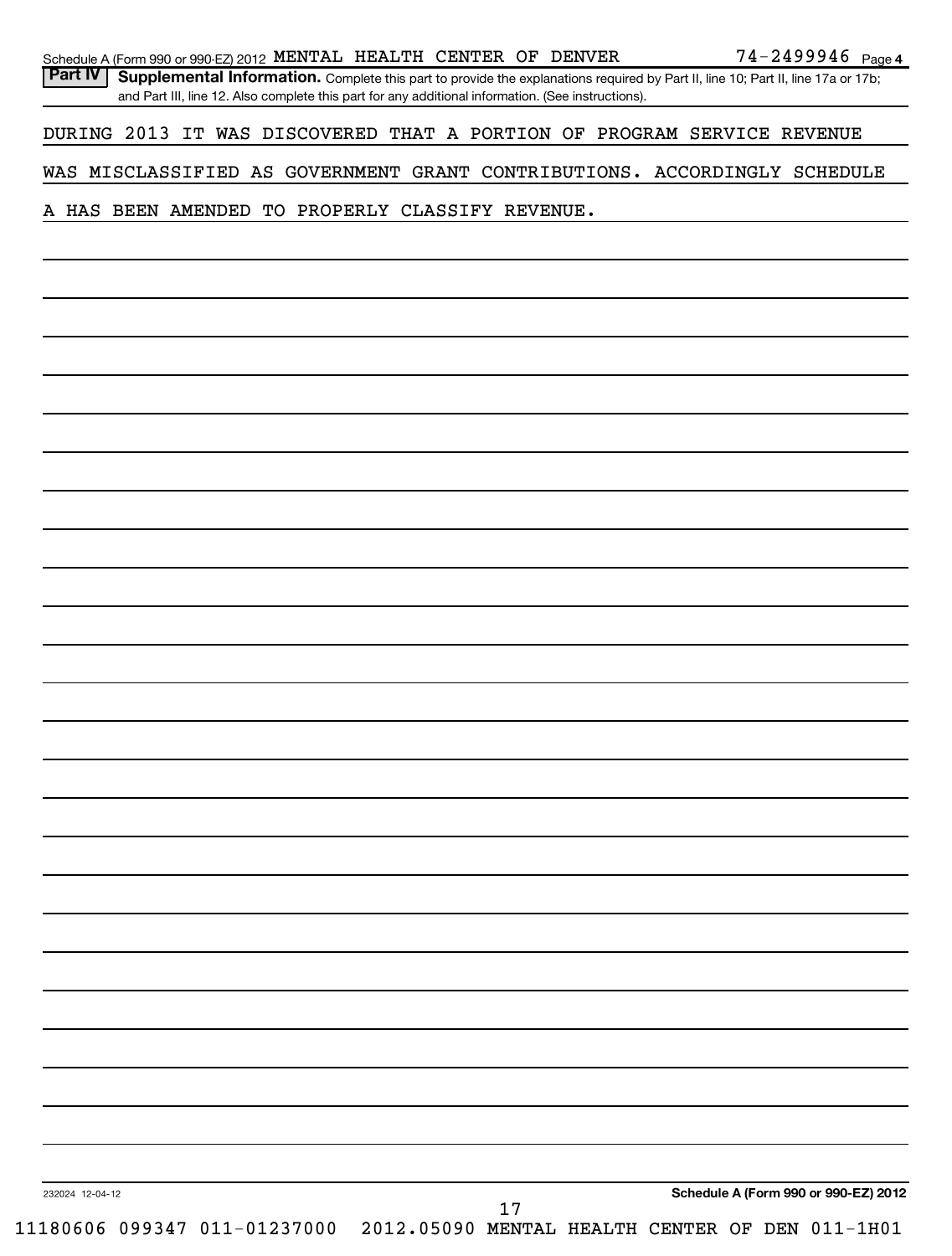Schedule A (Form 990 or 990-EZ) 2012 MENTAL HEALTH CENTER OF DENVER 74-2499946 Page 4

**Part IV** **Supplemental Information.** Complete this part to provide the explanations required by Part II, line 10; Part II, line 17a or 17b; and Part III, line 12. Also complete this part for any additional information. (See instructions).

DURING 2013 IT WAS DISCOVERED THAT A PORTION OF PROGRAM SERVICE REVENUE WAS MISCLASSIFIED AS GOVERNMENT GRANT CONTRIBUTIONS. ACCORDINGLY SCHEDULE A HAS BEEN AMENDED TO PROPERLY CLASSIFY REVENUE.

232024 12-04-12

**Schedule A (Form 990 or 990-EZ) 2012**

11180606 099347 011-01237000 2012.05090 MENTAL HEALTH CENTER OF DEN 011-1H01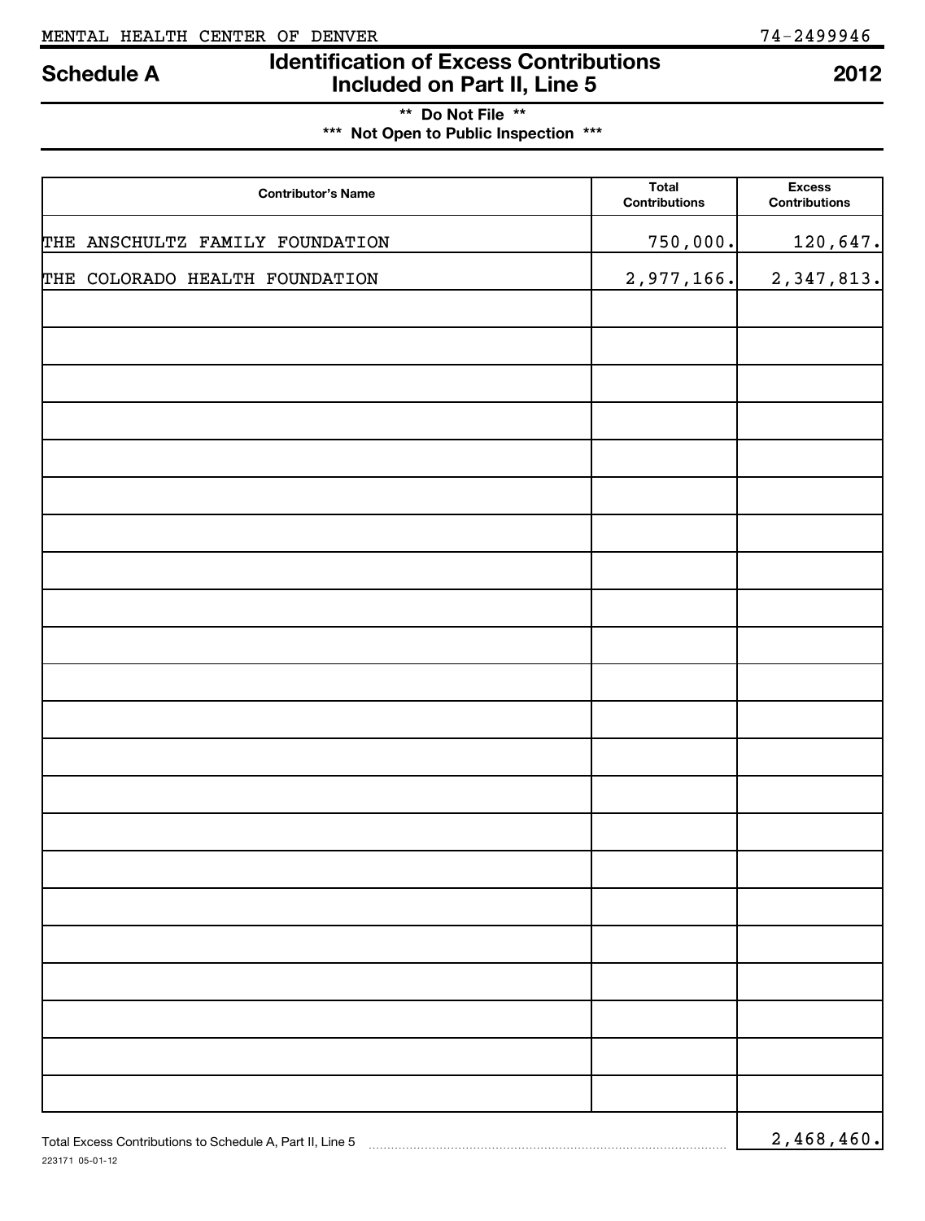MENTAL HEALTH CENTER OF DENVER 74-2499946

# Schedule A — Identification of Excess Contributions Included on Part II, Line 5 — 2012

**\*\* Do Not File \*\***

**\*\*\* Not Open to Public Inspection \*\*\***

| Contributor's Name | Total Contributions | Excess Contributions |
|---|---|---|
| THE ANSCHULTZ FAMILY FOUNDATION | 750,000. | 120,647. |
| THE COLORADO HEALTH FOUNDATION | 2,977,166. | 2,347,813. |

Total Excess Contributions to Schedule A, Part II, Line 5 ..... 2,468,460.

223171 05-01-12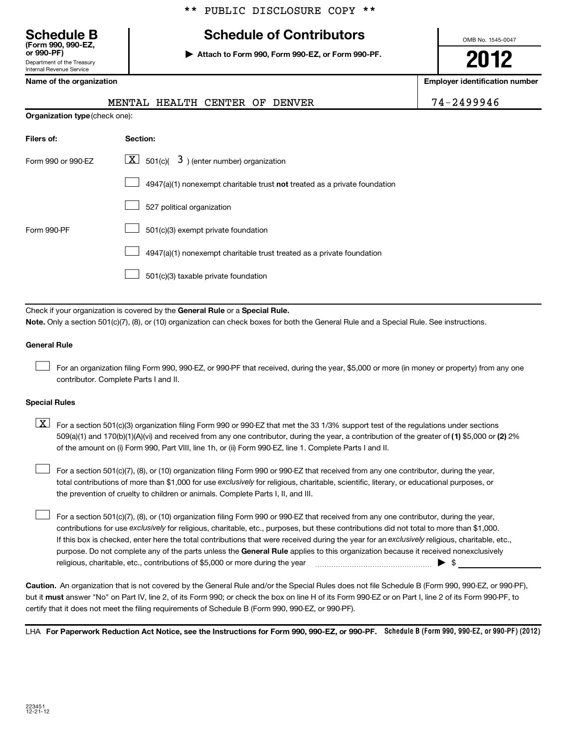\*\* PUBLIC DISCLOSURE COPY \*\*

**Schedule B**
**(Form 990, 990-EZ, or 990-PF)**
Department of the Treasury
Internal Revenue Service

# Schedule of Contributors

▶ **Attach to Form 990, Form 990-EZ, or Form 990-PF.**

OMB No. 1545-0047

**2012**

| Name of the organization | Employer identification number |
|---|---|
| MENTAL HEALTH CENTER OF DENVER | 74-2499946 |

**Organization type** (check one):

| Filers of: | Section: |
|---|---|
| Form 990 or 990-EZ | [X] 501(c)( 3 ) (enter number) organization |
| | [ ] 4947(a)(1) nonexempt charitable trust **not** treated as a private foundation |
| | [ ] 527 political organization |
| Form 990-PF | [ ] 501(c)(3) exempt private foundation |
| | [ ] 4947(a)(1) nonexempt charitable trust treated as a private foundation |
| | [ ] 501(c)(3) taxable private foundation |

Check if your organization is covered by the **General Rule** or a **Special Rule.**

**Note.** Only a section 501(c)(7), (8), or (10) organization can check boxes for both the General Rule and a Special Rule. See instructions.

**General Rule**

[ ] For an organization filing Form 990, 990-EZ, or 990-PF that received, during the year, $5,000 or more (in money or property) from any one contributor. Complete Parts I and II.

**Special Rules**

[X] For a section 501(c)(3) organization filing Form 990 or 990-EZ that met the 33 1/3% support test of the regulations under sections 509(a)(1) and 170(b)(1)(A)(vi) and received from any one contributor, during the year, a contribution of the greater of **(1)** $5,000 or **(2)** 2% of the amount on (i) Form 990, Part VIII, line 1h, or (ii) Form 990-EZ, line 1. Complete Parts I and II.

[ ] For a section 501(c)(7), (8), or (10) organization filing Form 990 or 990-EZ that received from any one contributor, during the year, total contributions of more than $1,000 for use *exclusively* for religious, charitable, scientific, literary, or educational purposes, or the prevention of cruelty to children or animals. Complete Parts I, II, and III.

[ ] For a section 501(c)(7), (8), or (10) organization filing Form 990 or 990-EZ that received from any one contributor, during the year, contributions for use *exclusively* for religious, charitable, etc., purposes, but these contributions did not total to more than $1,000. If this box is checked, enter here the total contributions that were received during the year for an *exclusively* religious, charitable, etc., purpose. Do not complete any of the parts unless the **General Rule** applies to this organization because it received nonexclusively religious, charitable, etc., contributions of $5,000 or more during the year ▶ $ \_\_\_\_\_\_\_\_\_\_

**Caution.** An organization that is not covered by the General Rule and/or the Special Rules does not file Schedule B (Form 990, 990-EZ, or 990-PF), but it **must** answer "No" on Part IV, line 2, of its Form 990; or check the box on line H of its Form 990-EZ or on Part I, line 2 of its Form 990-PF, to certify that it does not meet the filing requirements of Schedule B (Form 990, 990-EZ, or 990-PF).

LHA **For Paperwork Reduction Act Notice, see the Instructions for Form 990, 990-EZ, or 990-PF.** **Schedule B (Form 990, 990-EZ, or 990-PF) (2012)**

223451
12-21-12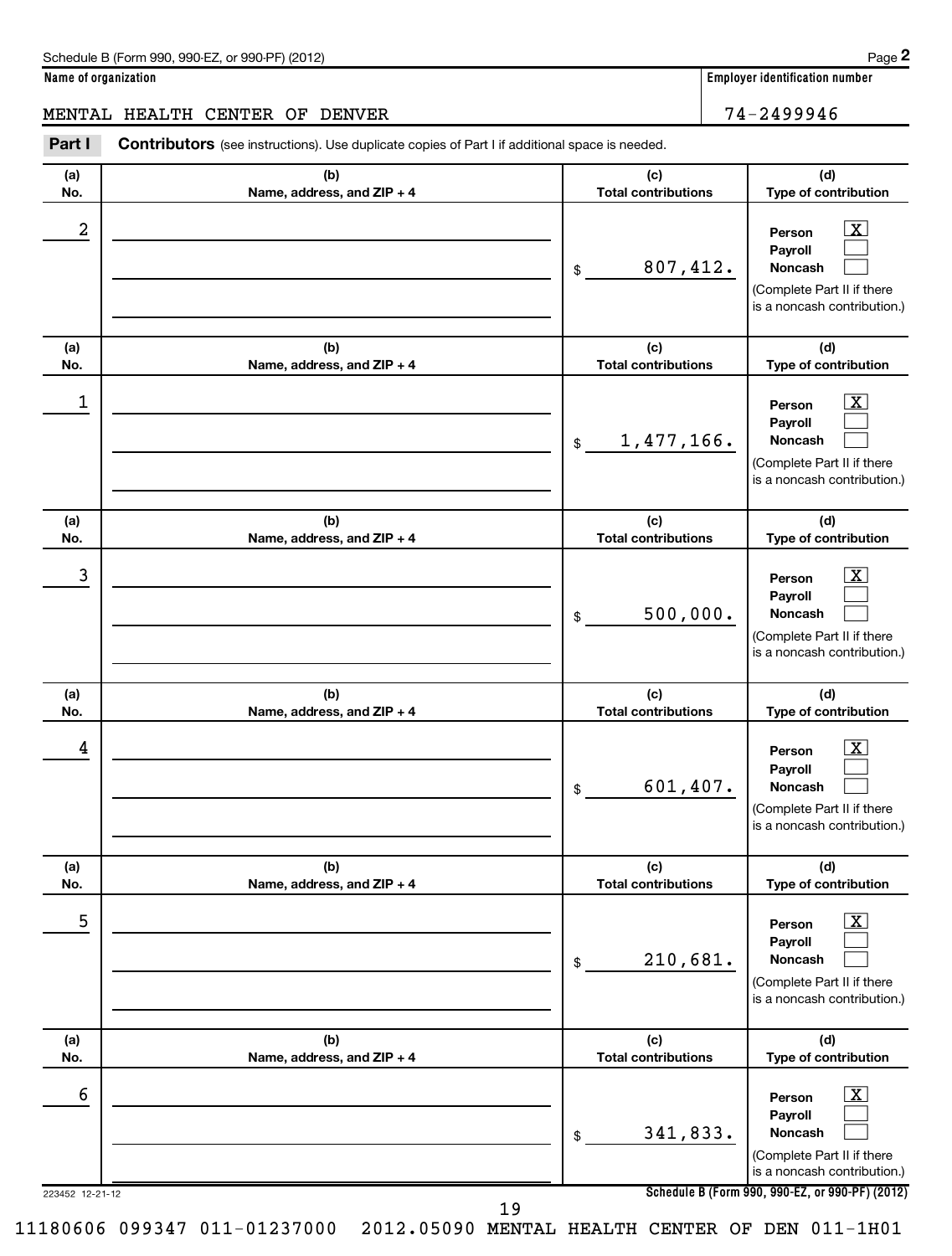Schedule B (Form 990, 990-EZ, or 990-PF) (2012)

**Name of organization**

MENTAL HEALTH CENTER OF DENVER

**Employer identification number**

74-2499946

**Part I** **Contributors** (see instructions). Use duplicate copies of Part I if additional space is needed.

| (a) No. | (b) Name, address, and ZIP + 4 | (c) Total contributions | (d) Type of contribution |
|---|---|---|---|
| 2 | | $ 807,412. | Person [X] Payroll [ ] Noncash [ ] (Complete Part II if there is a noncash contribution.) |
| 1 | | $ 1,477,166. | Person [X] Payroll [ ] Noncash [ ] (Complete Part II if there is a noncash contribution.) |
| 3 | | $ 500,000. | Person [X] Payroll [ ] Noncash [ ] (Complete Part II if there is a noncash contribution.) |
| 4 | | $ 601,407. | Person [X] Payroll [ ] Noncash [ ] (Complete Part II if there is a noncash contribution.) |
| 5 | | $ 210,681. | Person [X] Payroll [ ] Noncash [ ] (Complete Part II if there is a noncash contribution.) |
| 6 | | $ 341,833. | Person [X] Payroll [ ] Noncash [ ] (Complete Part II if there is a noncash contribution.) |

223452 12-21-12

**Schedule B (Form 990, 990-EZ, or 990-PF) (2012)**

11180606 099347 011-01237000 2012.05090 MENTAL HEALTH CENTER OF DEN 011-1H01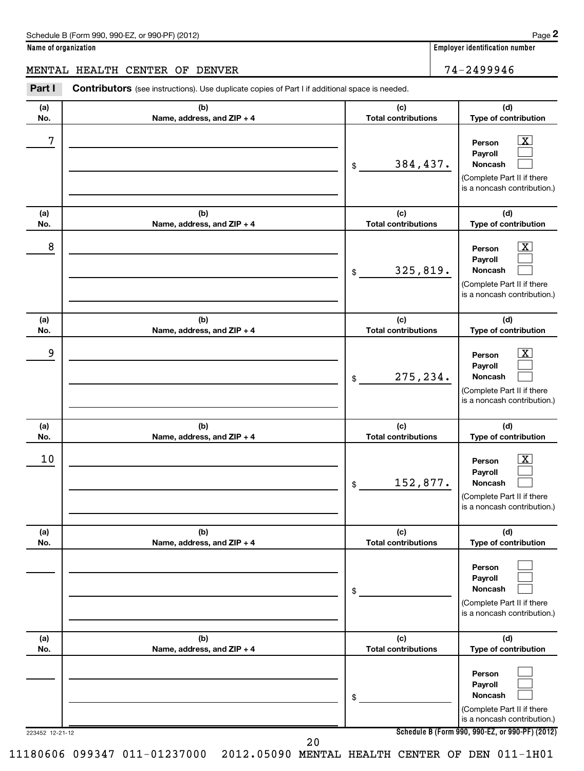Schedule B (Form 990, 990-EZ, or 990-PF) (2012)

**Name of organization**

MENTAL HEALTH CENTER OF DENVER

**Employer identification number**

74-2499946

**Part I** **Contributors** (see instructions). Use duplicate copies of Part I if additional space is needed.

| (a) No. | (b) Name, address, and ZIP + 4 | (c) Total contributions | (d) Type of contribution |
|---|---|---|---|
| 7 | | $ 384,437. | Person [X] Payroll [ ] Noncash [ ] (Complete Part II if there is a noncash contribution.) |
| 8 | | $ 325,819. | Person [X] Payroll [ ] Noncash [ ] (Complete Part II if there is a noncash contribution.) |
| 9 | | $ 275,234. | Person [X] Payroll [ ] Noncash [ ] (Complete Part II if there is a noncash contribution.) |
| 10 | | $ 152,877. | Person [X] Payroll [ ] Noncash [ ] (Complete Part II if there is a noncash contribution.) |
| | | $ | Person [ ] Payroll [ ] Noncash [ ] (Complete Part II if there is a noncash contribution.) |
| | | $ | Person [ ] Payroll [ ] Noncash [ ] (Complete Part II if there is a noncash contribution.) |

223452 12-21-12

**Schedule B (Form 990, 990-EZ, or 990-PF) (2012)**

11180606 099347 011-01237000 2012.05090 MENTAL HEALTH CENTER OF DEN 011-1H01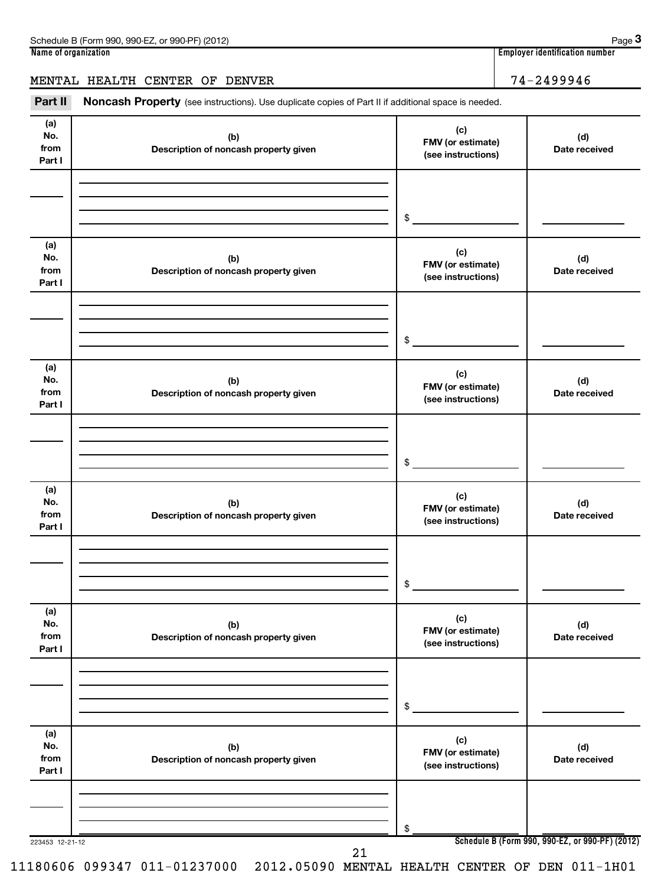Schedule B (Form 990, 990-EZ, or 990-PF) (2012)

**Name of organization**

MENTAL HEALTH CENTER OF DENVER

**Employer identification number**

74-2499946

**Part II** **Noncash Property** (see instructions). Use duplicate copies of Part II if additional space is needed.

| (a) No. from Part I | (b) Description of noncash property given | (c) FMV (or estimate) (see instructions) | (d) Date received |
|---|---|---|---|
| | | $ | |

| (a) No. from Part I | (b) Description of noncash property given | (c) FMV (or estimate) (see instructions) | (d) Date received |
|---|---|---|---|
| | | $ | |

| (a) No. from Part I | (b) Description of noncash property given | (c) FMV (or estimate) (see instructions) | (d) Date received |
|---|---|---|---|
| | | $ | |

| (a) No. from Part I | (b) Description of noncash property given | (c) FMV (or estimate) (see instructions) | (d) Date received |
|---|---|---|---|
| | | $ | |

| (a) No. from Part I | (b) Description of noncash property given | (c) FMV (or estimate) (see instructions) | (d) Date received |
|---|---|---|---|
| | | $ | |

| (a) No. from Part I | (b) Description of noncash property given | (c) FMV (or estimate) (see instructions) | (d) Date received |
|---|---|---|---|
| | | $ | |

223453 12-21-12

**Schedule B (Form 990, 990-EZ, or 990-PF) (2012)**

11180606 099347 011-01237000 2012.05090 MENTAL HEALTH CENTER OF DEN 011-1H01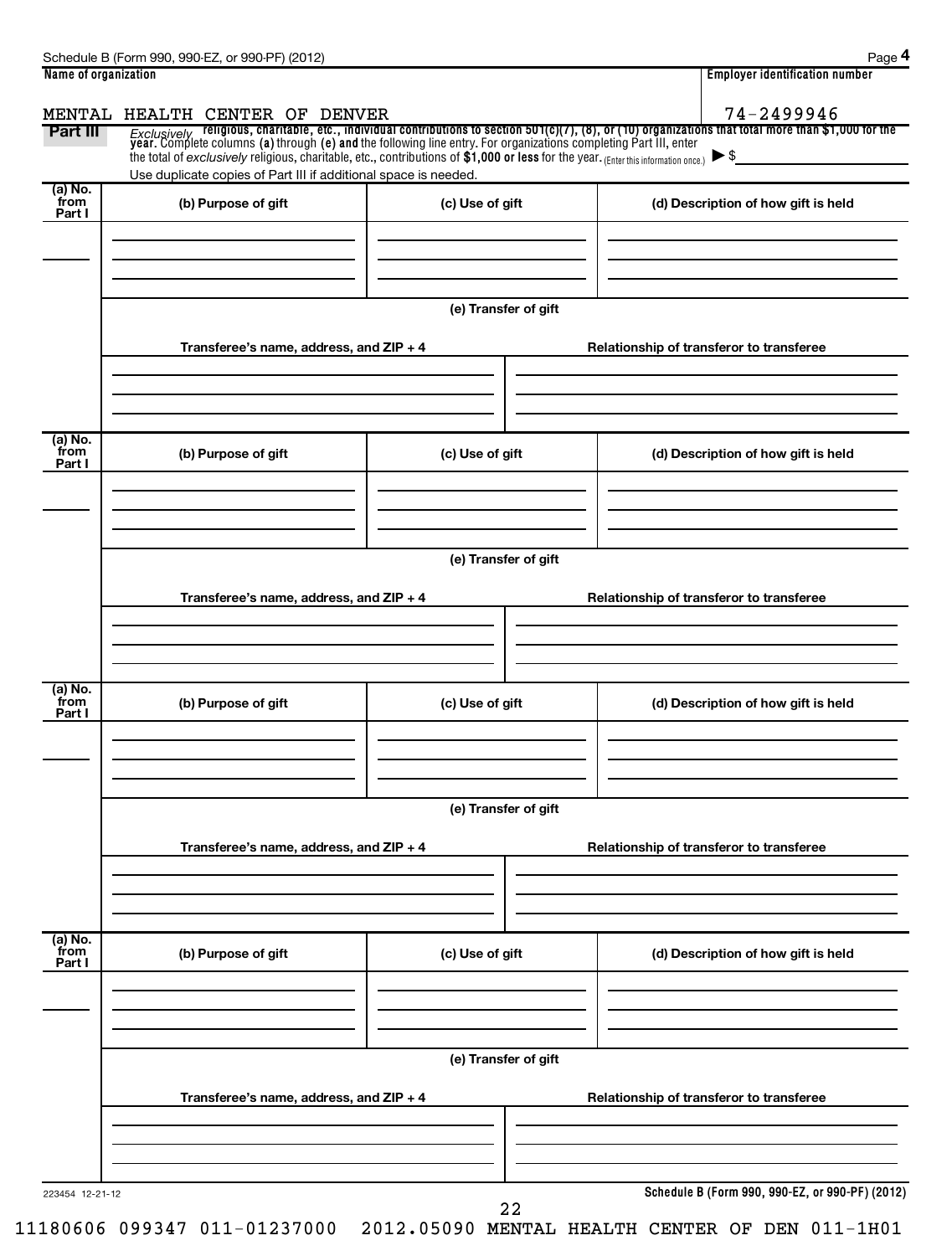Schedule B (Form 990, 990-EZ, or 990-PF) (2012)

| Name of organization | Employer identification number |
|---|---|
| MENTAL HEALTH CENTER OF DENVER | 74-2499946 |

**Part III** *Exclusively* **religious, charitable, etc., individual contributions to section 501(c)(7), (8), or (10) organizations that total more than $1,000 for the year.** Complete columns **(a)** through **(e)** and the following line entry. For organizations completing Part III, enter the total of *exclusively* religious, charitable, etc., contributions of **$1,000 or less** for the year. (Enter this information once.) ▶ $

Use duplicate copies of Part III if additional space is needed.

| (a) No. from Part I | (b) Purpose of gift | (c) Use of gift | (d) Description of how gift is held |
|---|---|---|---|
| | | | |

**(e) Transfer of gift**

| Transferee's name, address, and ZIP + 4 | Relationship of transferor to transferee |
|---|---|
| | |

| (a) No. from Part I | (b) Purpose of gift | (c) Use of gift | (d) Description of how gift is held |
|---|---|---|---|
| | | | |

**(e) Transfer of gift**

| Transferee's name, address, and ZIP + 4 | Relationship of transferor to transferee |
|---|---|
| | |

| (a) No. from Part I | (b) Purpose of gift | (c) Use of gift | (d) Description of how gift is held |
|---|---|---|---|
| | | | |

**(e) Transfer of gift**

| Transferee's name, address, and ZIP + 4 | Relationship of transferor to transferee |
|---|---|
| | |

| (a) No. from Part I | (b) Purpose of gift | (c) Use of gift | (d) Description of how gift is held |
|---|---|---|---|
| | | | |

**(e) Transfer of gift**

| Transferee's name, address, and ZIP + 4 | Relationship of transferor to transferee |
|---|---|
| | |

223454 12-21-12

**Schedule B (Form 990, 990-EZ, or 990-PF) (2012)**

11180606 099347 011-01237000 2012.05090 MENTAL HEALTH CENTER OF DEN 011-1H01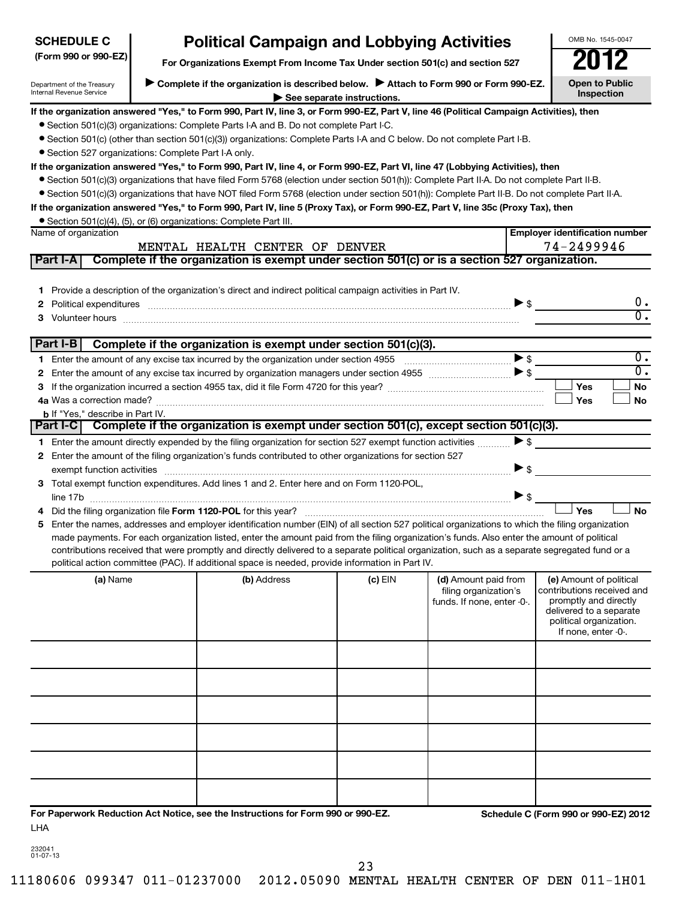**SCHEDULE C (Form 990 or 990-EZ)**

Department of the Treasury
Internal Revenue Service

# Political Campaign and Lobbying Activities

**For Organizations Exempt From Income Tax Under section 501(c) and section 527**

**▶ Complete if the organization is described below. ▶ Attach to Form 990 or Form 990-EZ.**
**▶ See separate instructions.**

OMB No. 1545-0047

**2012**

**Open to Public Inspection**

**If the organization answered "Yes," to Form 990, Part IV, line 3, or Form 990-EZ, Part V, line 46 (Political Campaign Activities), then**

- Section 501(c)(3) organizations: Complete Parts I-A and B. Do not complete Part I-C.
- Section 501(c) (other than section 501(c)(3)) organizations: Complete Parts I-A and C below. Do not complete Part I-B.
- Section 527 organizations: Complete Part I-A only.

**If the organization answered "Yes," to Form 990, Part IV, line 4, or Form 990-EZ, Part VI, line 47 (Lobbying Activities), then**

- Section 501(c)(3) organizations that have filed Form 5768 (election under section 501(h)): Complete Part II-A. Do not complete Part II-B.
- Section 501(c)(3) organizations that have NOT filed Form 5768 (election under section 501(h)): Complete Part II-B. Do not complete Part II-A.

**If the organization answered "Yes," to Form 990, Part IV, line 5 (Proxy Tax), or Form 990-EZ, Part V, line 35c (Proxy Tax), then**

- Section 501(c)(4), (5), or (6) organizations: Complete Part III.

| Name of organization | Employer identification number |
|---|---|
| MENTAL HEALTH CENTER OF DENVER | 74-2499946 |

## Part I-A Complete if the organization is exempt under section 501(c) or is a section 527 organization.

1 Provide a description of the organization's direct and indirect political campaign activities in Part IV.

2 Political expenditures ▶ $ 0.

3 Volunteer hours 0.

## Part I-B Complete if the organization is exempt under section 501(c)(3).

1 Enter the amount of any excise tax incurred by the organization under section 4955 ▶ $ 0.

2 Enter the amount of any excise tax incurred by organization managers under section 4955 ▶ $ 0.

3 If the organization incurred a section 4955 tax, did it file Form 4720 for this year? ☐ Yes ☐ No

4a Was a correction made? ☐ Yes ☐ No

b If "Yes," describe in Part IV.

## Part I-C Complete if the organization is exempt under section 501(c), except section 501(c)(3).

1 Enter the amount directly expended by the filing organization for section 527 exempt function activities ▶ $

2 Enter the amount of the filing organization's funds contributed to other organizations for section 527 exempt function activities ▶ $

3 Total exempt function expenditures. Add lines 1 and 2. Enter here and on Form 1120-POL, line 17b ▶ $

4 Did the filing organization file **Form 1120-POL** for this year? ☐ Yes ☐ No

5 Enter the names, addresses and employer identification number (EIN) of all section 527 political organizations to which the filing organization made payments. For each organization listed, enter the amount paid from the filing organization's funds. Also enter the amount of political contributions received that were promptly and directly delivered to a separate political organization, such as a separate segregated fund or a political action committee (PAC). If additional space is needed, provide information in Part IV.

| (a) Name | (b) Address | (c) EIN | (d) Amount paid from filing organization's funds. If none, enter -0-. | (e) Amount of political contributions received and promptly and directly delivered to a separate political organization. If none, enter -0-. |
|---|---|---|---|---|
| | | | | |
| | | | | |
| | | | | |
| | | | | |
| | | | | |
| | | | | |

**For Paperwork Reduction Act Notice, see the Instructions for Form 990 or 990-EZ.** **Schedule C (Form 990 or 990-EZ) 2012**

LHA

232041
01-07-13

11180606 099347 011-01237000 2012.05090 MENTAL HEALTH CENTER OF DEN 011-1H01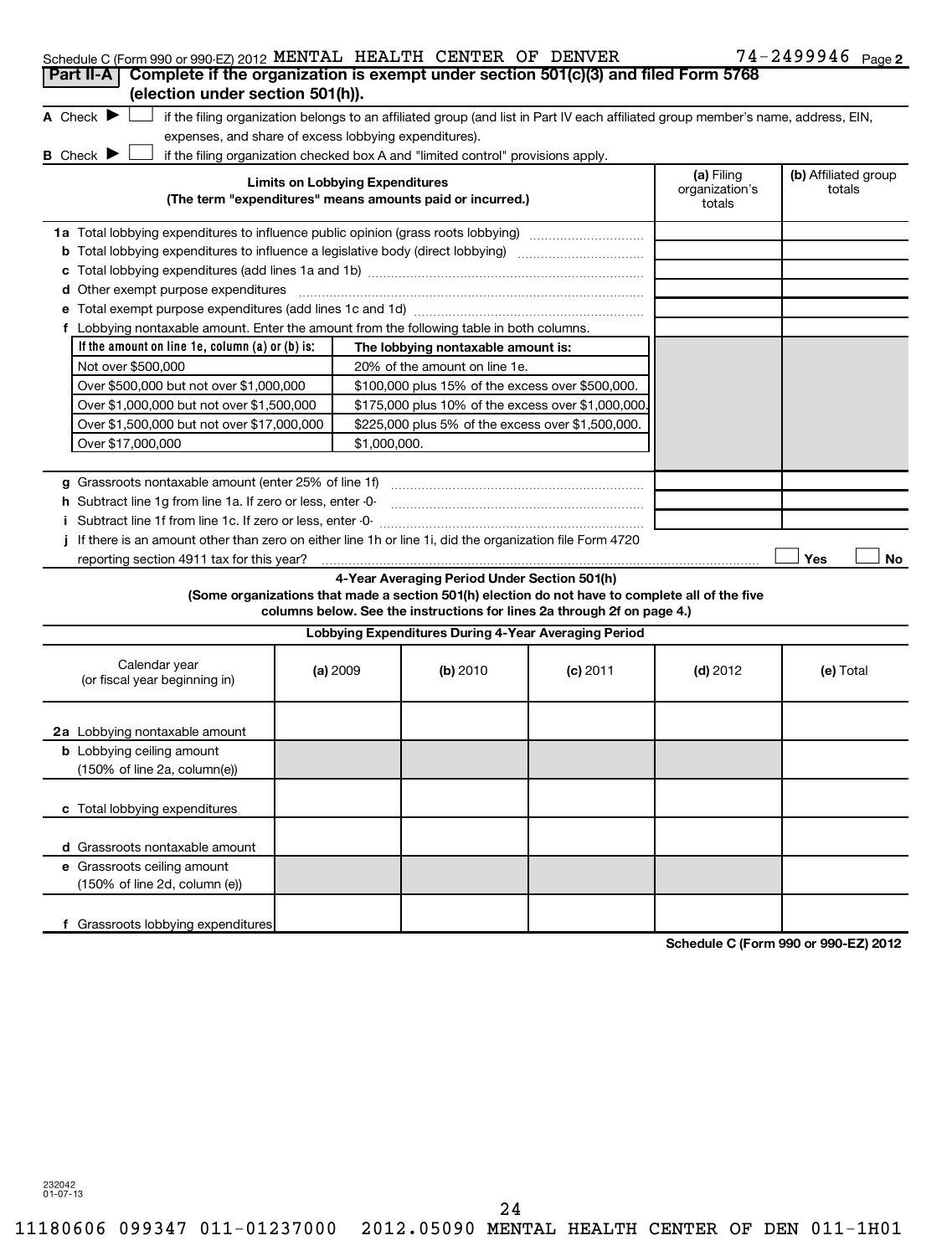Schedule C (Form 990 or 990-EZ) 2012 MENTAL HEALTH CENTER OF DENVER 74-2499946 Page 2

## Part II-A Complete if the organization is exempt under section 501(c)(3) and filed Form 5768 (election under section 501(h)).

**A** Check ▶ ☐ if the filing organization belongs to an affiliated group (and list in Part IV each affiliated group member's name, address, EIN, expenses, and share of excess lobbying expenditures).

**B** Check ▶ ☐ if the filing organization checked box A and "limited control" provisions apply.

| Limits on Lobbying Expenditures (The term "expenditures" means amounts paid or incurred.) | (a) Filing organization's totals | (b) Affiliated group totals |
|---|---|---|
| **1a** Total lobbying expenditures to influence public opinion (grass roots lobbying) | | |
| **b** Total lobbying expenditures to influence a legislative body (direct lobbying) | | |
| **c** Total lobbying expenditures (add lines 1a and 1b) | | |
| **d** Other exempt purpose expenditures | | |
| **e** Total exempt purpose expenditures (add lines 1c and 1d) | | |
| **f** Lobbying nontaxable amount. Enter the amount from the following table in both columns. | | |

| If the amount on line 1e, column (a) or (b) is: | The lobbying nontaxable amount is: |
|---|---|
| Not over $500,000 | 20% of the amount on line 1e. |
| Over $500,000 but not over $1,000,000 | $100,000 plus 15% of the excess over $500,000. |
| Over $1,000,000 but not over $1,500,000 | $175,000 plus 10% of the excess over $1,000,000. |
| Over $1,500,000 but not over $17,000,000 | $225,000 plus 5% of the excess over $1,500,000. |
| Over $17,000,000 | $1,000,000. |

| | (a) Filing organization's totals | (b) Affiliated group totals |
|---|---|---|
| **g** Grassroots nontaxable amount (enter 25% of line 1f) | | |
| **h** Subtract line 1g from line 1a. If zero or less, enter -0- | | |
| **i** Subtract line 1f from line 1c. If zero or less, enter -0- | | |

**j** If there is an amount other than zero on either line 1h or line 1i, did the organization file Form 4720 reporting section 4911 tax for this year? ☐ Yes ☐ No

### 4-Year Averaging Period Under Section 501(h)

**(Some organizations that made a section 501(h) election do not have to complete all of the five columns below. See the instructions for lines 2a through 2f on page 4.)**

**Lobbying Expenditures During 4-Year Averaging Period**

| Calendar year (or fiscal year beginning in) | (a) 2009 | (b) 2010 | (c) 2011 | (d) 2012 | (e) Total |
|---|---|---|---|---|---|
| **2a** Lobbying nontaxable amount | | | | | |
| **b** Lobbying ceiling amount (150% of line 2a, column(e)) | | | | | |
| **c** Total lobbying expenditures | | | | | |
| **d** Grassroots nontaxable amount | | | | | |
| **e** Grassroots ceiling amount (150% of line 2d, column (e)) | | | | | |
| **f** Grassroots lobbying expenditures | | | | | |

Schedule C (Form 990 or 990-EZ) 2012

232042 01-07-13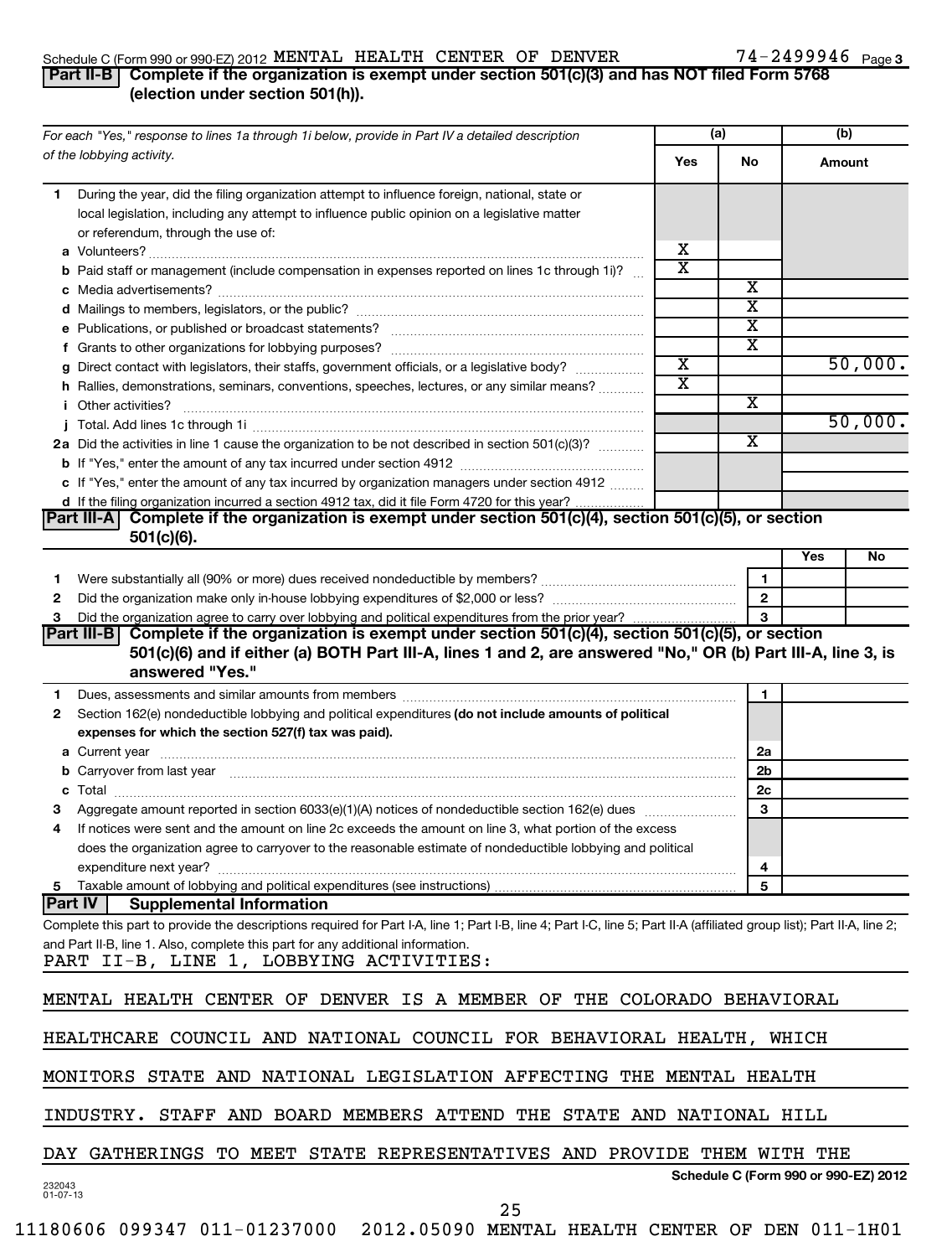Schedule C (Form 990 or 990-EZ) 2012 MENTAL HEALTH CENTER OF DENVER 74-2499946 Page 3

## Part II-B Complete if the organization is exempt under section 501(c)(3) and has NOT filed Form 5768 (election under section 501(h)).

| For each "Yes," response to lines 1a through 1i below, provide in Part IV a detailed description of the lobbying activity. | (a) Yes | (a) No | (b) Amount |
|---|---|---|---|
| **1** During the year, did the filing organization attempt to influence foreign, national, state or local legislation, including any attempt to influence public opinion on a legislative matter or referendum, through the use of: | | | |
| **a** Volunteers? | X | | |
| **b** Paid staff or management (include compensation in expenses reported on lines 1c through 1i)? | X | | |
| **c** Media advertisements? | | X | |
| **d** Mailings to members, legislators, or the public? | | X | |
| **e** Publications, or published or broadcast statements? | | X | |
| **f** Grants to other organizations for lobbying purposes? | | X | |
| **g** Direct contact with legislators, their staffs, government officials, or a legislative body? | X | | 50,000. |
| **h** Rallies, demonstrations, seminars, conventions, speeches, lectures, or any similar means? | X | | |
| **i** Other activities? | | X | |
| **j** Total. Add lines 1c through 1i | | | 50,000. |
| **2a** Did the activities in line 1 cause the organization to be not described in section 501(c)(3)? | | X | |
| **b** If "Yes," enter the amount of any tax incurred under section 4912 | | | |
| **c** If "Yes," enter the amount of any tax incurred by organization managers under section 4912 | | | |
| **d** If the filing organization incurred a section 4912 tax, did it file Form 4720 for this year? | | | |

## Part III-A Complete if the organization is exempt under section 501(c)(4), section 501(c)(5), or section 501(c)(6).

| | | | Yes | No |
|---|---|---|---|---|
| **1** | Were substantially all (90% or more) dues received nondeductible by members? | 1 | | |
| **2** | Did the organization make only in-house lobbying expenditures of $2,000 or less? | 2 | | |
| **3** | Did the organization agree to carry over lobbying and political expenditures from the prior year? | 3 | | |

## Part III-B Complete if the organization is exempt under section 501(c)(4), section 501(c)(5), or section 501(c)(6) and if either (a) BOTH Part III-A, lines 1 and 2, are answered "No," OR (b) Part III-A, line 3, is answered "Yes."

| | | | |
|---|---|---|---|
| **1** | Dues, assessments and similar amounts from members | 1 | |
| **2** | Section 162(e) nondeductible lobbying and political expenditures **(do not include amounts of political expenses for which the section 527(f) tax was paid).** | | |
| **a** | Current year | 2a | |
| **b** | Carryover from last year | 2b | |
| **c** | Total | 2c | |
| **3** | Aggregate amount reported in section 6033(e)(1)(A) notices of nondeductible section 162(e) dues | 3 | |
| **4** | If notices were sent and the amount on line 2c exceeds the amount on line 3, what portion of the excess does the organization agree to carryover to the reasonable estimate of nondeductible lobbying and political expenditure next year? | 4 | |
| **5** | Taxable amount of lobbying and political expenditures (see instructions) | 5 | |

## Part IV Supplemental Information

Complete this part to provide the descriptions required for Part I-A, line 1; Part I-B, line 4; Part I-C, line 5; Part II-A (affiliated group list); Part II-A, line 2; and Part II-B, line 1. Also, complete this part for any additional information.

PART II-B, LINE 1, LOBBYING ACTIVITIES:

MENTAL HEALTH CENTER OF DENVER IS A MEMBER OF THE COLORADO BEHAVIORAL HEALTHCARE COUNCIL AND NATIONAL COUNCIL FOR BEHAVIORAL HEALTH, WHICH MONITORS STATE AND NATIONAL LEGISLATION AFFECTING THE MENTAL HEALTH INDUSTRY. STAFF AND BOARD MEMBERS ATTEND THE STATE AND NATIONAL HILL DAY GATHERINGS TO MEET STATE REPRESENTATIVES AND PROVIDE THEM WITH THE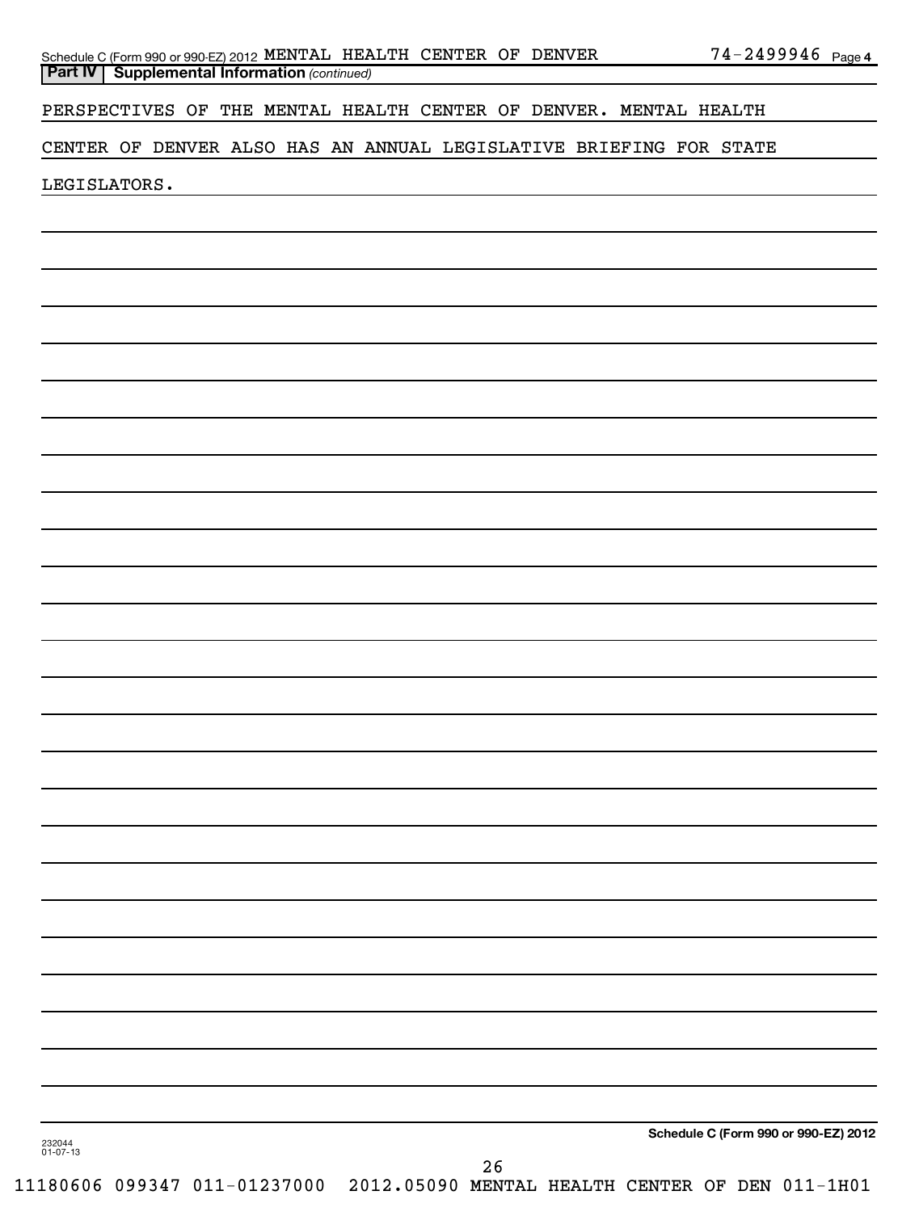**Part IV | Supplemental Information** *(continued)*

PERSPECTIVES OF THE MENTAL HEALTH CENTER OF DENVER. MENTAL HEALTH CENTER OF DENVER ALSO HAS AN ANNUAL LEGISLATIVE BRIEFING FOR STATE LEGISLATORS.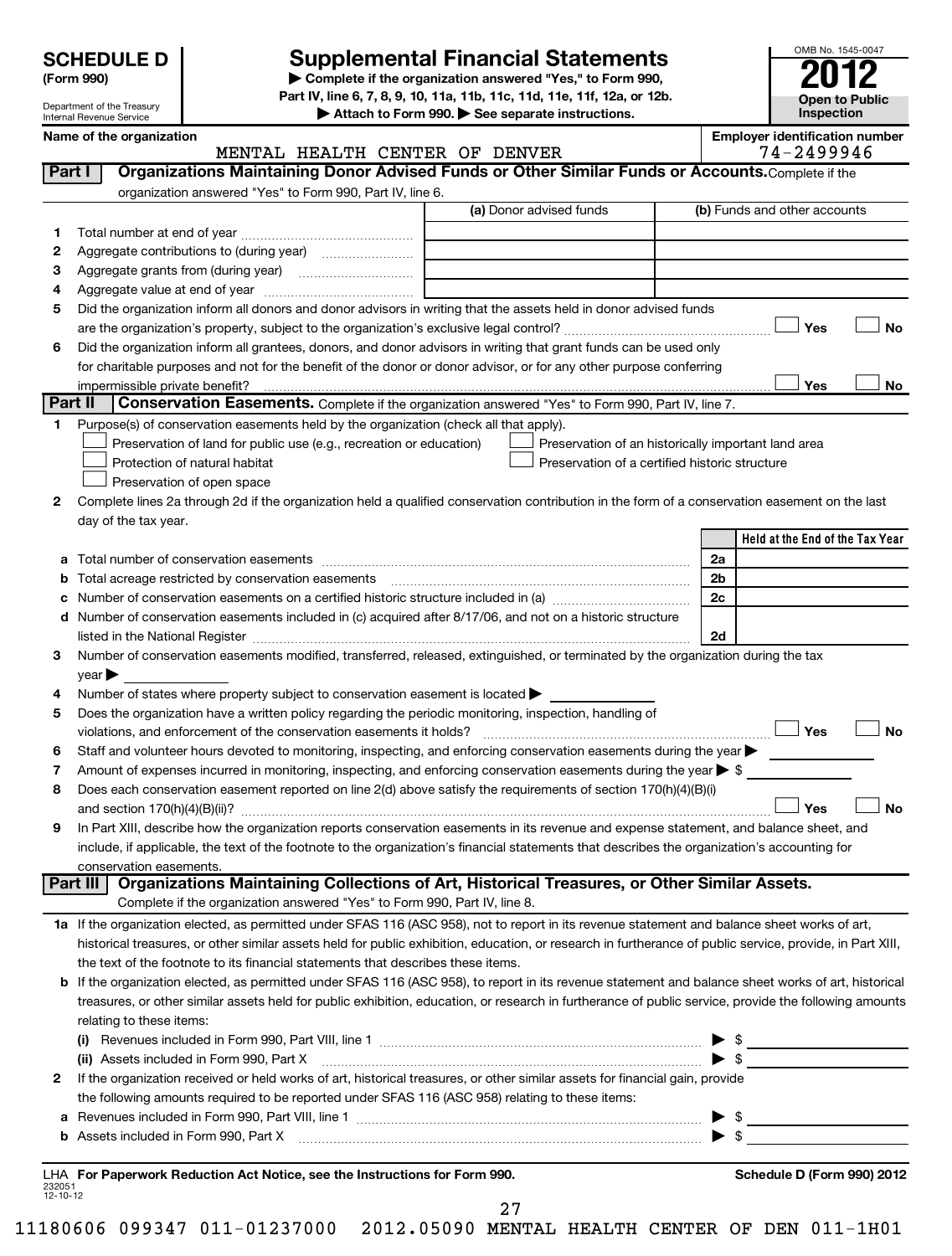**SCHEDULE D** (Form 990)

Department of the Treasury
Internal Revenue Service

# Supplemental Financial Statements

▶ Complete if the organization answered "Yes," to Form 990, Part IV, line 6, 7, 8, 9, 10, 11a, 11b, 11c, 11d, 11e, 11f, 12a, or 12b.
▶ Attach to Form 990. ▶ See separate instructions.

OMB No. 1545-0047

**2012**

**Open to Public Inspection**

**Name of the organization**
MENTAL HEALTH CENTER OF DENVER

**Employer identification number**
74-2499946

## Part I — Organizations Maintaining Donor Advised Funds or Other Similar Funds or Accounts.

Complete if the organization answered "Yes" to Form 990, Part IV, line 6.

| | | (a) Donor advised funds | (b) Funds and other accounts |
|---|---|---|---|
| 1 | Total number at end of year | | |
| 2 | Aggregate contributions to (during year) | | |
| 3 | Aggregate grants from (during year) | | |
| 4 | Aggregate value at end of year | | |

5 Did the organization inform all donors and donor advisors in writing that the assets held in donor advised funds are the organization's property, subject to the organization's exclusive legal control? ☐ Yes ☐ No

6 Did the organization inform all grantees, donors, and donor advisors in writing that grant funds can be used only for charitable purposes and not for the benefit of the donor or donor advisor, or for any other purpose conferring impermissible private benefit? ☐ Yes ☐ No

## Part II — Conservation Easements.

Complete if the organization answered "Yes" to Form 990, Part IV, line 7.

1 Purpose(s) of conservation easements held by the organization (check all that apply).

- ☐ Preservation of land for public use (e.g., recreation or education)
- ☐ Preservation of an historically important land area
- ☐ Protection of natural habitat
- ☐ Preservation of a certified historic structure
- ☐ Preservation of open space

2 Complete lines 2a through 2d if the organization held a qualified conservation contribution in the form of a conservation easement on the last day of the tax year.

| | | | Held at the End of the Tax Year |
|---|---|---|---|
| a | Total number of conservation easements | 2a | |
| b | Total acreage restricted by conservation easements | 2b | |
| c | Number of conservation easements on a certified historic structure included in (a) | 2c | |
| d | Number of conservation easements included in (c) acquired after 8/17/06, and not on a historic structure listed in the National Register | 2d | |

3 Number of conservation easements modified, transferred, released, extinguished, or terminated by the organization during the tax year ▶

4 Number of states where property subject to conservation easement is located ▶

5 Does the organization have a written policy regarding the periodic monitoring, inspection, handling of violations, and enforcement of the conservation easements it holds? ☐ Yes ☐ No

6 Staff and volunteer hours devoted to monitoring, inspecting, and enforcing conservation easements during the year ▶

7 Amount of expenses incurred in monitoring, inspecting, and enforcing conservation easements during the year ▶ $

8 Does each conservation easement reported on line 2(d) above satisfy the requirements of section 170(h)(4)(B)(i) and section 170(h)(4)(B)(ii)? ☐ Yes ☐ No

9 In Part XIII, describe how the organization reports conservation easements in its revenue and expense statement, and balance sheet, and include, if applicable, the text of the footnote to the organization's financial statements that describes the organization's accounting for conservation easements.

## Part III — Organizations Maintaining Collections of Art, Historical Treasures, or Other Similar Assets.

Complete if the organization answered "Yes" to Form 990, Part IV, line 8.

1a If the organization elected, as permitted under SFAS 116 (ASC 958), not to report in its revenue statement and balance sheet works of art, historical treasures, or other similar assets held for public exhibition, education, or research in furtherance of public service, provide, in Part XIII, the text of the footnote to its financial statements that describes these items.

b If the organization elected, as permitted under SFAS 116 (ASC 958), to report in its revenue statement and balance sheet works of art, historical treasures, or other similar assets held for public exhibition, education, or research in furtherance of public service, provide the following amounts relating to these items:

(i) Revenues included in Form 990, Part VIII, line 1 ▶ $

(ii) Assets included in Form 990, Part X ▶ $

2 If the organization received or held works of art, historical treasures, or other similar assets for financial gain, provide the following amounts required to be reported under SFAS 116 (ASC 958) relating to these items:

a Revenues included in Form 990, Part VIII, line 1 ▶ $

b Assets included in Form 990, Part X ▶ $

LHA **For Paperwork Reduction Act Notice, see the Instructions for Form 990.**

**Schedule D (Form 990) 2012**

232051
12-10-12

11180606 099347 011-01237000 2012.05090 MENTAL HEALTH CENTER OF DEN 011-1H01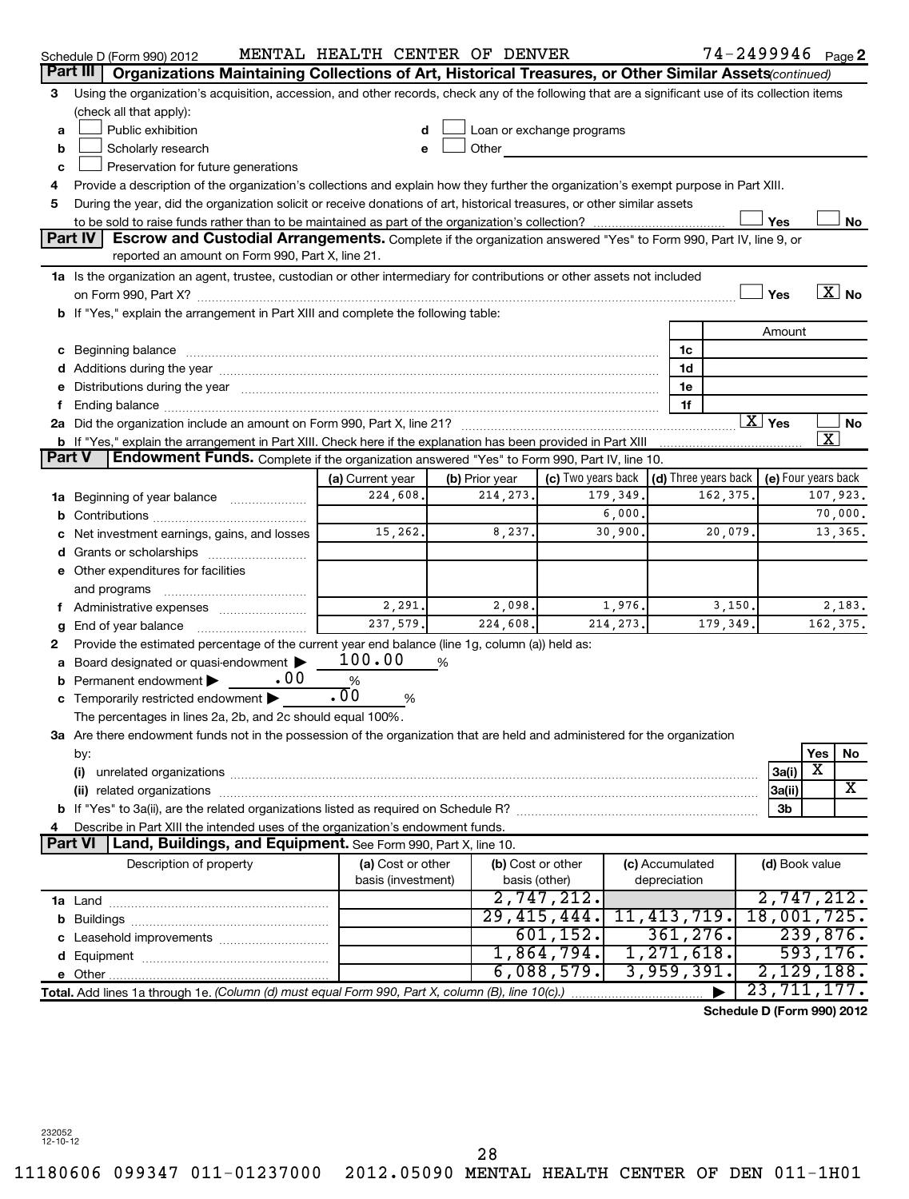Schedule D (Form 990) 2012 MENTAL HEALTH CENTER OF DENVER 74-2499946 Page 2

## Part III Organizations Maintaining Collections of Art, Historical Treasures, or Other Similar Assets (continued)

**3** Using the organization's acquisition, accession, and other records, check any of the following that are a significant use of its collection items (check all that apply):

- **a** ☐ Public exhibition
- **b** ☐ Scholarly research
- **c** ☐ Preservation for future generations
- **d** ☐ Loan or exchange programs
- **e** ☐ Other

**4** Provide a description of the organization's collections and explain how they further the organization's exempt purpose in Part XIII.

**5** During the year, did the organization solicit or receive donations of art, historical treasures, or other similar assets to be sold to raise funds rather than to be maintained as part of the organization's collection? ☐ Yes ☐ No

## Part IV Escrow and Custodial Arrangements.

Complete if the organization answered "Yes" to Form 990, Part IV, line 9, or reported an amount on Form 990, Part X, line 21.

**1a** Is the organization an agent, trustee, custodian or other intermediary for contributions or other assets not included on Form 990, Part X? ☐ Yes ☒ No

**b** If "Yes," explain the arrangement in Part XIII and complete the following table:

| | | Amount |
|---|---|---|
| **c** Beginning balance | 1c | |
| **d** Additions during the year | 1d | |
| **e** Distributions during the year | 1e | |
| **f** Ending balance | 1f | |

**2a** Did the organization include an amount on Form 990, Part X, line 21? ☒ Yes ☐ No

**b** If "Yes," explain the arrangement in Part XIII. Check here if the explanation has been provided in Part XIII ☒

## Part V Endowment Funds.

Complete if the organization answered "Yes" to Form 990, Part IV, line 10.

| | (a) Current year | (b) Prior year | (c) Two years back | (d) Three years back | (e) Four years back |
|---|---|---|---|---|---|
| **1a** Beginning of year balance | 224,608. | 214,273. | 179,349. | 162,375. | 107,923. |
| **b** Contributions | | | 6,000. | | 70,000. |
| **c** Net investment earnings, gains, and losses | 15,262. | 8,237. | 30,900. | 20,079. | 13,365. |
| **d** Grants or scholarships | | | | | |
| **e** Other expenditures for facilities and programs | | | | | |
| **f** Administrative expenses | 2,291. | 2,098. | 1,976. | 3,150. | 2,183. |
| **g** End of year balance | 237,579. | 224,608. | 214,273. | 179,349. | 162,375. |

**2** Provide the estimated percentage of the current year end balance (line 1g, column (a)) held as:

- **a** Board designated or quasi-endowment ▶ 100.00 %
- **b** Permanent endowment ▶ .00 %
- **c** Temporarily restricted endowment ▶ .00 %

The percentages in lines 2a, 2b, and 2c should equal 100%.

**3a** Are there endowment funds not in the possession of the organization that are held and administered for the organization by:

| | | Yes | No |
|---|---|---|---|
| (i) unrelated organizations | 3a(i) | X | |
| (ii) related organizations | 3a(ii) | | X |
| **b** If "Yes" to 3a(ii), are the related organizations listed as required on Schedule R? | 3b | | |

**4** Describe in Part XIII the intended uses of the organization's endowment funds.

## Part VI Land, Buildings, and Equipment.

See Form 990, Part X, line 10.

| Description of property | (a) Cost or other basis (investment) | (b) Cost or other basis (other) | (c) Accumulated depreciation | (d) Book value |
|---|---|---|---|---|
| **1a** Land | | 2,747,212. | | 2,747,212. |
| **b** Buildings | | 29,415,444. | 11,413,719. | 18,001,725. |
| **c** Leasehold improvements | | 601,152. | 361,276. | 239,876. |
| **d** Equipment | | 1,864,794. | 1,271,618. | 593,176. |
| **e** Other | | 6,088,579. | 3,959,391. | 2,129,188. |
| **Total.** Add lines 1a through 1e. *(Column (d) must equal Form 990, Part X, column (B), line 10(c).)* ▶ | | | | 23,711,177. |

Schedule D (Form 990) 2012

232052 12-10-12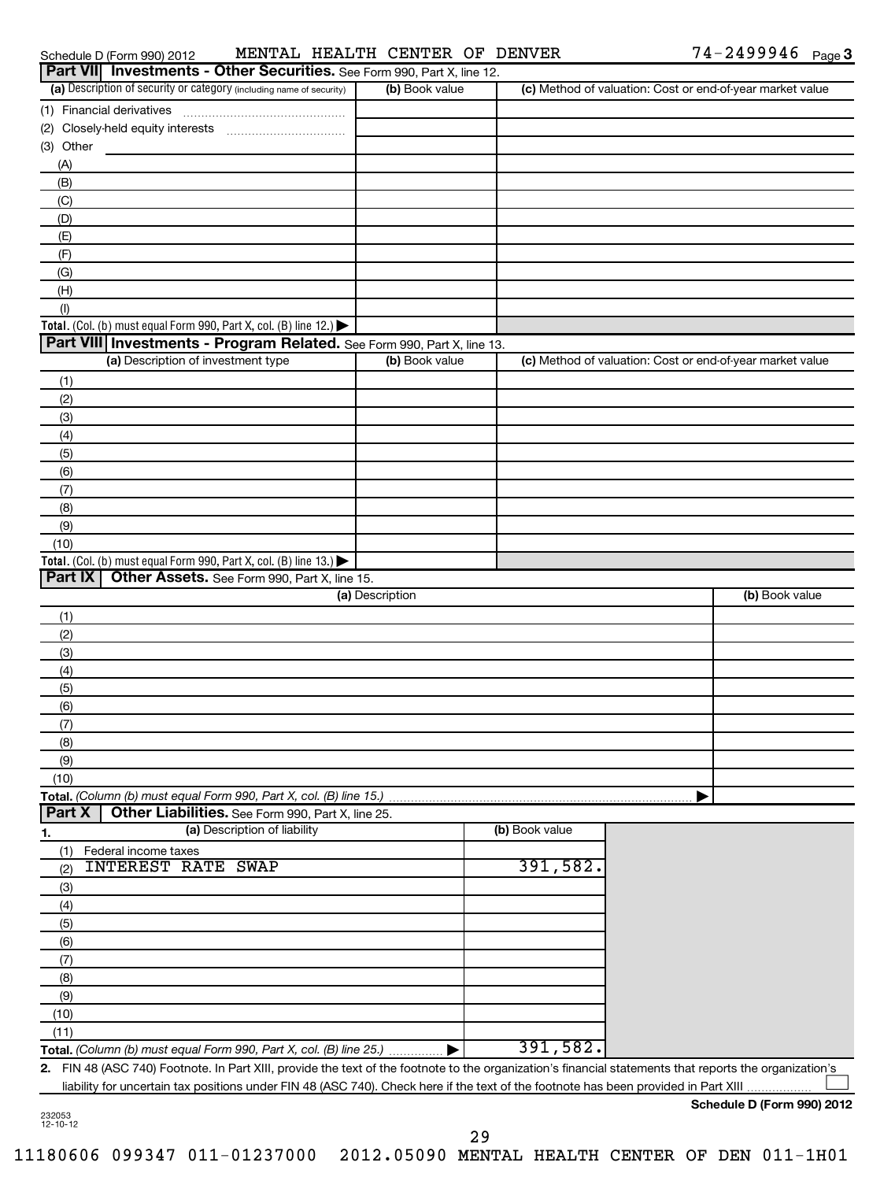Schedule D (Form 990) 2012 MENTAL HEALTH CENTER OF DENVER 74-2499946 Page 3

## Part VII Investments - Other Securities. See Form 990, Part X, line 12.

| (a) Description of security or category (including name of security) | (b) Book value | (c) Method of valuation: Cost or end-of-year market value |
|---|---|---|
| (1) Financial derivatives | | |
| (2) Closely-held equity interests | | |
| (3) Other | | |
| (A) | | |
| (B) | | |
| (C) | | |
| (D) | | |
| (E) | | |
| (F) | | |
| (G) | | |
| (H) | | |
| (I) | | |
| **Total.** (Col. (b) must equal Form 990, Part X, col. (B) line 12.) ▶ | | |

## Part VIII Investments - Program Related. See Form 990, Part X, line 13.

| (a) Description of investment type | (b) Book value | (c) Method of valuation: Cost or end-of-year market value |
|---|---|---|
| (1) | | |
| (2) | | |
| (3) | | |
| (4) | | |
| (5) | | |
| (6) | | |
| (7) | | |
| (8) | | |
| (9) | | |
| (10) | | |
| **Total.** (Col. (b) must equal Form 990, Part X, col. (B) line 13.) ▶ | | |

## Part IX Other Assets. See Form 990, Part X, line 15.

| (a) Description | (b) Book value |
|---|---|
| (1) | |
| (2) | |
| (3) | |
| (4) | |
| (5) | |
| (6) | |
| (7) | |
| (8) | |
| (9) | |
| (10) | |
| **Total.** *(Column (b) must equal Form 990, Part X, col. (B) line 15.)* ▶ | |

## Part X Other Liabilities. See Form 990, Part X, line 25.

| 1. (a) Description of liability | (b) Book value |
|---|---|
| (1) Federal income taxes | |
| (2) INTEREST RATE SWAP | 391,582. |
| (3) | |
| (4) | |
| (5) | |
| (6) | |
| (7) | |
| (8) | |
| (9) | |
| (10) | |
| (11) | |
| **Total.** *(Column (b) must equal Form 990, Part X, col. (B) line 25.)* ▶ | 391,582. |

**2.** FIN 48 (ASC 740) Footnote. In Part XIII, provide the text of the footnote to the organization's financial statements that reports the organization's liability for uncertain tax positions under FIN 48 (ASC 740). Check here if the text of the footnote has been provided in Part XIII ☐

**Schedule D (Form 990) 2012**

232053 12-10-12

11180606 099347 011-01237000 2012.05090 MENTAL HEALTH CENTER OF DEN 011-1H01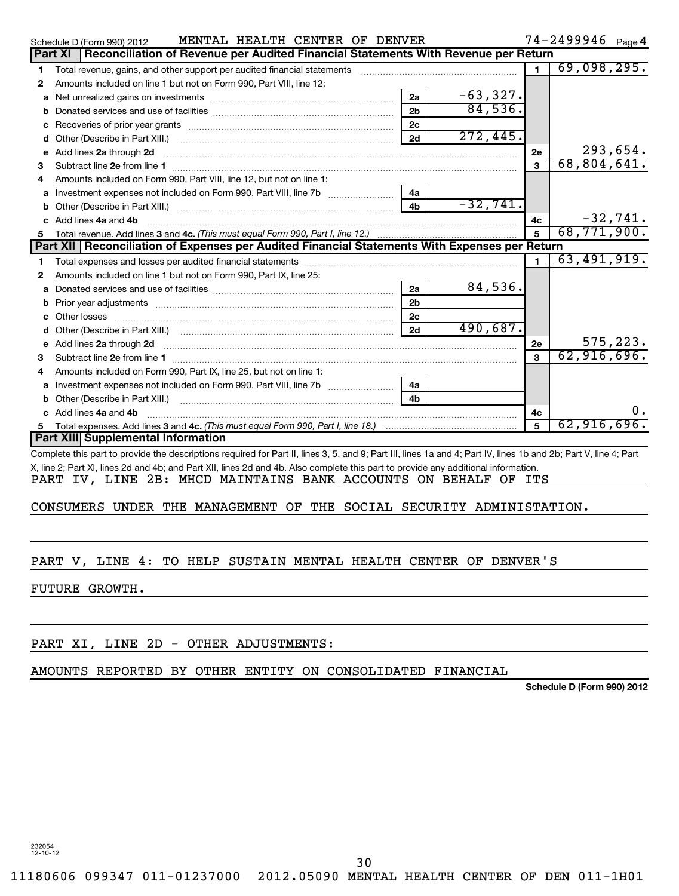Schedule D (Form 990) 2012 MENTAL HEALTH CENTER OF DENVER 74-2499946 Page 4

## Part XI Reconciliation of Revenue per Audited Financial Statements With Revenue per Return

| | | | | | |
|---|---|---|---|---|---|
| 1 | Total revenue, gains, and other support per audited financial statements | | | 1 | 69,098,295. |
| 2 | Amounts included on line 1 but not on Form 990, Part VIII, line 12: | | | | |
| a | Net unrealized gains on investments | 2a | -63,327. | | |
| b | Donated services and use of facilities | 2b | 84,536. | | |
| c | Recoveries of prior year grants | 2c | | | |
| d | Other (Describe in Part XIII.) | 2d | 272,445. | | |
| e | Add lines **2a** through **2d** | | | 2e | 293,654. |
| 3 | Subtract line **2e** from line **1** | | | 3 | 68,804,641. |
| 4 | Amounts included on Form 990, Part VIII, line 12, but not on line **1**: | | | | |
| a | Investment expenses not included on Form 990, Part VIII, line 7b | 4a | | | |
| b | Other (Describe in Part XIII.) | 4b | -32,741. | | |
| c | Add lines **4a** and **4b** | | | 4c | -32,741. |
| 5 | Total revenue. Add lines **3** and **4c.** *(This must equal Form 990, Part I, line 12.)* | | | 5 | 68,771,900. |

## Part XII Reconciliation of Expenses per Audited Financial Statements With Expenses per Return

| | | | | | |
|---|---|---|---|---|---|
| 1 | Total expenses and losses per audited financial statements | | | 1 | 63,491,919. |
| 2 | Amounts included on line 1 but not on Form 990, Part IX, line 25: | | | | |
| a | Donated services and use of facilities | 2a | 84,536. | | |
| b | Prior year adjustments | 2b | | | |
| c | Other losses | 2c | | | |
| d | Other (Describe in Part XIII.) | 2d | 490,687. | | |
| e | Add lines **2a** through **2d** | | | 2e | 575,223. |
| 3 | Subtract line **2e** from line **1** | | | 3 | 62,916,696. |
| 4 | Amounts included on Form 990, Part IX, line 25, but not on line **1**: | | | | |
| a | Investment expenses not included on Form 990, Part VIII, line 7b | 4a | | | |
| b | Other (Describe in Part XIII.) | 4b | | | |
| c | Add lines **4a** and **4b** | | | 4c | 0. |
| 5 | Total expenses. Add lines **3** and **4c.** *(This must equal Form 990, Part I, line 18.)* | | | 5 | 62,916,696. |

## Part XIII Supplemental Information

Complete this part to provide the descriptions required for Part II, lines 3, 5, and 9; Part III, lines 1a and 4; Part IV, lines 1b and 2b; Part V, line 4; Part X, line 2; Part XI, lines 2d and 4b; and Part XII, lines 2d and 4b. Also complete this part to provide any additional information.

PART IV, LINE 2B: MHCD MAINTAINS BANK ACCOUNTS ON BEHALF OF ITS CONSUMERS UNDER THE MANAGEMENT OF THE SOCIAL SECURITY ADMINISTATION.

PART V, LINE 4: TO HELP SUSTAIN MENTAL HEALTH CENTER OF DENVER'S FUTURE GROWTH.

PART XI, LINE 2D - OTHER ADJUSTMENTS:

AMOUNTS REPORTED BY OTHER ENTITY ON CONSOLIDATED FINANCIAL

Schedule D (Form 990) 2012

232054 12-10-12

11180606 099347 011-01237000 2012.05090 MENTAL HEALTH CENTER OF DEN 011-1H01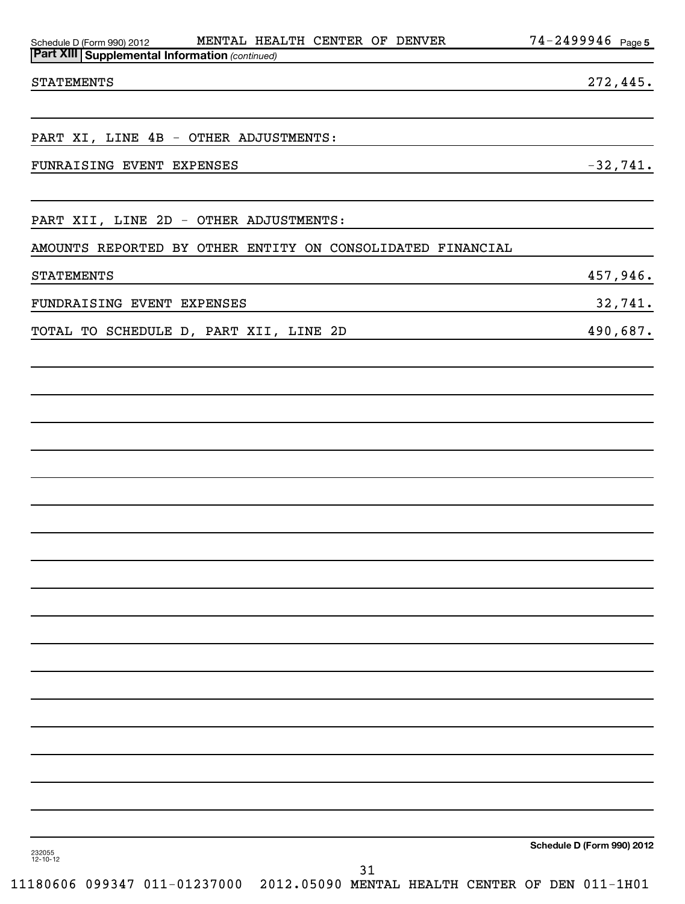## Part XIII Supplemental Information *(continued)*

| | |
|---|---|
| STATEMENTS | 272,445. |
| | |
| PART XI, LINE 4B - OTHER ADJUSTMENTS: | |
| FUNRAISING EVENT EXPENSES | -32,741. |
| | |
| PART XII, LINE 2D - OTHER ADJUSTMENTS: | |
| AMOUNTS REPORTED BY OTHER ENTITY ON CONSOLIDATED FINANCIAL | |
| STATEMENTS | 457,946. |
| FUNDRAISING EVENT EXPENSES | 32,741. |
| TOTAL TO SCHEDULE D, PART XII, LINE 2D | 490,687. |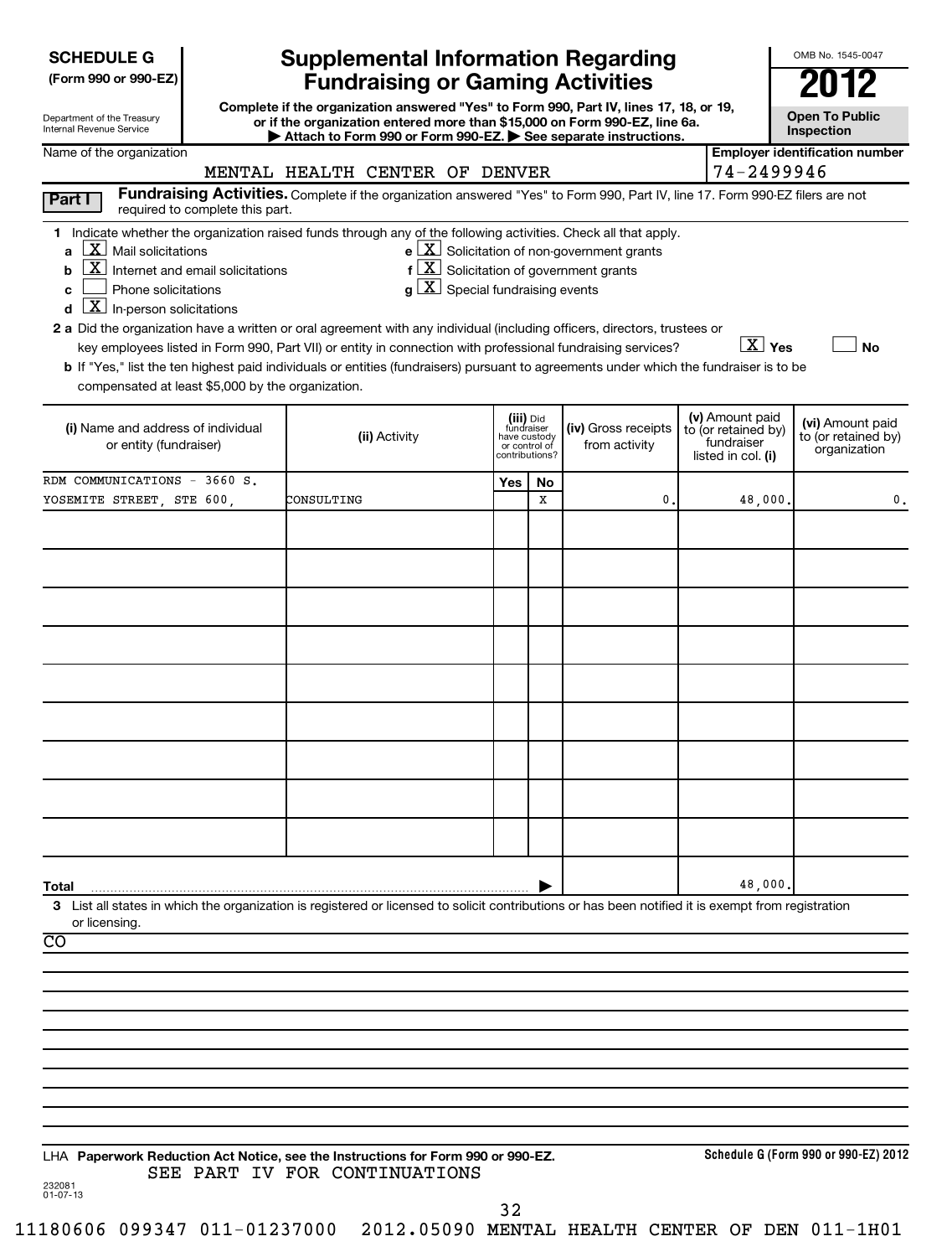**SCHEDULE G**
**(Form 990 or 990-EZ)**

Department of the Treasury
Internal Revenue Service

# Supplemental Information Regarding Fundraising or Gaming Activities

**Complete if the organization answered "Yes" to Form 990, Part IV, lines 17, 18, or 19, or if the organization entered more than $15,000 on Form 990-EZ, line 6a.**
**▶ Attach to Form 990 or Form 990-EZ. ▶ See separate instructions.**

OMB No. 1545-0047

**2012**

**Open To Public Inspection**

Name of the organization: MENTAL HEALTH CENTER OF DENVER

**Employer identification number:** 74-2499946

**Part I** **Fundraising Activities.** Complete if the organization answered "Yes" to Form 990, Part IV, line 17. Form 990-EZ filers are not required to complete this part.

**1** Indicate whether the organization raised funds through any of the following activities. Check all that apply.

- **a** [X] Mail solicitations
- **b** [X] Internet and email solicitations
- **c** [ ] Phone solicitations
- **d** [X] In-person solicitations
- **e** [X] Solicitation of non-government grants
- **f** [X] Solicitation of government grants
- **g** [X] Special fundraising events

**2 a** Did the organization have a written or oral agreement with any individual (including officers, directors, trustees or key employees listed in Form 990, Part VII) or entity in connection with professional fundraising services? [X] **Yes** [ ] **No**

**b** If "Yes," list the ten highest paid individuals or entities (fundraisers) pursuant to agreements under which the fundraiser is to be compensated at least $5,000 by the organization.

| **(i)** Name and address of individual or entity (fundraiser) | **(ii)** Activity | **(iii)** Did fundraiser have custody or control of contributions? Yes | No | **(iv)** Gross receipts from activity | **(v)** Amount paid to (or retained by) fundraiser listed in col. **(i)** | **(vi)** Amount paid to (or retained by) organization |
|---|---|---|---|---|---|---|
| RDM COMMUNICATIONS - 3660 S. YOSEMITE STREET, STE 600, | CONSULTING | | X | 0. | 48,000. | 0. |
| | | | | | | |
| | | | | | | |
| | | | | | | |
| | | | | | | |
| | | | | | | |
| | | | | | | |
| | | | | | | |
| | | | | | | |
| | | | | | | |
| **Total** ▶ | | | | | 48,000. | |

**3** List all states in which the organization is registered or licensed to solicit contributions or has been notified it is exempt from registration or licensing.

CO

LHA **Paperwork Reduction Act Notice, see the Instructions for Form 990 or 990-EZ.**

SEE PART IV FOR CONTINUATIONS

**Schedule G (Form 990 or 990-EZ) 2012**

232081
01-07-13

11180606 099347 011-01237000 2012.05090 MENTAL HEALTH CENTER OF DEN 011-1H01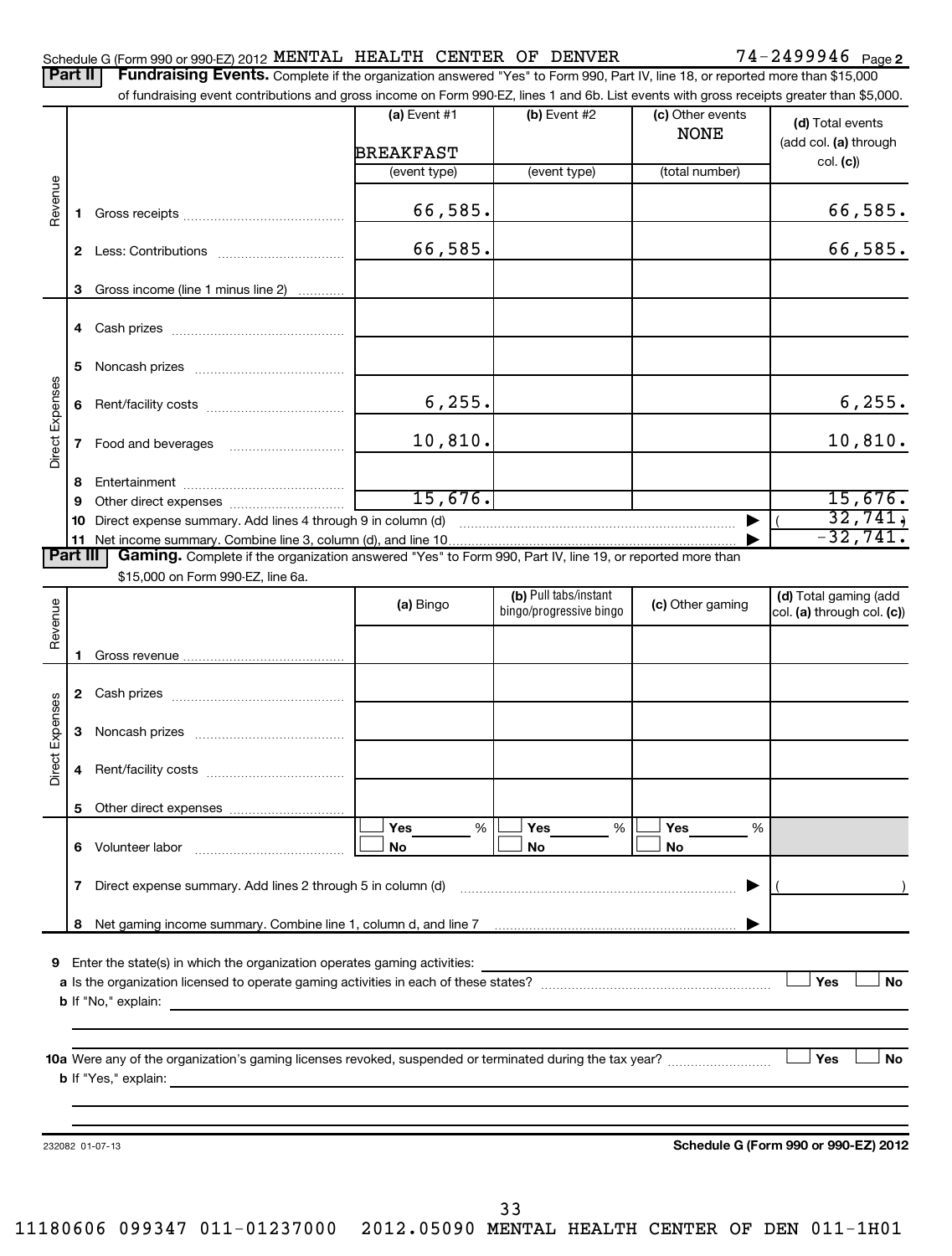Schedule G (Form 990 or 990-EZ) 2012 MENTAL HEALTH CENTER OF DENVER 74-2499946 Page 2

**Part II** **Fundraising Events.** Complete if the organization answered "Yes" to Form 990, Part IV, line 18, or reported more than $15,000 of fundraising event contributions and gross income on Form 990-EZ, lines 1 and 6b. List events with gross receipts greater than $5,000.

| | | (a) Event #1 BREAKFAST (event type) | (b) Event #2 (event type) | (c) Other events NONE (total number) | (d) Total events (add col. (a) through col. (c)) |
|---|---|---|---|---|---|
| Revenue | 1 Gross receipts | 66,585. | | | 66,585. |
| | 2 Less: Contributions | 66,585. | | | 66,585. |
| | 3 Gross income (line 1 minus line 2) | | | | |
| Direct Expenses | 4 Cash prizes | | | | |
| | 5 Noncash prizes | | | | |
| | 6 Rent/facility costs | 6,255. | | | 6,255. |
| | 7 Food and beverages | 10,810. | | | 10,810. |
| | 8 Entertainment | | | | |
| | 9 Other direct expenses | 15,676. | | | 15,676. |
| | 10 Direct expense summary. Add lines 4 through 9 in column (d) | | | ▶ | ( 32,741.) |
| | 11 Net income summary. Combine line 3, column (d), and line 10 | | | ▶ | -32,741. |

**Part III** **Gaming.** Complete if the organization answered "Yes" to Form 990, Part IV, line 19, or reported more than $15,000 on Form 990-EZ, line 6a.

| | | (a) Bingo | (b) Pull tabs/instant bingo/progressive bingo | (c) Other gaming | (d) Total gaming (add col. (a) through col. (c)) |
|---|---|---|---|---|---|
| Revenue | 1 Gross revenue | | | | |
| Direct Expenses | 2 Cash prizes | | | | |
| | 3 Noncash prizes | | | | |
| | 4 Rent/facility costs | | | | |
| | 5 Other direct expenses | | | | |
| | 6 Volunteer labor | Yes ___ % / No | Yes ___ % / No | Yes ___ % / No | |
| | 7 Direct expense summary. Add lines 2 through 5 in column (d) | | | ▶ | ( ) |
| | 8 Net gaming income summary. Combine line 1, column d, and line 7 | | | ▶ | |

9 Enter the state(s) in which the organization operates gaming activities:

a Is the organization licensed to operate gaming activities in each of these states? Yes No

b If "No," explain:

10a Were any of the organization's gaming licenses revoked, suspended or terminated during the tax year? Yes No

b If "Yes," explain:

232082 01-07-13 **Schedule G (Form 990 or 990-EZ) 2012**

11180606 099347 011-01237000 2012.05090 MENTAL HEALTH CENTER OF DEN 011-1H01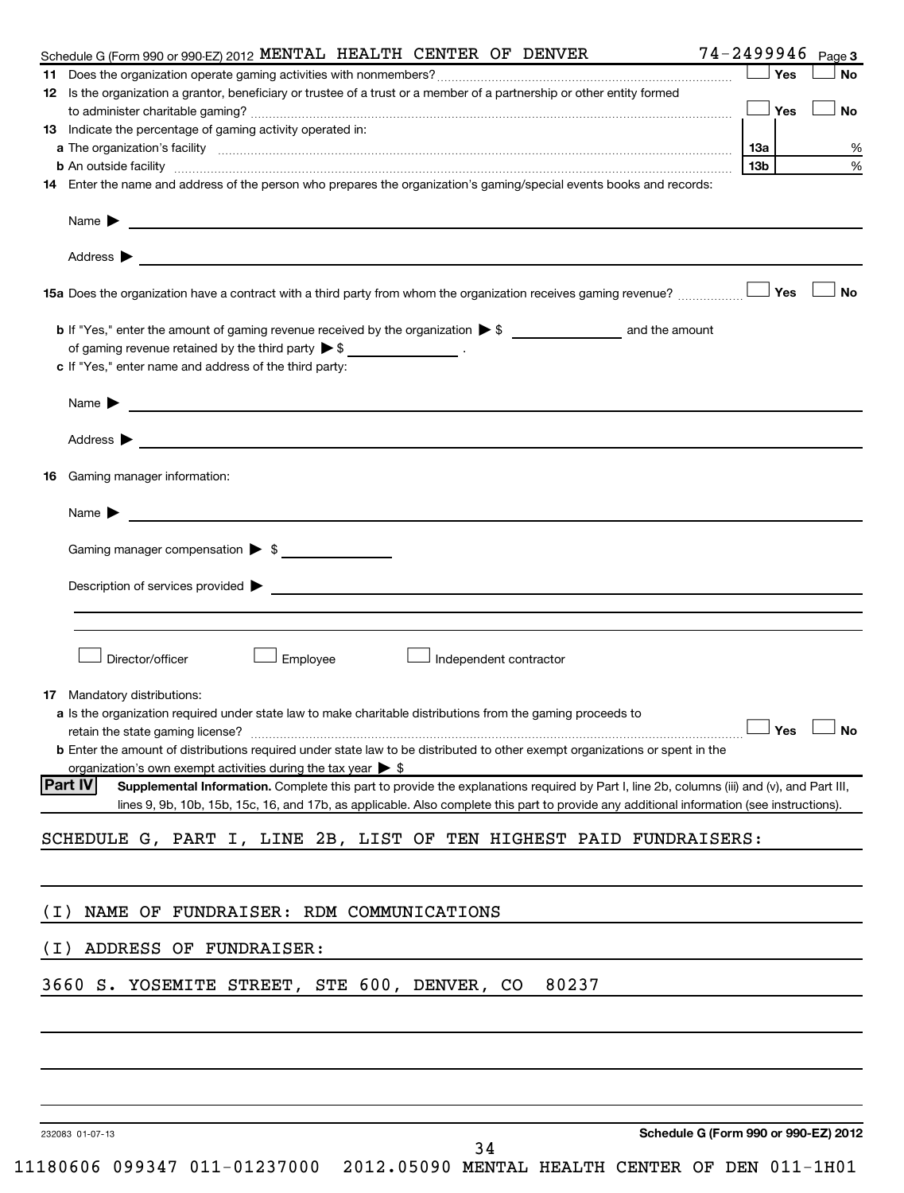Schedule G (Form 990 or 990-EZ) 2012 MENTAL HEALTH CENTER OF DENVER 74-2499946 Page 3

**11** Does the organization operate gaming activities with nonmembers? ☐ Yes ☐ No

**12** Is the organization a grantor, beneficiary or trustee of a trust or a member of a partnership or other entity formed to administer charitable gaming? ☐ Yes ☐ No

**13** Indicate the percentage of gaming activity operated in:

**a** The organization's facility **13a** %

**b** An outside facility **13b** %

**14** Enter the name and address of the person who prepares the organization's gaming/special events books and records:

Name ▶

Address ▶

**15a** Does the organization have a contract with a third party from whom the organization receives gaming revenue? ☐ Yes ☐ No

**b** If "Yes," enter the amount of gaming revenue received by the organization ▶ $ ______ and the amount of gaming revenue retained by the third party ▶ $ ______ .

**c** If "Yes," enter name and address of the third party:

Name ▶

Address ▶

**16** Gaming manager information:

Name ▶

Gaming manager compensation ▶ $

Description of services provided ▶

☐ Director/officer ☐ Employee ☐ Independent contractor

**17** Mandatory distributions:

**a** Is the organization required under state law to make charitable distributions from the gaming proceeds to retain the state gaming license? ☐ Yes ☐ No

**b** Enter the amount of distributions required under state law to be distributed to other exempt organizations or spent in the organization's own exempt activities during the tax year ▶ $

**Part IV** **Supplemental Information.** Complete this part to provide the explanations required by Part I, line 2b, columns (iii) and (v), and Part III, lines 9, 9b, 10b, 15b, 15c, 16, and 17b, as applicable. Also complete this part to provide any additional information (see instructions).

SCHEDULE G, PART I, LINE 2B, LIST OF TEN HIGHEST PAID FUNDRAISERS:

(I) NAME OF FUNDRAISER: RDM COMMUNICATIONS

(I) ADDRESS OF FUNDRAISER:

3660 S. YOSEMITE STREET, STE 600, DENVER, CO 80237

232083 01-07-13 **Schedule G (Form 990 or 990-EZ) 2012**

11180606 099347 011-01237000 2012.05090 MENTAL HEALTH CENTER OF DEN 011-1H01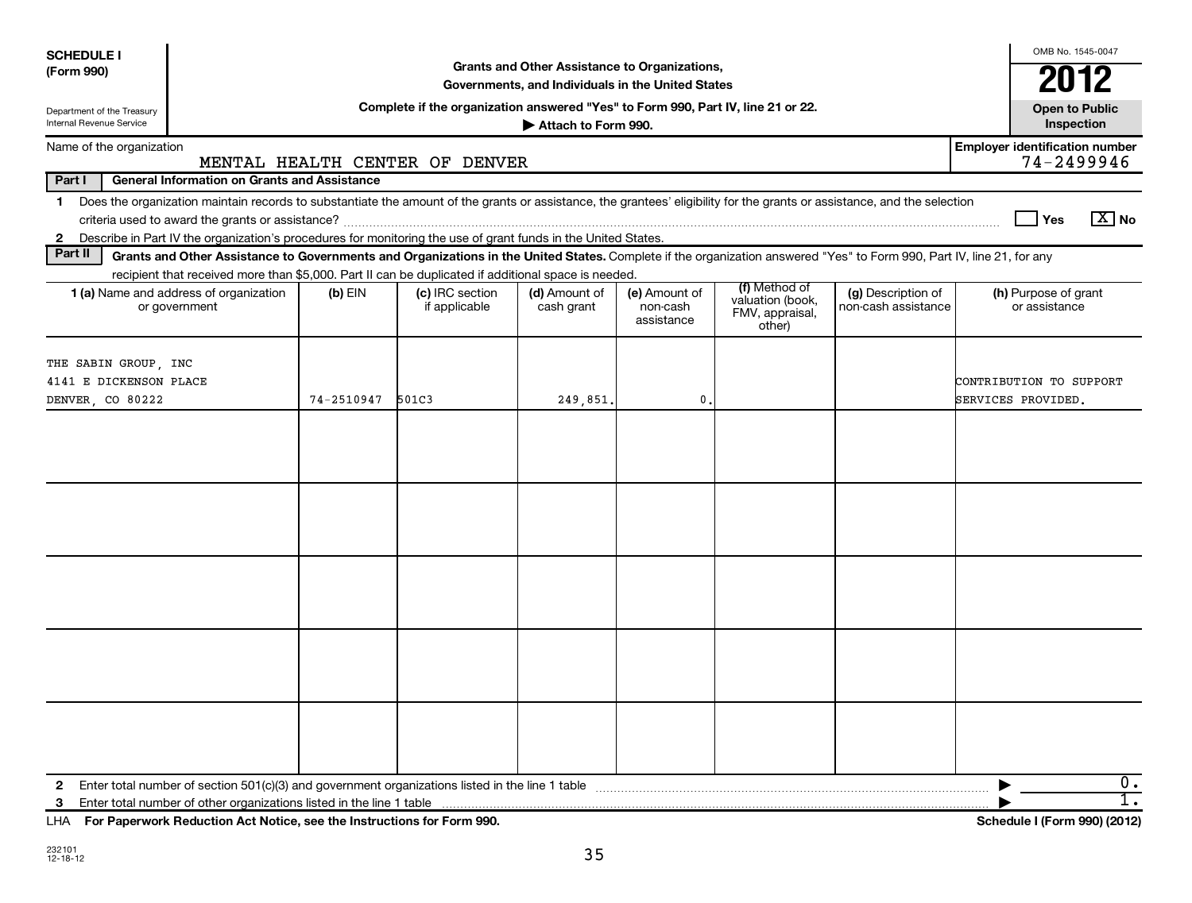**SCHEDULE I (Form 990)**

Department of the Treasury
Internal Revenue Service

# Grants and Other Assistance to Organizations, Governments, and Individuals in the United States

**Complete if the organization answered "Yes" to Form 990, Part IV, line 21 or 22.**

**▶ Attach to Form 990.**

OMB No. 1545-0047

**2012**

**Open to Public Inspection**

Name of the organization: MENTAL HEALTH CENTER OF DENVER

Employer identification number: 74-2499946

**Part I — General Information on Grants and Assistance**

1 Does the organization maintain records to substantiate the amount of the grants or assistance, the grantees' eligibility for the grants or assistance, and the selection criteria used to award the grants or assistance? ☐ Yes ☒ No

2 Describe in Part IV the organization's procedures for monitoring the use of grant funds in the United States.

**Part II — Grants and Other Assistance to Governments and Organizations in the United States.** Complete if the organization answered "Yes" to Form 990, Part IV, line 21, for any recipient that received more than $5,000. Part II can be duplicated if additional space is needed.

| 1 (a) Name and address of organization or government | (b) EIN | (c) IRC section if applicable | (d) Amount of cash grant | (e) Amount of non-cash assistance | (f) Method of valuation (book, FMV, appraisal, other) | (g) Description of non-cash assistance | (h) Purpose of grant or assistance |
|---|---|---|---|---|---|---|---|
| THE SABIN GROUP, INC 4141 E DICKENSON PLACE DENVER, CO 80222 | 74-2510947 | 501C3 | 249,851. | 0. | | | CONTRIBUTION TO SUPPORT SERVICES PROVIDED. |
| | | | | | | | |
| | | | | | | | |
| | | | | | | | |
| | | | | | | | |
| | | | | | | | |

2 Enter total number of section 501(c)(3) and government organizations listed in the line 1 table ▶ 0.

3 Enter total number of other organizations listed in the line 1 table ▶ 1.

LHA **For Paperwork Reduction Act Notice, see the Instructions for Form 990.** **Schedule I (Form 990) (2012)**

232101 12-18-12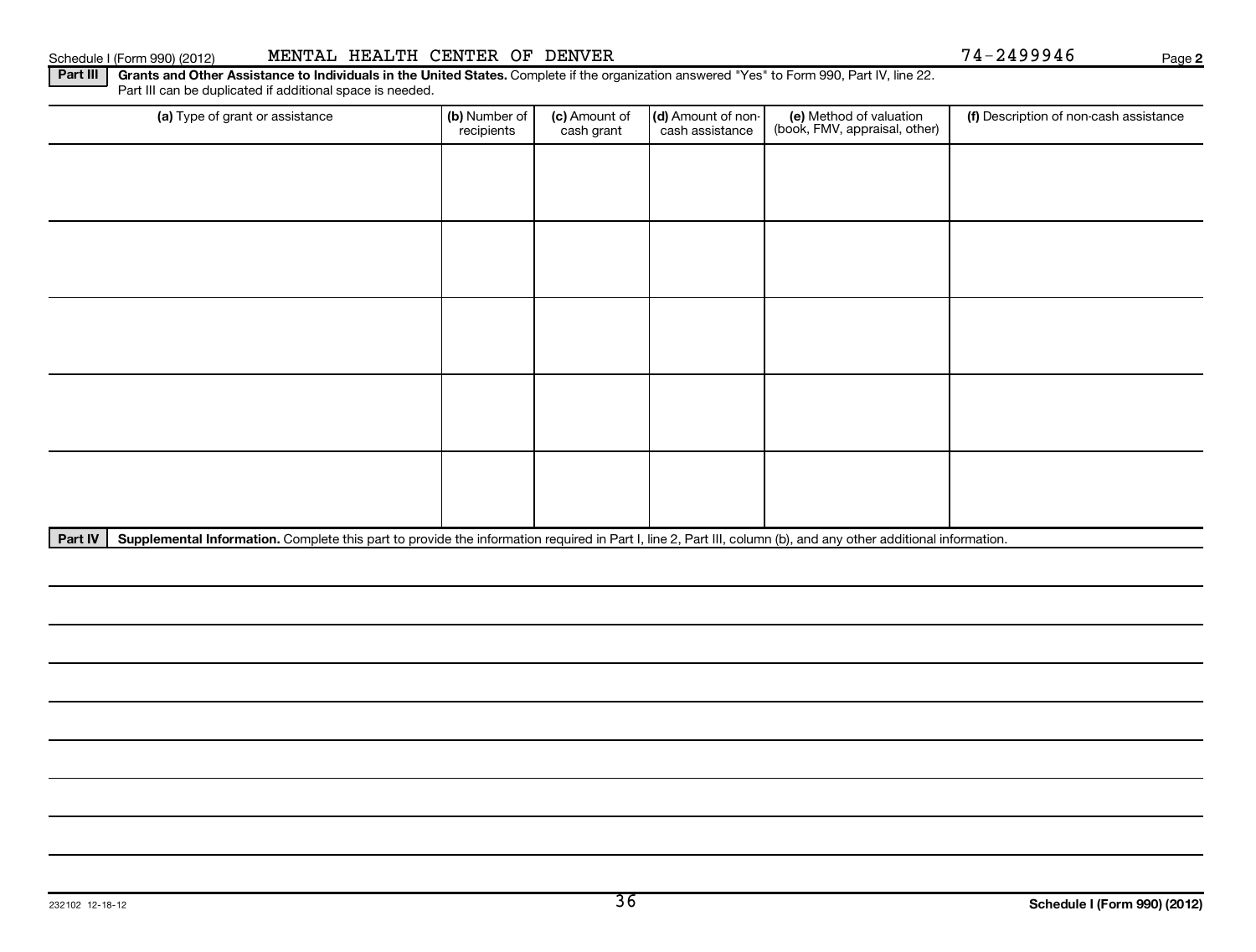Schedule I (Form 990) (2012) MENTAL HEALTH CENTER OF DENVER 74-2499946 Page 2

**Part III** **Grants and Other Assistance to Individuals in the United States.** Complete if the organization answered "Yes" to Form 990, Part IV, line 22. Part III can be duplicated if additional space is needed.

| (a) Type of grant or assistance | (b) Number of recipients | (c) Amount of cash grant | (d) Amount of non-cash assistance | (e) Method of valuation (book, FMV, appraisal, other) | (f) Description of non-cash assistance |
|---|---|---|---|---|---|
| | | | | | |
| | | | | | |
| | | | | | |
| | | | | | |
| | | | | | |

**Part IV** **Supplemental Information.** Complete this part to provide the information required in Part I, line 2, Part III, column (b), and any other additional information.

232102 12-18-12

**Schedule I (Form 990) (2012)**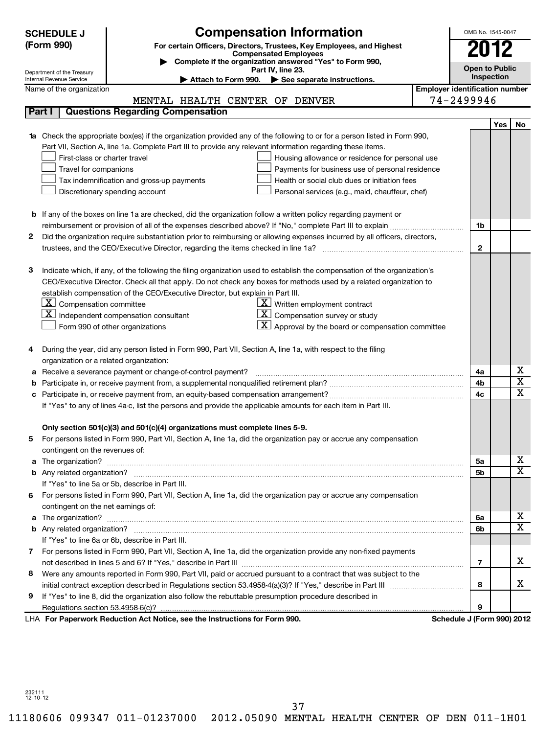**SCHEDULE J (Form 990)**

# Compensation Information

**For certain Officers, Directors, Trustees, Key Employees, and Highest Compensated Employees**

▶ **Complete if the organization answered "Yes" to Form 990, Part IV, line 23.**

▶ **Attach to Form 990.** ▶ **See separate instructions.**

Department of the Treasury
Internal Revenue Service

OMB No. 1545-0047

**2012**

**Open to Public Inspection**

Name of the organization: MENTAL HEALTH CENTER OF DENVER

Employer identification number: 74-2499946

## Part I Questions Regarding Compensation

| | | | Yes | No |
|---|---|---|---|---|
| **1a** | Check the appropriate box(es) if the organization provided any of the following to or for a person listed in Form 990, Part VII, Section A, line 1a. Complete Part III to provide any relevant information regarding these items.<br>☐ First-class or charter travel ☐ Housing allowance or residence for personal use<br>☐ Travel for companions ☐ Payments for business use of personal residence<br>☐ Tax indemnification and gross-up payments ☐ Health or social club dues or initiation fees<br>☐ Discretionary spending account ☐ Personal services (e.g., maid, chauffeur, chef) | | | |
| **b** | If any of the boxes on line 1a are checked, did the organization follow a written policy regarding payment or reimbursement or provision of all of the expenses described above? If "No," complete Part III to explain | 1b | | |
| **2** | Did the organization require substantiation prior to reimbursing or allowing expenses incurred by all officers, directors, trustees, and the CEO/Executive Director, regarding the items checked in line 1a? | 2 | | |
| **3** | Indicate which, if any, of the following the filing organization used to establish the compensation of the organization's CEO/Executive Director. Check all that apply. Do not check any boxes for methods used by a related organization to establish compensation of the CEO/Executive Director, but explain in Part III.<br>☒ Compensation committee ☒ Written employment contract<br>☒ Independent compensation consultant ☒ Compensation survey or study<br>☐ Form 990 of other organizations ☒ Approval by the board or compensation committee | | | |
| **4** | During the year, did any person listed in Form 990, Part VII, Section A, line 1a, with respect to the filing organization or a related organization: | | | |
| **a** | Receive a severance payment or change-of-control payment? | 4a | | X |
| **b** | Participate in, or receive payment from, a supplemental nonqualified retirement plan? | 4b | | X |
| **c** | Participate in, or receive payment from, an equity-based compensation arrangement? | 4c | | X |
| | If "Yes" to any of lines 4a-c, list the persons and provide the applicable amounts for each item in Part III. | | | |
| | **Only section 501(c)(3) and 501(c)(4) organizations must complete lines 5-9.** | | | |
| **5** | For persons listed in Form 990, Part VII, Section A, line 1a, did the organization pay or accrue any compensation contingent on the revenues of: | | | |
| **a** | The organization? | 5a | | X |
| **b** | Any related organization? | 5b | | X |
| | If "Yes" to line 5a or 5b, describe in Part III. | | | |
| **6** | For persons listed in Form 990, Part VII, Section A, line 1a, did the organization pay or accrue any compensation contingent on the net earnings of: | | | |
| **a** | The organization? | 6a | | X |
| **b** | Any related organization? | 6b | | X |
| | If "Yes" to line 6a or 6b, describe in Part III. | | | |
| **7** | For persons listed in Form 990, Part VII, Section A, line 1a, did the organization provide any non-fixed payments not described in lines 5 and 6? If "Yes," describe in Part III | 7 | | X |
| **8** | Were any amounts reported in Form 990, Part VII, paid or accrued pursuant to a contract that was subject to the initial contract exception described in Regulations section 53.4958-4(a)(3)? If "Yes," describe in Part III | 8 | | X |
| **9** | If "Yes" to line 8, did the organization also follow the rebuttable presumption procedure described in Regulations section 53.4958-6(c)? | 9 | | |

LHA **For Paperwork Reduction Act Notice, see the Instructions for Form 990.** **Schedule J (Form 990) 2012**

232111
12-10-12

11180606 099347 011-01237000 2012.05090 MENTAL HEALTH CENTER OF DEN 011-1H01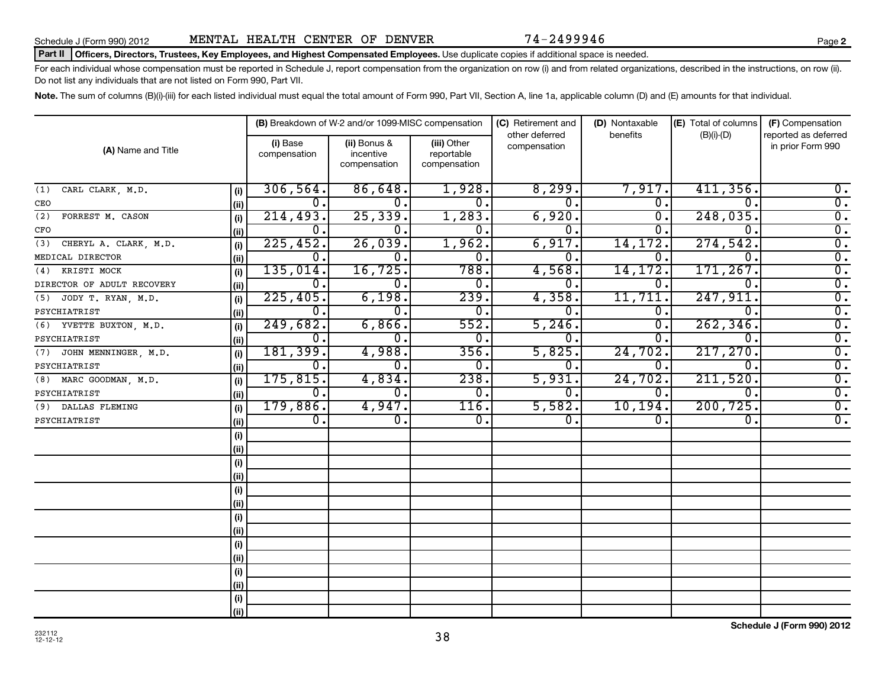Schedule J (Form 990) 2012 MENTAL HEALTH CENTER OF DENVER 74-2499946 Page 2

**Part II** **Officers, Directors, Trustees, Key Employees, and Highest Compensated Employees.** Use duplicate copies if additional space is needed.

For each individual whose compensation must be reported in Schedule J, report compensation from the organization on row (i) and from related organizations, described in the instructions, on row (ii). Do not list any individuals that are not listed on Form 990, Part VII.

**Note.** The sum of columns (B)(i)-(iii) for each listed individual must equal the total amount of Form 990, Part VII, Section A, line 1a, applicable column (D) and (E) amounts for that individual.

| (A) Name and Title | | (B) Breakdown of W-2 and/or 1099-MISC compensation | | | (C) Retirement and other deferred compensation | (D) Nontaxable benefits | (E) Total of columns (B)(i)-(D) | (F) Compensation reported as deferred in prior Form 990 |
|---|---|---|---|---|---|---|---|---|
| | | (i) Base compensation | (ii) Bonus & incentive compensation | (iii) Other reportable compensation | | | | |
| (1) CARL CLARK, M.D. | (i) | 306,564. | 86,648. | 1,928. | 8,299. | 7,917. | 411,356. | 0. |
| CEO | (ii) | 0. | 0. | 0. | 0. | 0. | 0. | 0. |
| (2) FORREST M. CASON | (i) | 214,493. | 25,339. | 1,283. | 6,920. | 0. | 248,035. | 0. |
| CFO | (ii) | 0. | 0. | 0. | 0. | 0. | 0. | 0. |
| (3) CHERYL A. CLARK, M.D. | (i) | 225,452. | 26,039. | 1,962. | 6,917. | 14,172. | 274,542. | 0. |
| MEDICAL DIRECTOR | (ii) | 0. | 0. | 0. | 0. | 0. | 0. | 0. |
| (4) KRISTI MOCK | (i) | 135,014. | 16,725. | 788. | 4,568. | 14,172. | 171,267. | 0. |
| DIRECTOR OF ADULT RECOVERY | (ii) | 0. | 0. | 0. | 0. | 0. | 0. | 0. |
| (5) JODY T. RYAN, M.D. | (i) | 225,405. | 6,198. | 239. | 4,358. | 11,711. | 247,911. | 0. |
| PSYCHIATRIST | (ii) | 0. | 0. | 0. | 0. | 0. | 0. | 0. |
| (6) YVETTE BUXTON, M.D. | (i) | 249,682. | 6,866. | 552. | 5,246. | 0. | 262,346. | 0. |
| PSYCHIATRIST | (ii) | 0. | 0. | 0. | 0. | 0. | 0. | 0. |
| (7) JOHN MENNINGER, M.D. | (i) | 181,399. | 4,988. | 356. | 5,825. | 24,702. | 217,270. | 0. |
| PSYCHIATRIST | (ii) | 0. | 0. | 0. | 0. | 0. | 0. | 0. |
| (8) MARC GOODMAN, M.D. | (i) | 175,815. | 4,834. | 238. | 5,931. | 24,702. | 211,520. | 0. |
| PSYCHIATRIST | (ii) | 0. | 0. | 0. | 0. | 0. | 0. | 0. |
| (9) DALLAS FLEMING | (i) | 179,886. | 4,947. | 116. | 5,582. | 10,194. | 200,725. | 0. |
| PSYCHIATRIST | (ii) | 0. | 0. | 0. | 0. | 0. | 0. | 0. |
| | (i) | | | | | | | |
| | (ii) | | | | | | | |
| | (i) | | | | | | | |
| | (ii) | | | | | | | |
| | (i) | | | | | | | |
| | (ii) | | | | | | | |
| | (i) | | | | | | | |
| | (ii) | | | | | | | |
| | (i) | | | | | | | |
| | (ii) | | | | | | | |
| | (i) | | | | | | | |
| | (ii) | | | | | | | |
| | (i) | | | | | | | |
| | (ii) | | | | | | | |

232112 12-12-12

**Schedule J (Form 990) 2012**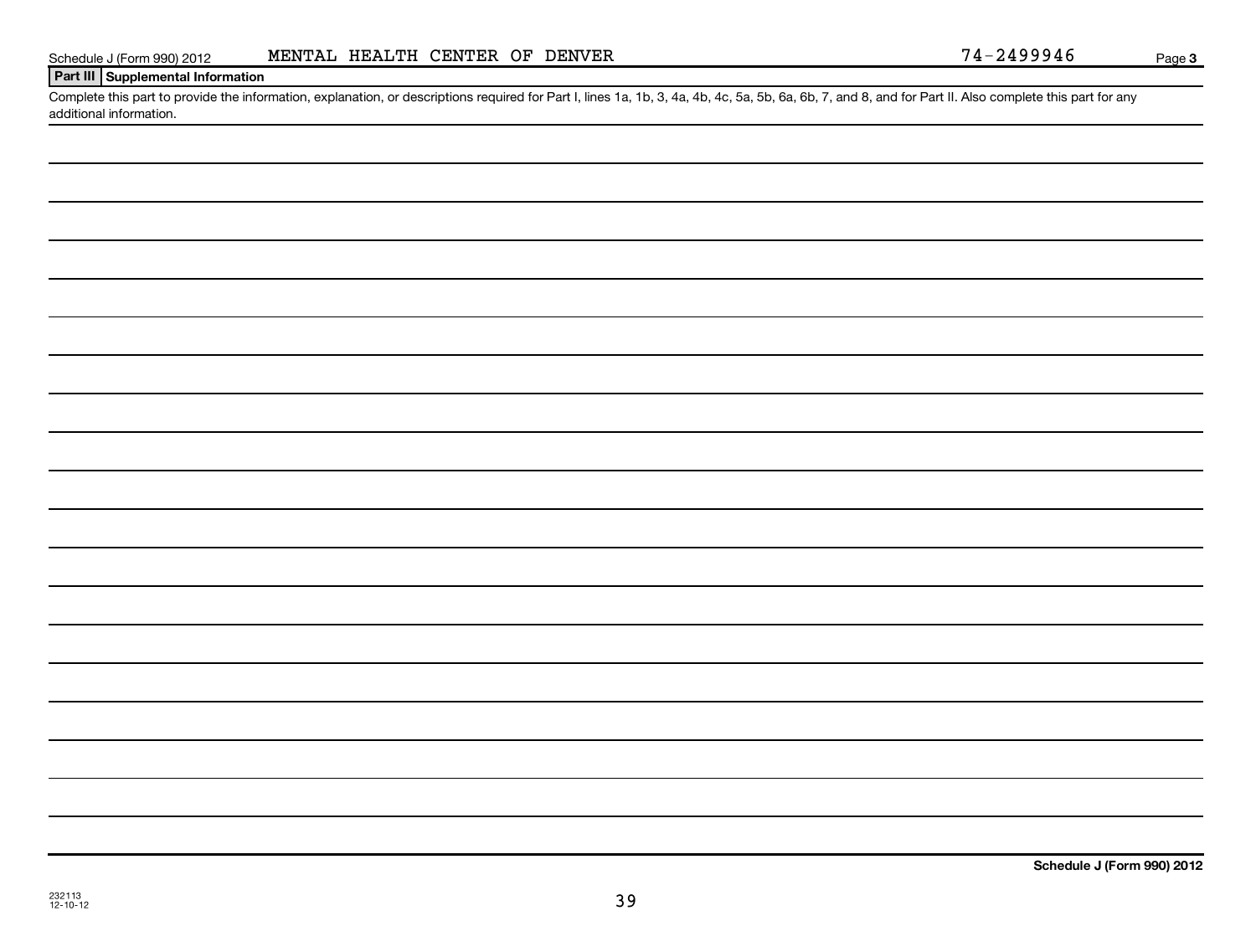Schedule J (Form 990) 2012 MENTAL HEALTH CENTER OF DENVER 74-2499946 Page 3

## Part III Supplemental Information

Complete this part to provide the information, explanation, or descriptions required for Part I, lines 1a, 1b, 3, 4a, 4b, 4c, 5a, 5b, 6a, 6b, 7, and 8, and for Part II. Also complete this part for any additional information.

**Schedule J (Form 990) 2012**

232113
12-10-12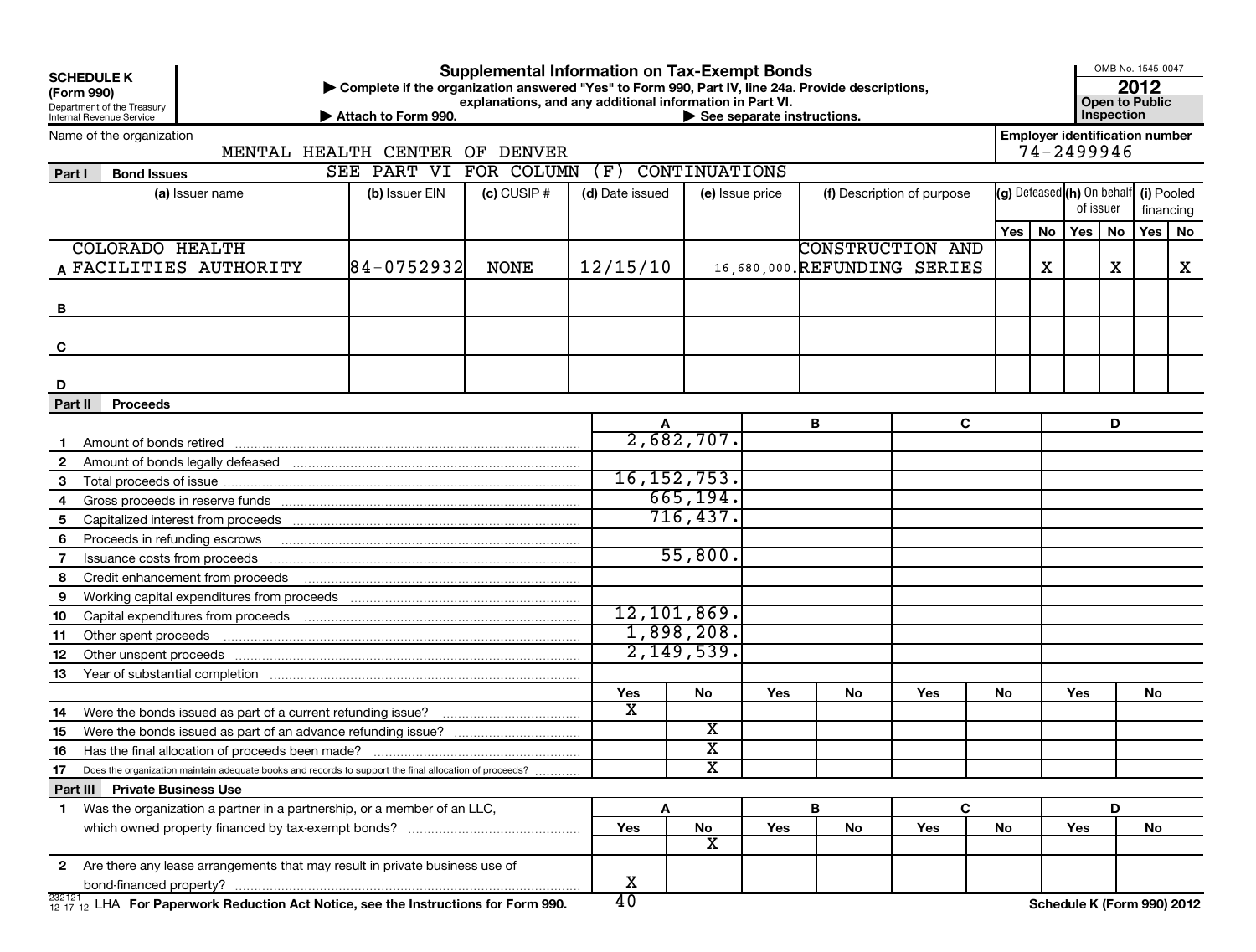**SCHEDULE K (Form 990)**

Department of the Treasury
Internal Revenue Service

# Supplemental Information on Tax-Exempt Bonds

▶ Complete if the organization answered "Yes" to Form 990, Part IV, line 24a. Provide descriptions, explanations, and any additional information in Part VI.

▶ Attach to Form 990. ▶ See separate instructions.

OMB No. 1545-0047

**2012**

**Open to Public Inspection**

Name of the organization: MENTAL HEALTH CENTER OF DENVER

Employer identification number: 74-2499946

SEE PART VI FOR COLUMN (F) CONTINUATIONS

## Part I Bond Issues

| | (a) Issuer name | (b) Issuer EIN | (c) CUSIP # | (d) Date issued | (e) Issue price | (f) Description of purpose | (g) Defeased Yes | (g) Defeased No | (h) On behalf of issuer Yes | (h) On behalf of issuer No | (i) Pooled financing Yes | (i) Pooled financing No |
|---|---|---|---|---|---|---|---|---|---|---|---|---|
| A | COLORADO HEALTH FACILITIES AUTHORITY | 84-0752932 | NONE | 12/15/10 | 16,680,000. | CONSTRUCTION AND REFUNDING SERIES | | X | | X | | X |
| B | | | | | | | | | | | | |
| C | | | | | | | | | | | | |
| D | | | | | | | | | | | | |

## Part II Proceeds

| | | A | B | C | D |
|---|---|---|---|---|---|
| 1 | Amount of bonds retired | 2,682,707. | | | |
| 2 | Amount of bonds legally defeased | | | | |
| 3 | Total proceeds of issue | 16,152,753. | | | |
| 4 | Gross proceeds in reserve funds | 665,194. | | | |
| 5 | Capitalized interest from proceeds | 716,437. | | | |
| 6 | Proceeds in refunding escrows | | | | |
| 7 | Issuance costs from proceeds | 55,800. | | | |
| 8 | Credit enhancement from proceeds | | | | |
| 9 | Working capital expenditures from proceeds | | | | |
| 10 | Capital expenditures from proceeds | 12,101,869. | | | |
| 11 | Other spent proceeds | 1,898,208. | | | |
| 12 | Other unspent proceeds | 2,149,539. | | | |
| 13 | Year of substantial completion | | | | |

| | | A Yes | A No | B Yes | B No | C Yes | C No | D Yes | D No |
|---|---|---|---|---|---|---|---|---|---|
| 14 | Were the bonds issued as part of a current refunding issue? | X | | | | | | | |
| 15 | Were the bonds issued as part of an advance refunding issue? | | X | | | | | | |
| 16 | Has the final allocation of proceeds been made? | | X | | | | | | |
| 17 | Does the organization maintain adequate books and records to support the final allocation of proceeds? | | X | | | | | | |

## Part III Private Business Use

| | | A Yes | A No | B Yes | B No | C Yes | C No | D Yes | D No |
|---|---|---|---|---|---|---|---|---|---|
| 1 | Was the organization a partner in a partnership, or a member of an LLC, which owned property financed by tax-exempt bonds? | | X | | | | | | |
| 2 | Are there any lease arrangements that may result in private business use of bond-financed property? | X | | | | | | | |

232121 12-17-12 LHA For Paperwork Reduction Act Notice, see the Instructions for Form 990. Schedule K (Form 990) 2012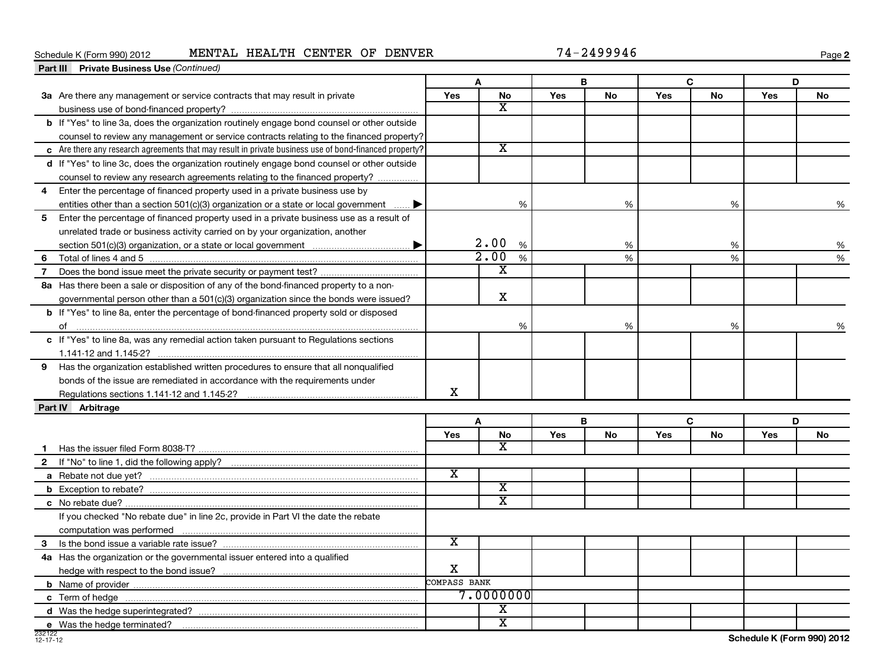Schedule K (Form 990) 2012 MENTAL HEALTH CENTER OF DENVER 74-2499946

**Part III Private Business Use** *(Continued)*

| | A | | B | | C | | D | |
|---|---|---|---|---|---|---|---|---|
| | Yes | No | Yes | No | Yes | No | Yes | No |
| **3a** Are there any management or service contracts that may result in private business use of bond-financed property? | | X | | | | | | |
| **b** If "Yes" to line 3a, does the organization routinely engage bond counsel or other outside counsel to review any management or service contracts relating to the financed property? | | | | | | | | |
| **c** Are there any research agreements that may result in private business use of bond-financed property? | | X | | | | | | |
| **d** If "Yes" to line 3c, does the organization routinely engage bond counsel or other outside counsel to review any research agreements relating to the financed property? | | | | | | | | |
| **4** Enter the percentage of financed property used in a private business use by entities other than a section 501(c)(3) organization or a state or local government ▶ | % | | % | | % | | % | |
| **5** Enter the percentage of financed property used in a private business use as a result of unrelated trade or business activity carried on by your organization, another section 501(c)(3) organization, or a state or local government ▶ | 2.00 % | | % | | % | | % | |
| **6** Total of lines 4 and 5 | 2.00 % | | % | | % | | % | |
| **7** Does the bond issue meet the private security or payment test? | | X | | | | | | |
| **8a** Has there been a sale or disposition of any of the bond-financed property to a non-governmental person other than a 501(c)(3) organization since the bonds were issued? | | X | | | | | | |
| **b** If "Yes" to line 8a, enter the percentage of bond-financed property sold or disposed of | % | | % | | % | | % | |
| **c** If "Yes" to line 8a, was any remedial action taken pursuant to Regulations sections 1.141-12 and 1.145-2? | | | | | | | | |
| **9** Has the organization established written procedures to ensure that all nonqualified bonds of the issue are remediated in accordance with the requirements under Regulations sections 1.141-12 and 1.145-2? | X | | | | | | | |

**Part IV Arbitrage**

| | A | | B | | C | | D | |
|---|---|---|---|---|---|---|---|---|
| | Yes | No | Yes | No | Yes | No | Yes | No |
| **1** Has the issuer filed Form 8038-T? | | X | | | | | | |
| **2** If "No" to line 1, did the following apply? | | | | | | | | |
| **a** Rebate not due yet? | X | | | | | | | |
| **b** Exception to rebate? | | X | | | | | | |
| **c** No rebate due? | | X | | | | | | |
| If you checked "No rebate due" in line 2c, provide in Part VI the date the rebate computation was performed | | | | | | | | |
| **3** Is the bond issue a variable rate issue? | X | | | | | | | |
| **4a** Has the organization or the governmental issuer entered into a qualified hedge with respect to the bond issue? | X | | | | | | | |
| **b** Name of provider | COMPASS BANK | | | | | | | |
| **c** Term of hedge | 7.0000000 | | | | | | | |
| **d** Was the hedge superintegrated? | | X | | | | | | |
| **e** Was the hedge terminated? | | X | | | | | | |

232122 12-17-12

Schedule K (Form 990) 2012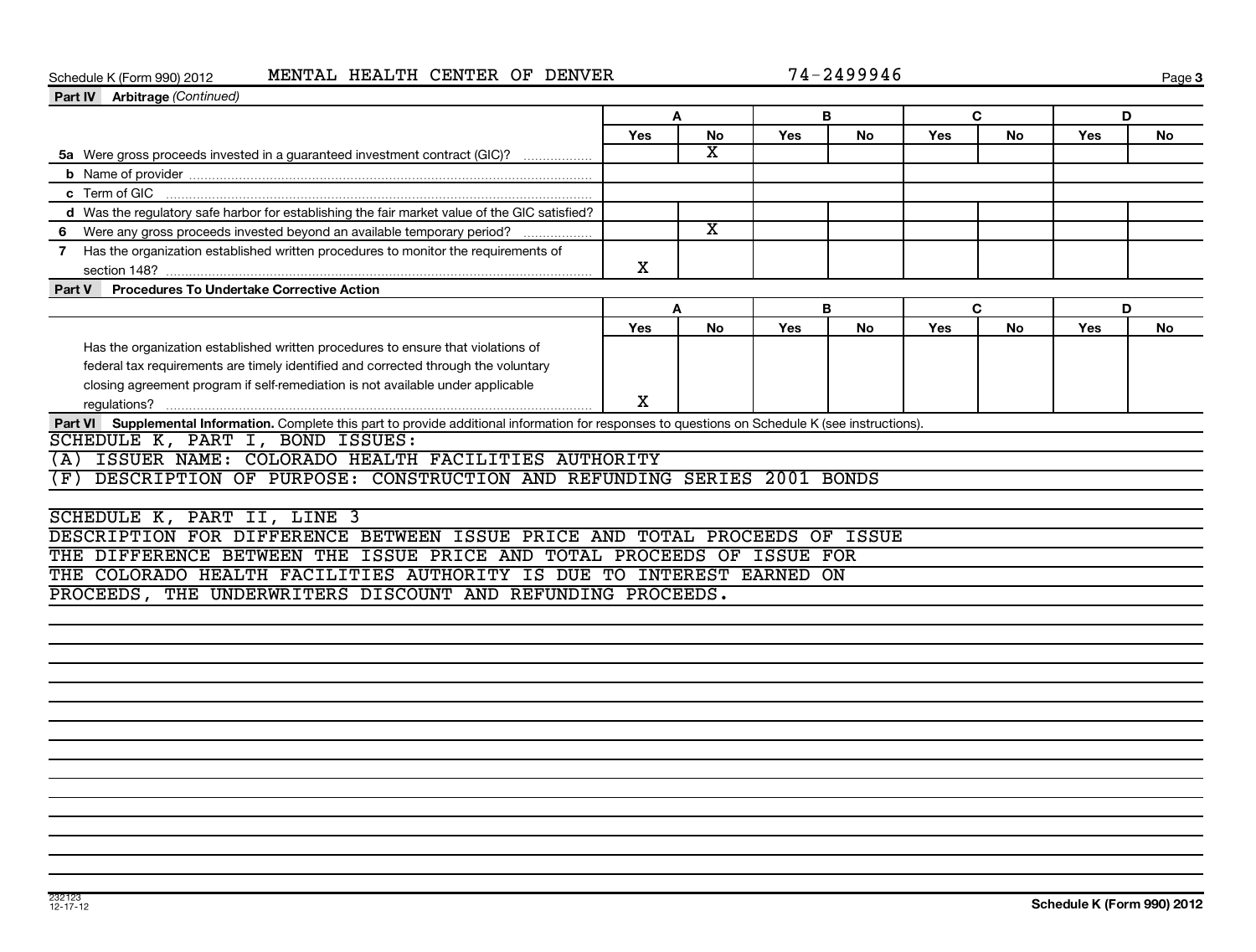Schedule K (Form 990) 2012 MENTAL HEALTH CENTER OF DENVER 74-2499946

**Part IV Arbitrage** *(Continued)*

| | A | | B | | C | | D | |
|---|---|---|---|---|---|---|---|---|
| | Yes | No | Yes | No | Yes | No | Yes | No |
| 5a Were gross proceeds invested in a guaranteed investment contract (GIC)? | | X | | | | | | |
| b Name of provider | | | | | | | | |
| c Term of GIC | | | | | | | | |
| d Was the regulatory safe harbor for establishing the fair market value of the GIC satisfied? | | | | | | | | |
| 6 Were any gross proceeds invested beyond an available temporary period? | | X | | | | | | |
| 7 Has the organization established written procedures to monitor the requirements of section 148? | X | | | | | | | |

**Part V Procedures To Undertake Corrective Action**

| | A | | B | | C | | D | |
|---|---|---|---|---|---|---|---|---|
| | Yes | No | Yes | No | Yes | No | Yes | No |
| Has the organization established written procedures to ensure that violations of federal tax requirements are timely identified and corrected through the voluntary closing agreement program if self-remediation is not available under applicable regulations? | X | | | | | | | |

**Part VI Supplemental Information.** Complete this part to provide additional information for responses to questions on Schedule K (see instructions).

SCHEDULE K, PART I, BOND ISSUES:
(A) ISSUER NAME: COLORADO HEALTH FACILITIES AUTHORITY
(F) DESCRIPTION OF PURPOSE: CONSTRUCTION AND REFUNDING SERIES 2001 BONDS

SCHEDULE K, PART II, LINE 3
DESCRIPTION FOR DIFFERENCE BETWEEN ISSUE PRICE AND TOTAL PROCEEDS OF ISSUE
THE DIFFERENCE BETWEEN THE ISSUE PRICE AND TOTAL PROCEEDS OF ISSUE FOR THE COLORADO HEALTH FACILITIES AUTHORITY IS DUE TO INTEREST EARNED ON PROCEEDS, THE UNDERWRITERS DISCOUNT AND REFUNDING PROCEEDS.

232123 12-17-12 Schedule K (Form 990) 2012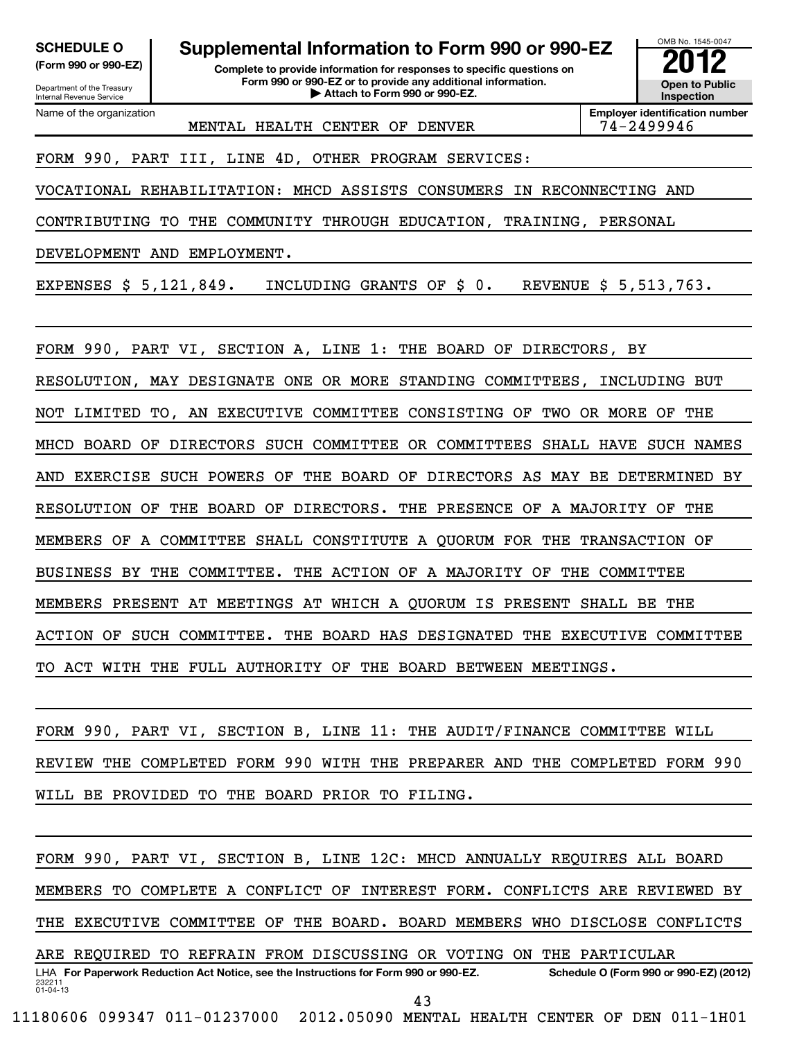**SCHEDULE O**
**(Form 990 or 990-EZ)**

Department of the Treasury
Internal Revenue Service

# Supplemental Information to Form 990 or 990-EZ

**Complete to provide information for responses to specific questions on Form 990 or 990-EZ or to provide any additional information.**
**▶ Attach to Form 990 or 990-EZ.**

OMB No. 1545-0047
**2012**
**Open to Public Inspection**

Name of the organization: MENTAL HEALTH CENTER OF DENVER
**Employer identification number:** 74-2499946

FORM 990, PART III, LINE 4D, OTHER PROGRAM SERVICES:

VOCATIONAL REHABILITATION: MHCD ASSISTS CONSUMERS IN RECONNECTING AND CONTRIBUTING TO THE COMMUNITY THROUGH EDUCATION, TRAINING, PERSONAL DEVELOPMENT AND EMPLOYMENT.

EXPENSES $ 5,121,849. INCLUDING GRANTS OF $ 0. REVENUE $ 5,513,763.

FORM 990, PART VI, SECTION A, LINE 1: THE BOARD OF DIRECTORS, BY RESOLUTION, MAY DESIGNATE ONE OR MORE STANDING COMMITTEES, INCLUDING BUT NOT LIMITED TO, AN EXECUTIVE COMMITTEE CONSISTING OF TWO OR MORE OF THE MHCD BOARD OF DIRECTORS SUCH COMMITTEE OR COMMITTEES SHALL HAVE SUCH NAMES AND EXERCISE SUCH POWERS OF THE BOARD OF DIRECTORS AS MAY BE DETERMINED BY RESOLUTION OF THE BOARD OF DIRECTORS. THE PRESENCE OF A MAJORITY OF THE MEMBERS OF A COMMITTEE SHALL CONSTITUTE A QUORUM FOR THE TRANSACTION OF BUSINESS BY THE COMMITTEE. THE ACTION OF A MAJORITY OF THE COMMITTEE MEMBERS PRESENT AT MEETINGS AT WHICH A QUORUM IS PRESENT SHALL BE THE ACTION OF SUCH COMMITTEE. THE BOARD HAS DESIGNATED THE EXECUTIVE COMMITTEE TO ACT WITH THE FULL AUTHORITY OF THE BOARD BETWEEN MEETINGS.

FORM 990, PART VI, SECTION B, LINE 11: THE AUDIT/FINANCE COMMITTEE WILL REVIEW THE COMPLETED FORM 990 WITH THE PREPARER AND THE COMPLETED FORM 990 WILL BE PROVIDED TO THE BOARD PRIOR TO FILING.

FORM 990, PART VI, SECTION B, LINE 12C: MHCD ANNUALLY REQUIRES ALL BOARD MEMBERS TO COMPLETE A CONFLICT OF INTEREST FORM. CONFLICTS ARE REVIEWED BY THE EXECUTIVE COMMITTEE OF THE BOARD. BOARD MEMBERS WHO DISCLOSE CONFLICTS ARE REQUIRED TO REFRAIN FROM DISCUSSING OR VOTING ON THE PARTICULAR

LHA **For Paperwork Reduction Act Notice, see the Instructions for Form 990 or 990-EZ.** **Schedule O (Form 990 or 990-EZ) (2012)**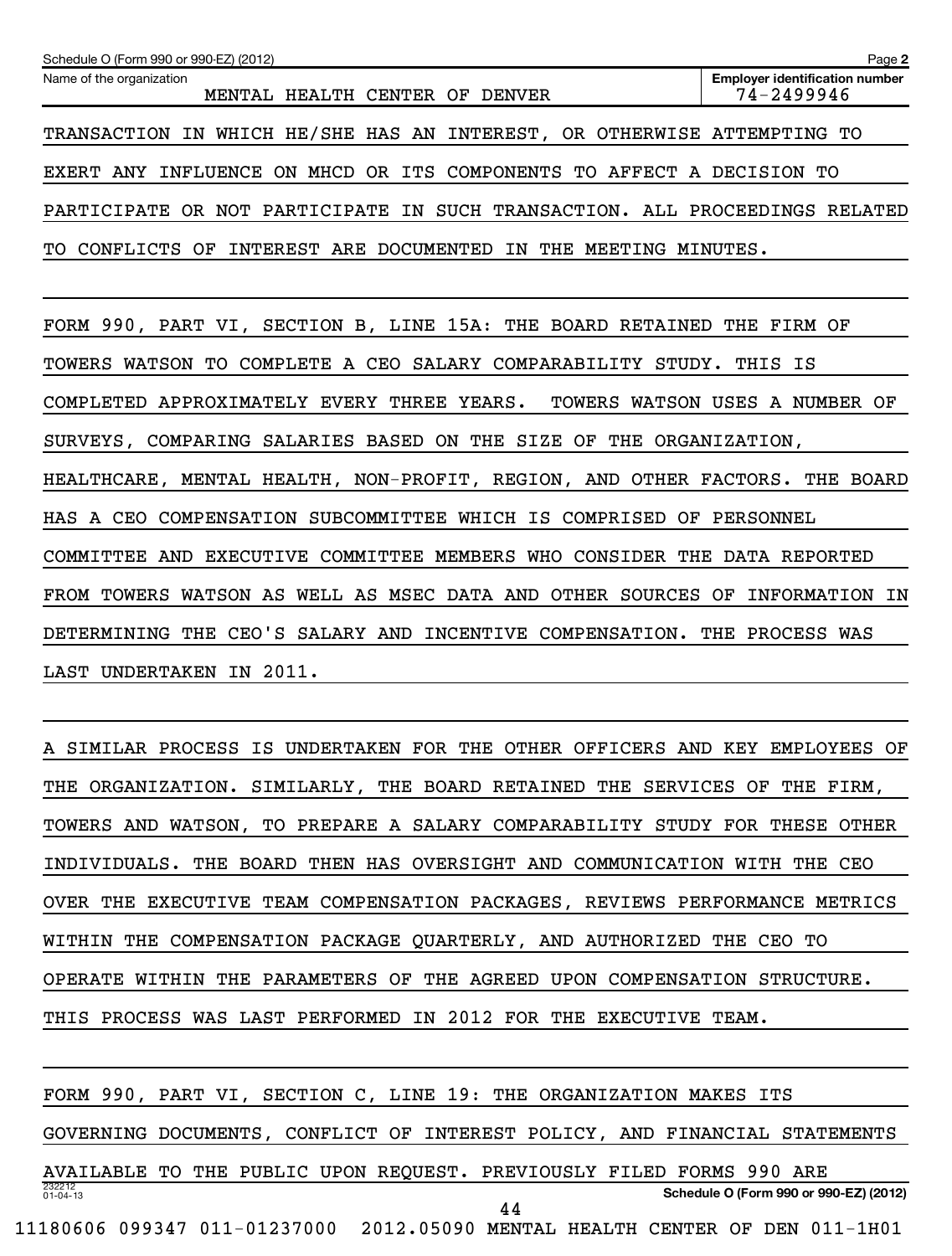Schedule O (Form 990 or 990-EZ) (2012) Page 2

Name of the organization: MENTAL HEALTH CENTER OF DENVER

Employer identification number: 74-2499946

TRANSACTION IN WHICH HE/SHE HAS AN INTEREST, OR OTHERWISE ATTEMPTING TO EXERT ANY INFLUENCE ON MHCD OR ITS COMPONENTS TO AFFECT A DECISION TO PARTICIPATE OR NOT PARTICIPATE IN SUCH TRANSACTION. ALL PROCEEDINGS RELATED TO CONFLICTS OF INTEREST ARE DOCUMENTED IN THE MEETING MINUTES.

FORM 990, PART VI, SECTION B, LINE 15A: THE BOARD RETAINED THE FIRM OF TOWERS WATSON TO COMPLETE A CEO SALARY COMPARABILITY STUDY. THIS IS COMPLETED APPROXIMATELY EVERY THREE YEARS. TOWERS WATSON USES A NUMBER OF SURVEYS, COMPARING SALARIES BASED ON THE SIZE OF THE ORGANIZATION, HEALTHCARE, MENTAL HEALTH, NON-PROFIT, REGION, AND OTHER FACTORS. THE BOARD HAS A CEO COMPENSATION SUBCOMMITTEE WHICH IS COMPRISED OF PERSONNEL COMMITTEE AND EXECUTIVE COMMITTEE MEMBERS WHO CONSIDER THE DATA REPORTED FROM TOWERS WATSON AS WELL AS MSEC DATA AND OTHER SOURCES OF INFORMATION IN DETERMINING THE CEO'S SALARY AND INCENTIVE COMPENSATION. THE PROCESS WAS LAST UNDERTAKEN IN 2011.

A SIMILAR PROCESS IS UNDERTAKEN FOR THE OTHER OFFICERS AND KEY EMPLOYEES OF THE ORGANIZATION. SIMILARLY, THE BOARD RETAINED THE SERVICES OF THE FIRM, TOWERS AND WATSON, TO PREPARE A SALARY COMPARABILITY STUDY FOR THESE OTHER INDIVIDUALS. THE BOARD THEN HAS OVERSIGHT AND COMMUNICATION WITH THE CEO OVER THE EXECUTIVE TEAM COMPENSATION PACKAGES, REVIEWS PERFORMANCE METRICS WITHIN THE COMPENSATION PACKAGE QUARTERLY, AND AUTHORIZED THE CEO TO OPERATE WITHIN THE PARAMETERS OF THE AGREED UPON COMPENSATION STRUCTURE. THIS PROCESS WAS LAST PERFORMED IN 2012 FOR THE EXECUTIVE TEAM.

FORM 990, PART VI, SECTION C, LINE 19: THE ORGANIZATION MAKES ITS GOVERNING DOCUMENTS, CONFLICT OF INTEREST POLICY, AND FINANCIAL STATEMENTS AVAILABLE TO THE PUBLIC UPON REQUEST. PREVIOUSLY FILED FORMS 990 ARE

232212 01-04-13 Schedule O (Form 990 or 990-EZ) (2012)

11180606 099347 011-01237000 2012.05090 MENTAL HEALTH CENTER OF DEN 011-1H01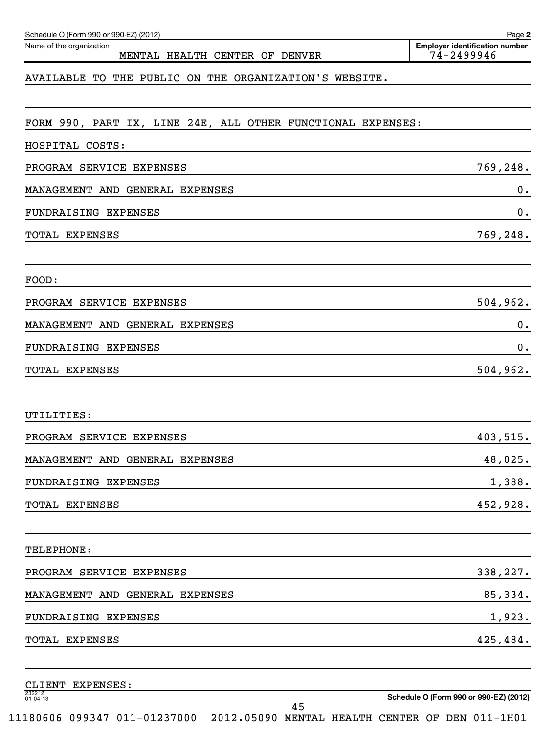Name of the organization: MENTAL HEALTH CENTER OF DENVER

Employer identification number: 74-2499946

AVAILABLE TO THE PUBLIC ON THE ORGANIZATION'S WEBSITE.

FORM 990, PART IX, LINE 24E, ALL OTHER FUNCTIONAL EXPENSES:

HOSPITAL COSTS:

| | |
|---|---|
| PROGRAM SERVICE EXPENSES | 769,248. |
| MANAGEMENT AND GENERAL EXPENSES | 0. |
| FUNDRAISING EXPENSES | 0. |
| TOTAL EXPENSES | 769,248. |

FOOD:

| | |
|---|---|
| PROGRAM SERVICE EXPENSES | 504,962. |
| MANAGEMENT AND GENERAL EXPENSES | 0. |
| FUNDRAISING EXPENSES | 0. |
| TOTAL EXPENSES | 504,962. |

UTILITIES:

| | |
|---|---|
| PROGRAM SERVICE EXPENSES | 403,515. |
| MANAGEMENT AND GENERAL EXPENSES | 48,025. |
| FUNDRAISING EXPENSES | 1,388. |
| TOTAL EXPENSES | 452,928. |

TELEPHONE:

| | |
|---|---|
| PROGRAM SERVICE EXPENSES | 338,227. |
| MANAGEMENT AND GENERAL EXPENSES | 85,334. |
| FUNDRAISING EXPENSES | 1,923. |
| TOTAL EXPENSES | 425,484. |

CLIENT EXPENSES: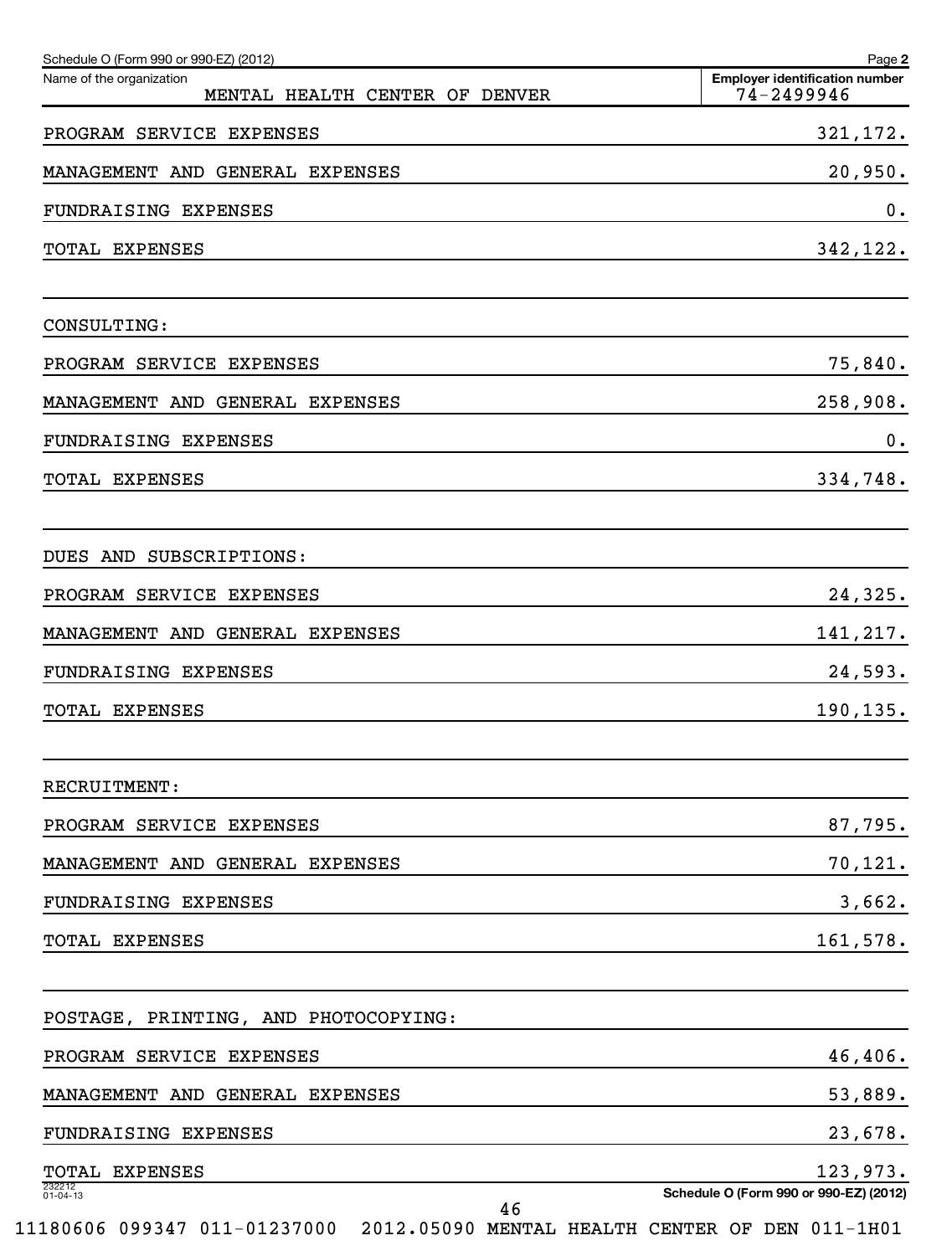Schedule O (Form 990 or 990-EZ) (2012) Page **2**

| Name of the organization | Employer identification number |
|---|---|
| MENTAL HEALTH CENTER OF DENVER | 74-2499946 |

| | |
|---|---|
| PROGRAM SERVICE EXPENSES | 321,172. |
| MANAGEMENT AND GENERAL EXPENSES | 20,950. |
| FUNDRAISING EXPENSES | 0. |
| TOTAL EXPENSES | 342,122. |
| | |
| CONSULTING: | |
| PROGRAM SERVICE EXPENSES | 75,840. |
| MANAGEMENT AND GENERAL EXPENSES | 258,908. |
| FUNDRAISING EXPENSES | 0. |
| TOTAL EXPENSES | 334,748. |
| | |
| DUES AND SUBSCRIPTIONS: | |
| PROGRAM SERVICE EXPENSES | 24,325. |
| MANAGEMENT AND GENERAL EXPENSES | 141,217. |
| FUNDRAISING EXPENSES | 24,593. |
| TOTAL EXPENSES | 190,135. |
| | |
| RECRUITMENT: | |
| PROGRAM SERVICE EXPENSES | 87,795. |
| MANAGEMENT AND GENERAL EXPENSES | 70,121. |
| FUNDRAISING EXPENSES | 3,662. |
| TOTAL EXPENSES | 161,578. |
| | |
| POSTAGE, PRINTING, AND PHOTOCOPYING: | |
| PROGRAM SERVICE EXPENSES | 46,406. |
| MANAGEMENT AND GENERAL EXPENSES | 53,889. |
| FUNDRAISING EXPENSES | 23,678. |
| TOTAL EXPENSES | 123,973. |

232212 01-04-13 Schedule O (Form 990 or 990-EZ) (2012)

11180606 099347 011-01237000 2012.05090 MENTAL HEALTH CENTER OF DEN 011-1H01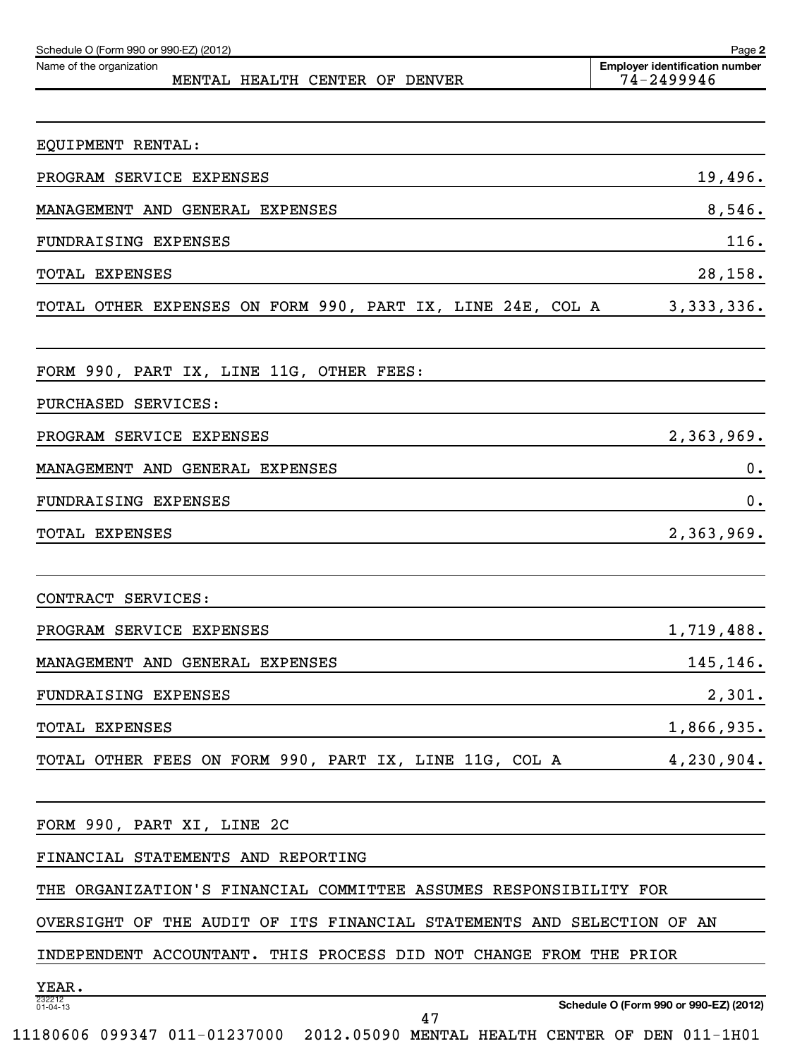Schedule O (Form 990 or 990-EZ) (2012)

Name of the organization: MENTAL HEALTH CENTER OF DENVER

Employer identification number: 74-2499946

| | |
|---|---|
| EQUIPMENT RENTAL: | |
| PROGRAM SERVICE EXPENSES | 19,496. |
| MANAGEMENT AND GENERAL EXPENSES | 8,546. |
| FUNDRAISING EXPENSES | 116. |
| TOTAL EXPENSES | 28,158. |
| TOTAL OTHER EXPENSES ON FORM 990, PART IX, LINE 24E, COL A | 3,333,336. |

FORM 990, PART IX, LINE 11G, OTHER FEES:

| | |
|---|---|
| PURCHASED SERVICES: | |
| PROGRAM SERVICE EXPENSES | 2,363,969. |
| MANAGEMENT AND GENERAL EXPENSES | 0. |
| FUNDRAISING EXPENSES | 0. |
| TOTAL EXPENSES | 2,363,969. |

| | |
|---|---|
| CONTRACT SERVICES: | |
| PROGRAM SERVICE EXPENSES | 1,719,488. |
| MANAGEMENT AND GENERAL EXPENSES | 145,146. |
| FUNDRAISING EXPENSES | 2,301. |
| TOTAL EXPENSES | 1,866,935. |
| TOTAL OTHER FEES ON FORM 990, PART IX, LINE 11G, COL A | 4,230,904. |

FORM 990, PART XI, LINE 2C

FINANCIAL STATEMENTS AND REPORTING

THE ORGANIZATION'S FINANCIAL COMMITTEE ASSUMES RESPONSIBILITY FOR OVERSIGHT OF THE AUDIT OF ITS FINANCIAL STATEMENTS AND SELECTION OF AN INDEPENDENT ACCOUNTANT. THIS PROCESS DID NOT CHANGE FROM THE PRIOR YEAR.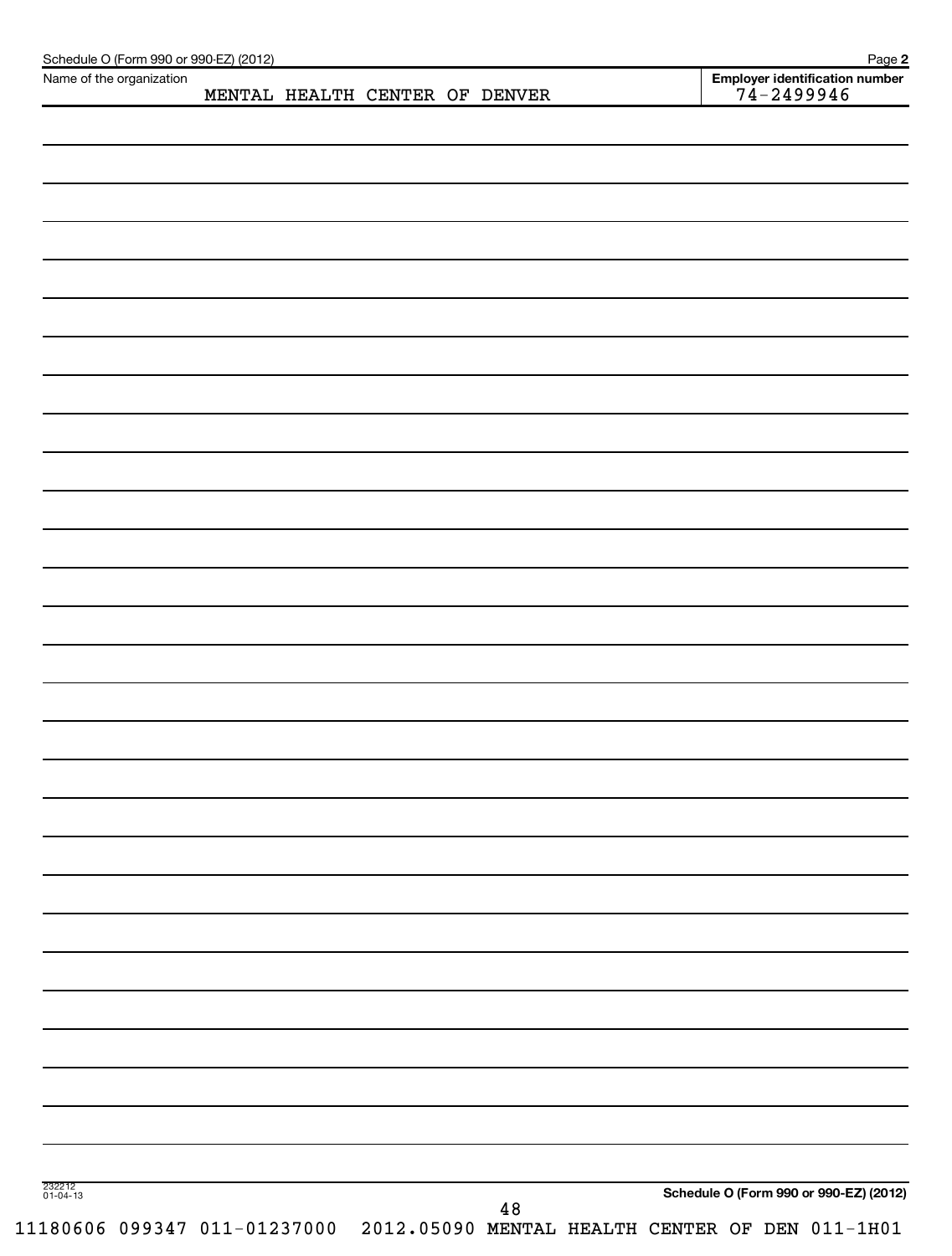Name of the organization: MENTAL HEALTH CENTER OF DENVER

Employer identification number: 74-2499946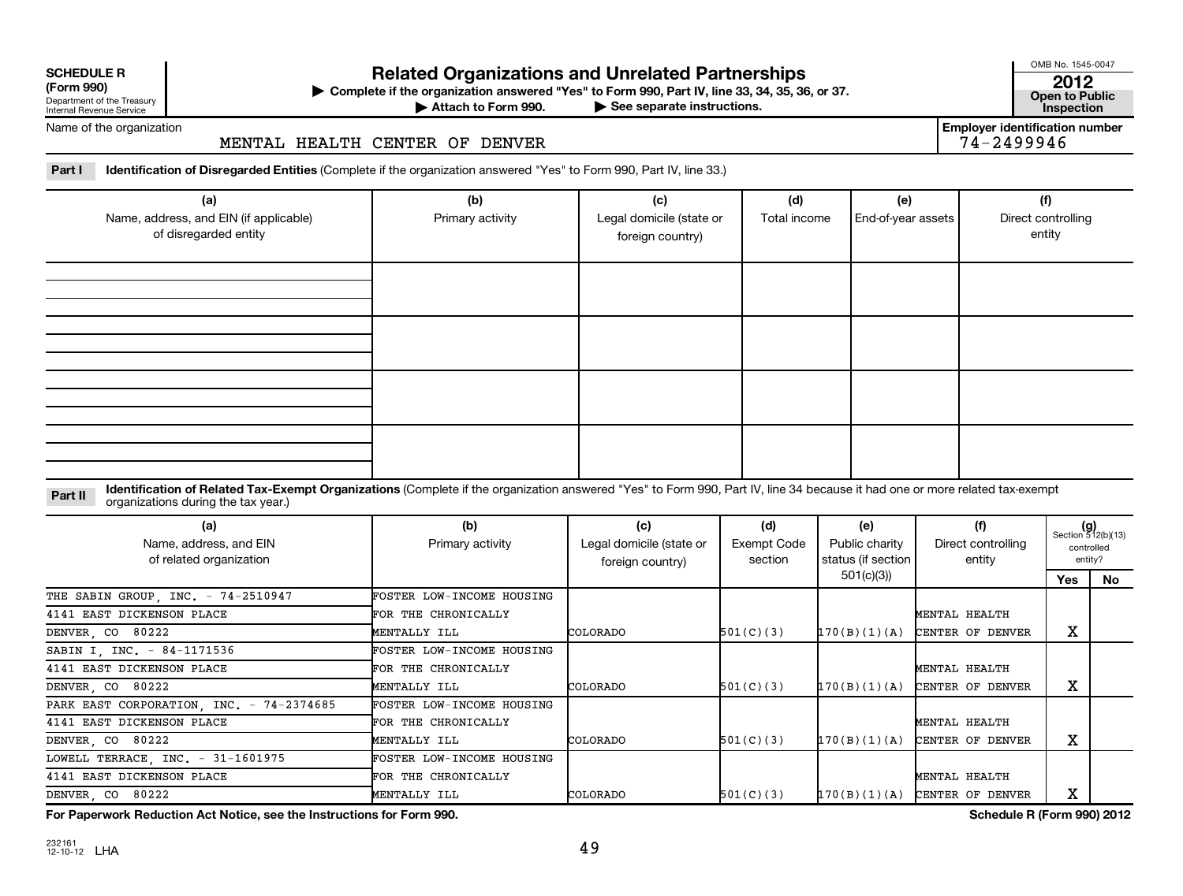**SCHEDULE R (Form 990)**
Department of the Treasury
Internal Revenue Service

# Related Organizations and Unrelated Partnerships

▶ Complete if the organization answered "Yes" to Form 990, Part IV, line 33, 34, 35, 36, or 37.
▶ Attach to Form 990. ▶ See separate instructions.

OMB No. 1545-0047
**2012**
**Open to Public Inspection**

Name of the organization: MENTAL HEALTH CENTER OF DENVER

Employer identification number: 74-2499946

**Part I** **Identification of Disregarded Entities** (Complete if the organization answered "Yes" to Form 990, Part IV, line 33.)

| (a) Name, address, and EIN (if applicable) of disregarded entity | (b) Primary activity | (c) Legal domicile (state or foreign country) | (d) Total income | (e) End-of-year assets | (f) Direct controlling entity |
|---|---|---|---|---|---|
| | | | | | |
| | | | | | |
| | | | | | |
| | | | | | |

**Part II** **Identification of Related Tax-Exempt Organizations** (Complete if the organization answered "Yes" to Form 990, Part IV, line 34 because it had one or more related tax-exempt organizations during the tax year.)

| (a) Name, address, and EIN of related organization | (b) Primary activity | (c) Legal domicile (state or foreign country) | (d) Exempt Code section | (e) Public charity status (if section 501(c)(3)) | (f) Direct controlling entity | (g) Section 512(b)(13) controlled entity? Yes | No |
|---|---|---|---|---|---|---|---|
| THE SABIN GROUP, INC. - 74-2510947<br>4141 EAST DICKENSON PLACE<br>DENVER, CO 80222 | FOSTER LOW-INCOME HOUSING FOR THE CHRONICALLY MENTALLY ILL | COLORADO | 501(C)(3) | 170(B)(1)(A) | MENTAL HEALTH CENTER OF DENVER | X | |
| SABIN I, INC. - 84-1171536<br>4141 EAST DICKENSON PLACE<br>DENVER, CO 80222 | FOSTER LOW-INCOME HOUSING FOR THE CHRONICALLY MENTALLY ILL | COLORADO | 501(C)(3) | 170(B)(1)(A) | MENTAL HEALTH CENTER OF DENVER | X | |
| PARK EAST CORPORATION, INC. - 74-2374685<br>4141 EAST DICKENSON PLACE<br>DENVER, CO 80222 | FOSTER LOW-INCOME HOUSING FOR THE CHRONICALLY MENTALLY ILL | COLORADO | 501(C)(3) | 170(B)(1)(A) | MENTAL HEALTH CENTER OF DENVER | X | |
| LOWELL TERRACE, INC. - 31-1601975<br>4141 EAST DICKENSON PLACE<br>DENVER, CO 80222 | FOSTER LOW-INCOME HOUSING FOR THE CHRONICALLY MENTALLY ILL | COLORADO | 501(C)(3) | 170(B)(1)(A) | MENTAL HEALTH CENTER OF DENVER | X | |

**For Paperwork Reduction Act Notice, see the Instructions for Form 990.** **Schedule R (Form 990) 2012**

232161 12-10-12 LHA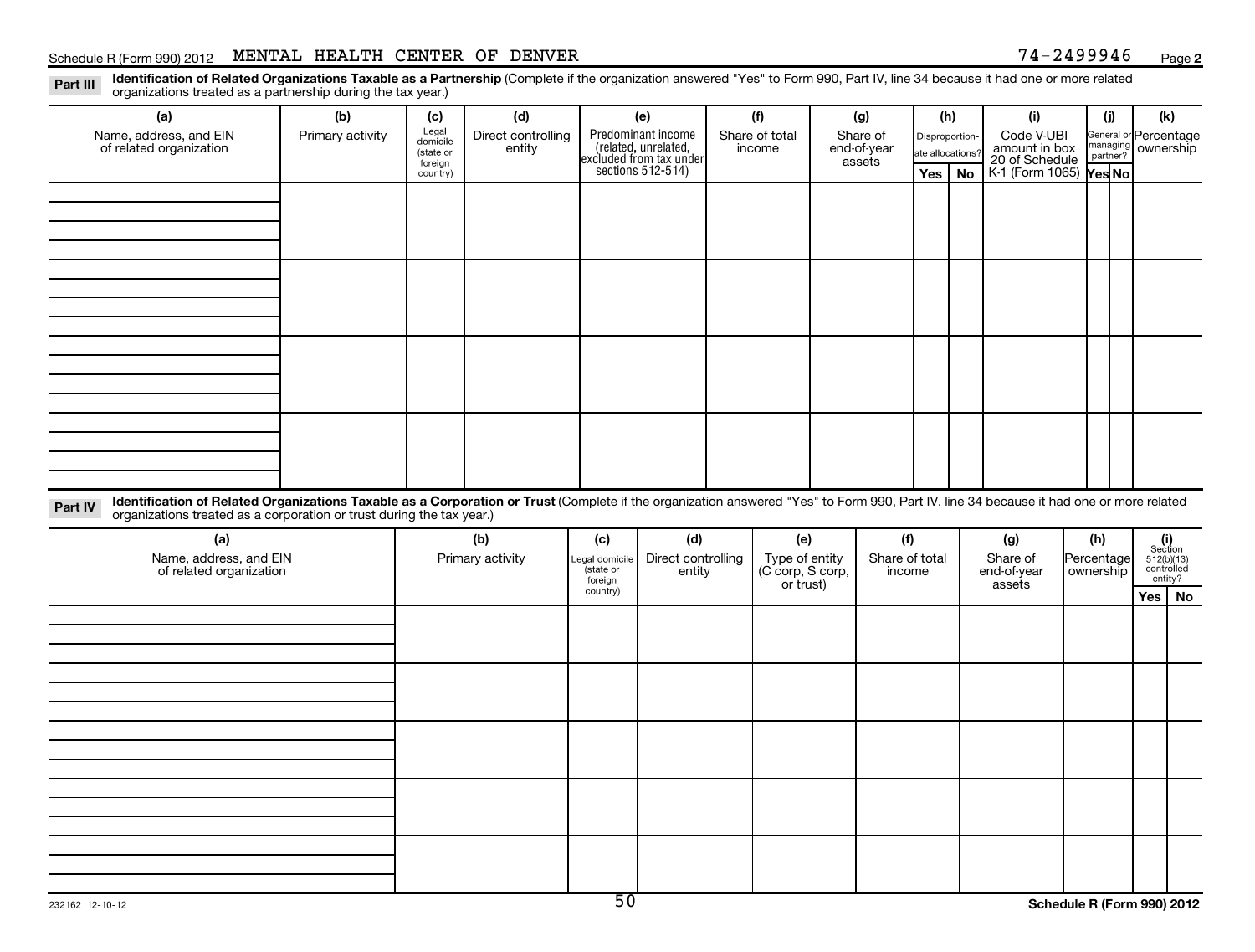**Part III** **Identification of Related Organizations Taxable as a Partnership** (Complete if the organization answered "Yes" to Form 990, Part IV, line 34 because it had one or more related organizations treated as a partnership during the tax year.)

| (a) Name, address, and EIN of related organization | (b) Primary activity | (c) Legal domicile (state or foreign country) | (d) Direct controlling entity | (e) Predominant income (related, unrelated, excluded from tax under sections 512-514) | (f) Share of total income | (g) Share of end-of-year assets | (h) Disproportionate allocations? Yes | (h) Disproportionate allocations? No | (i) Code V-UBI amount in box 20 of Schedule K-1 (Form 1065) | (j) General or managing partner? Yes | (j) General or managing partner? No | (k) Percentage ownership |
|---|---|---|---|---|---|---|---|---|---|---|---|---|
| | | | | | | | | | | | | |
| | | | | | | | | | | | | |
| | | | | | | | | | | | | |
| | | | | | | | | | | | | |

**Part IV** **Identification of Related Organizations Taxable as a Corporation or Trust** (Complete if the organization answered "Yes" to Form 990, Part IV, line 34 because it had one or more related organizations treated as a corporation or trust during the tax year.)

| (a) Name, address, and EIN of related organization | (b) Primary activity | (c) Legal domicile (state or foreign country) | (d) Direct controlling entity | (e) Type of entity (C corp, S corp, or trust) | (f) Share of total income | (g) Share of end-of-year assets | (h) Percentage ownership | (i) Section 512(b)(13) controlled entity? Yes | (i) Section 512(b)(13) controlled entity? No |
|---|---|---|---|---|---|---|---|---|---|
| | | | | | | | | | |
| | | | | | | | | | |
| | | | | | | | | | |
| | | | | | | | | | |
| | | | | | | | | | |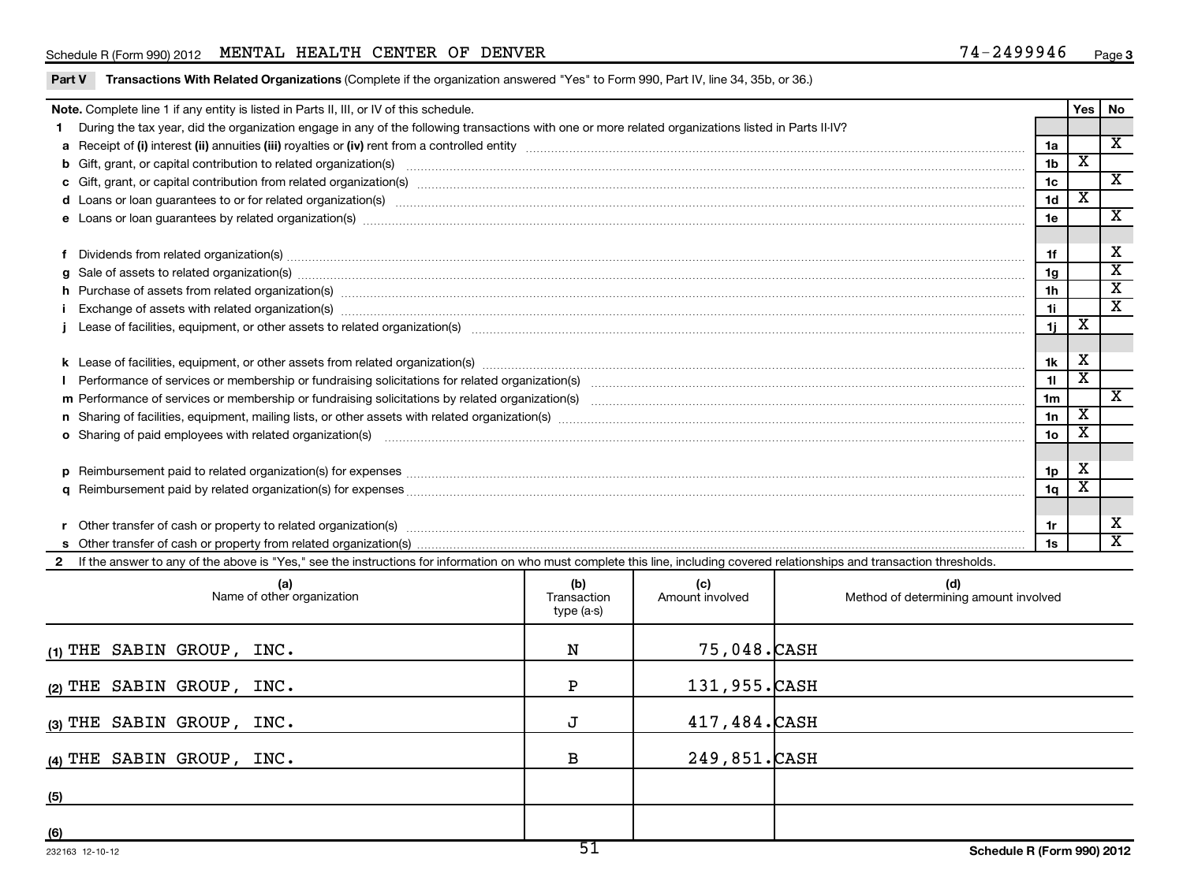Schedule R (Form 990) 2012 MENTAL HEALTH CENTER OF DENVER 74-2499946

## Part V Transactions With Related Organizations (Complete if the organization answered "Yes" to Form 990, Part IV, line 34, 35b, or 36.)

| **Note.** Complete line 1 if any entity is listed in Parts II, III, or IV of this schedule. | | Yes | No |
|---|---|---|---|
| **1** During the tax year, did the organization engage in any of the following transactions with one or more related organizations listed in Parts II-IV? | | | |
| **a** Receipt of (i) interest (ii) annuities (iii) royalties or (iv) rent from a controlled entity | 1a | | X |
| **b** Gift, grant, or capital contribution to related organization(s) | 1b | X | |
| **c** Gift, grant, or capital contribution from related organization(s) | 1c | | X |
| **d** Loans or loan guarantees to or for related organization(s) | 1d | X | |
| **e** Loans or loan guarantees by related organization(s) | 1e | | X |
| **f** Dividends from related organization(s) | 1f | | X |
| **g** Sale of assets to related organization(s) | 1g | | X |
| **h** Purchase of assets from related organization(s) | 1h | | X |
| **i** Exchange of assets with related organization(s) | 1i | | X |
| **j** Lease of facilities, equipment, or other assets to related organization(s) | 1j | X | |
| **k** Lease of facilities, equipment, or other assets from related organization(s) | 1k | X | |
| **l** Performance of services or membership or fundraising solicitations for related organization(s) | 1l | X | |
| **m** Performance of services or membership or fundraising solicitations by related organization(s) | 1m | | X |
| **n** Sharing of facilities, equipment, mailing lists, or other assets with related organization(s) | 1n | X | |
| **o** Sharing of paid employees with related organization(s) | 1o | X | |
| **p** Reimbursement paid to related organization(s) for expenses | 1p | X | |
| **q** Reimbursement paid by related organization(s) for expenses | 1q | X | |
| **r** Other transfer of cash or property to related organization(s) | 1r | | X |
| **s** Other transfer of cash or property from related organization(s) | 1s | | X |

**2** If the answer to any of the above is "Yes," see the instructions for information on who must complete this line, including covered relationships and transaction thresholds.

| (a) Name of other organization | (b) Transaction type (a-s) | (c) Amount involved | (d) Method of determining amount involved |
|---|---|---|---|
| (1) THE SABIN GROUP, INC. | N | 75,048. | CASH |
| (2) THE SABIN GROUP, INC. | P | 131,955. | CASH |
| (3) THE SABIN GROUP, INC. | J | 417,484. | CASH |
| (4) THE SABIN GROUP, INC. | B | 249,851. | CASH |
| (5) | | | |
| (6) | | | |

232163 12-10-12

Schedule R (Form 990) 2012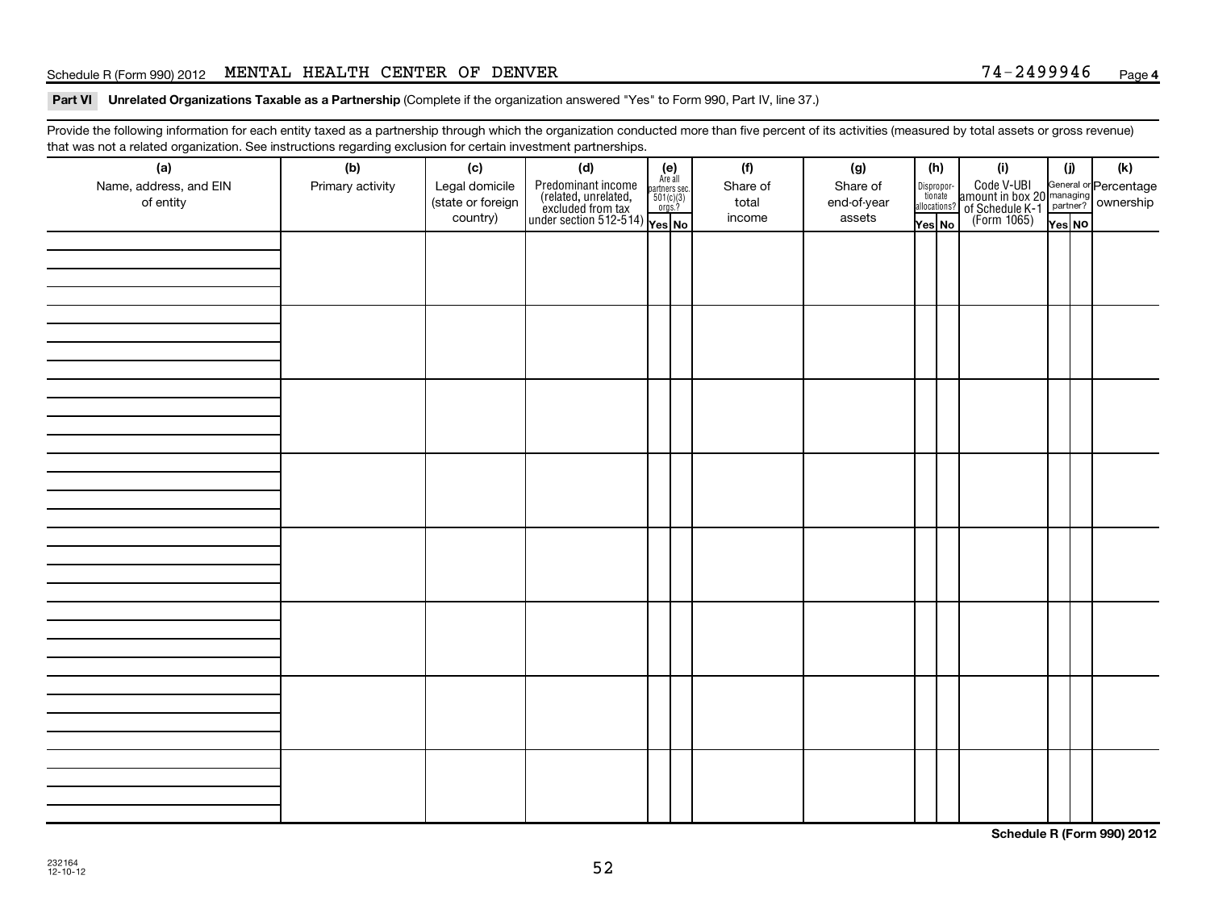Schedule R (Form 990) 2012 MENTAL HEALTH CENTER OF DENVER 74-2499946

**Part VI Unrelated Organizations Taxable as a Partnership** (Complete if the organization answered "Yes" to Form 990, Part IV, line 37.)

Provide the following information for each entity taxed as a partnership through which the organization conducted more than five percent of its activities (measured by total assets or gross revenue) that was not a related organization. See instructions regarding exclusion for certain investment partnerships.

| (a) Name, address, and EIN of entity | (b) Primary activity | (c) Legal domicile (state or foreign country) | (d) Predominant income (related, unrelated, excluded from tax under section 512-514) | (e) Are all partners sec. 501(c)(3) orgs.? | | (f) Share of total income | (g) Share of end-of-year assets | (h) Disproportionate allocations? | | (i) Code V-UBI amount in box 20 of Schedule K-1 (Form 1065) | (j) General or managing partner? | | (k) Percentage ownership |
|---|---|---|---|---|---|---|---|---|---|---|---|---|---|
| | | | | Yes | No | | | Yes | No | | Yes | No | |
| | | | | | | | | | | | | | |
| | | | | | | | | | | | | | |
| | | | | | | | | | | | | | |
| | | | | | | | | | | | | | |
| | | | | | | | | | | | | | |
| | | | | | | | | | | | | | |
| | | | | | | | | | | | | | |
| | | | | | | | | | | | | | |

**Schedule R (Form 990) 2012**

232164
12-10-12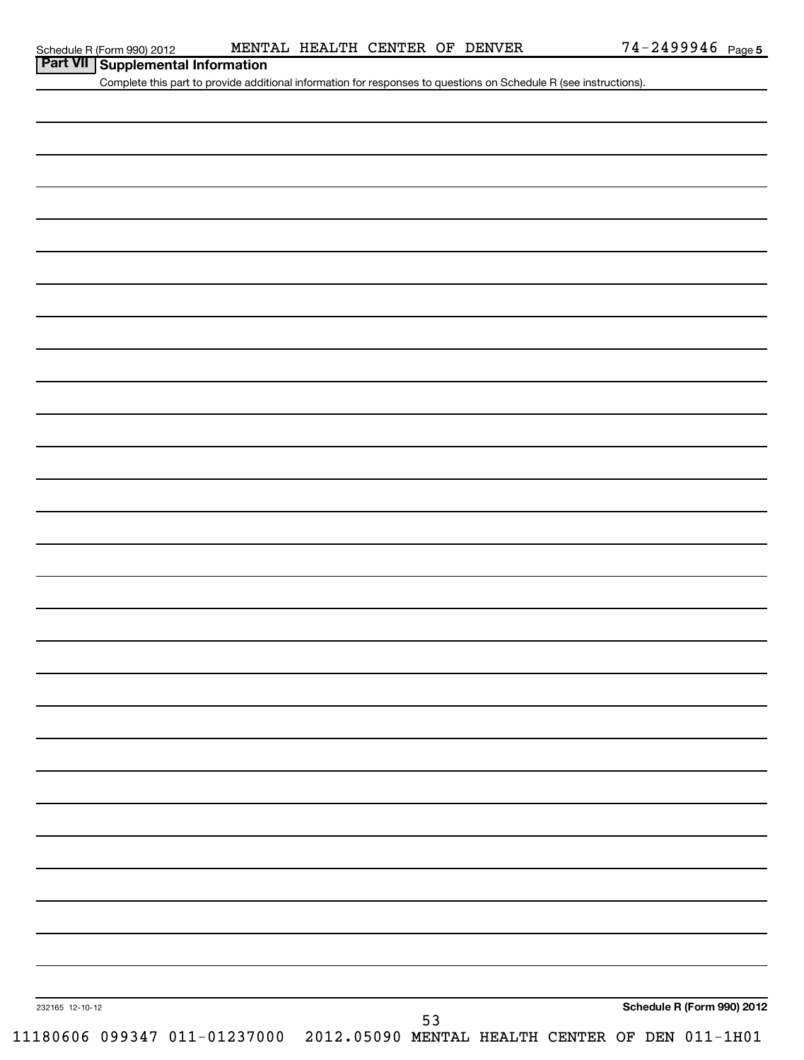Schedule R (Form 990) 2012 MENTAL HEALTH CENTER OF DENVER 74-2499946 Page 5

## Part VII Supplemental Information

Complete this part to provide additional information for responses to questions on Schedule R (see instructions).

232165 12-10-12

**Schedule R (Form 990) 2012**

11180606 099347 011-01237000 2012.05090 MENTAL HEALTH CENTER OF DEN 011-1H01